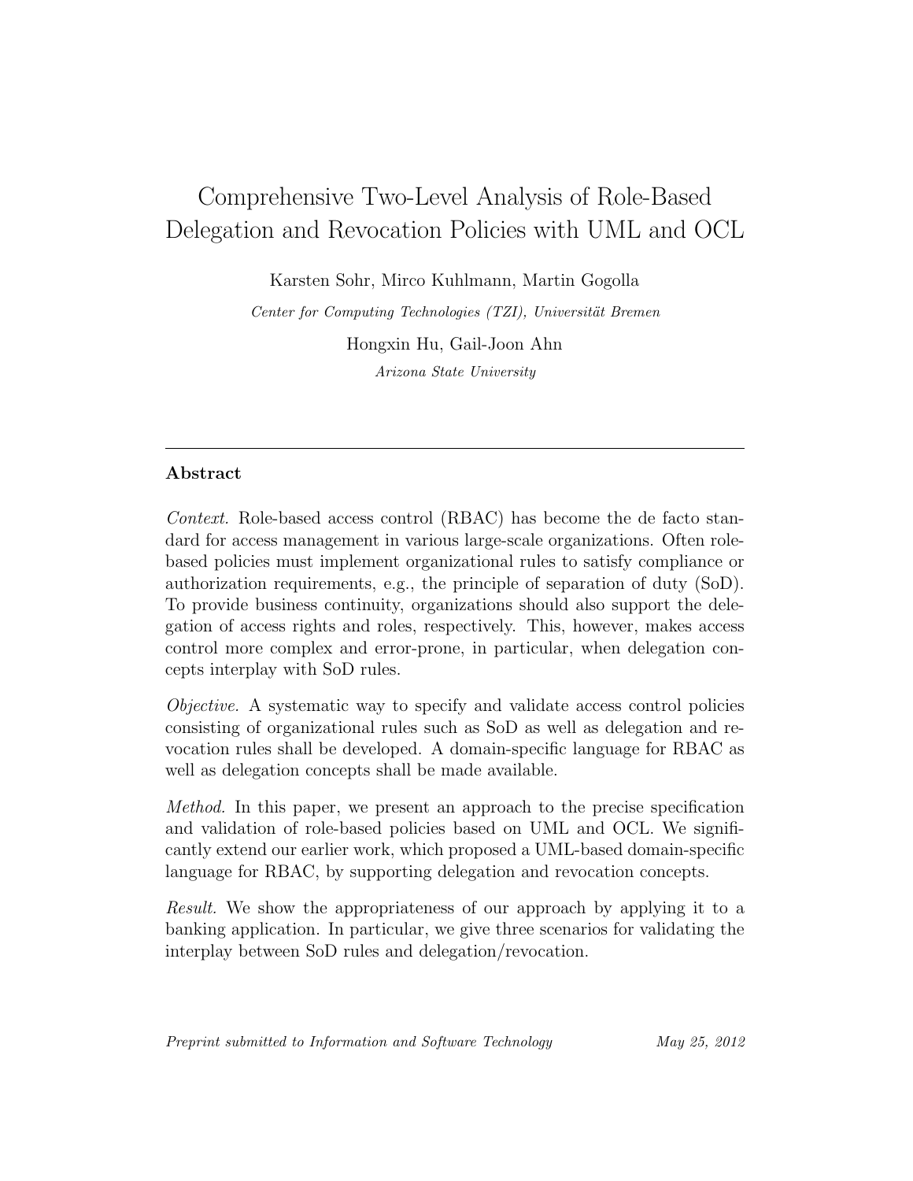# Comprehensive Two-Level Analysis of Role-Based Delegation and Revocation Policies with UML and OCL

Karsten Sohr, Mirco Kuhlmann, Martin Gogolla

*Center for Computing Technologies (TZI), Universität Bremen*

Hongxin Hu, Gail-Joon Ahn

*Arizona State University*

---

## Abstract

*Context.* Role-based access control (RBAC) has become the de facto standard for access management in various large-scale organizations. Often role-based policies must implement organizational rules to satisfy compliance or authorization requirements, e.g., the principle of separation of duty (SoD). To provide business continuity, organizations should also support the delegation of access rights and roles, respectively. This, however, makes access control more complex and error-prone, in particular, when delegation concepts interplay with SoD rules.

*Objective.* A systematic way to specify and validate access control policies consisting of organizational rules such as SoD as well as delegation and revocation rules shall be developed. A domain-specific language for RBAC as well as delegation concepts shall be made available.

*Method.* In this paper, we present an approach to the precise specification and validation of role-based policies based on UML and OCL. We significantly extend our earlier work, which proposed a UML-based domain-specific language for RBAC, by supporting delegation and revocation concepts.

*Result.* We show the appropriateness of our approach by applying it to a banking application. In particular, we give three scenarios for validating the interplay between SoD rules and delegation/revocation.

*Preprint submitted to Information and Software Technology* May 25, 2012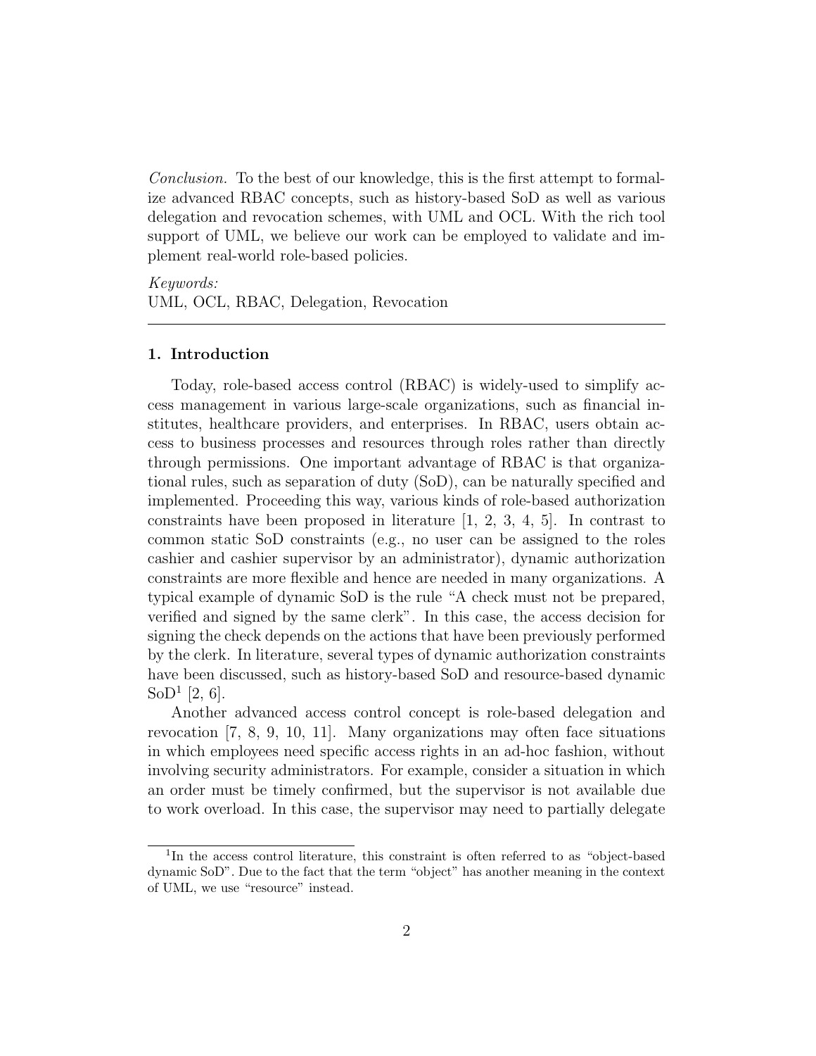*Conclusion.* To the best of our knowledge, this is the first attempt to formalize advanced RBAC concepts, such as history-based SoD as well as various delegation and revocation schemes, with UML and OCL. With the rich tool support of UML, we believe our work can be employed to validate and implement real-world role-based policies.

*Keywords:*
UML, OCL, RBAC, Delegation, Revocation

---

## 1. Introduction

Today, role-based access control (RBAC) is widely-used to simplify access management in various large-scale organizations, such as financial institutes, healthcare providers, and enterprises. In RBAC, users obtain access to business processes and resources through roles rather than directly through permissions. One important advantage of RBAC is that organizational rules, such as separation of duty (SoD), can be naturally specified and implemented. Proceeding this way, various kinds of role-based authorization constraints have been proposed in literature [1, 2, 3, 4, 5]. In contrast to common static SoD constraints (e.g., no user can be assigned to the roles cashier and cashier supervisor by an administrator), dynamic authorization constraints are more flexible and hence are needed in many organizations. A typical example of dynamic SoD is the rule "A check must not be prepared, verified and signed by the same clerk". In this case, the access decision for signing the check depends on the actions that have been previously performed by the clerk. In literature, several types of dynamic authorization constraints have been discussed, such as history-based SoD and resource-based dynamic SoD[1] [2, 6].

Another advanced access control concept is role-based delegation and revocation [7, 8, 9, 10, 11]. Many organizations may often face situations in which employees need specific access rights in an ad-hoc fashion, without involving security administrators. For example, consider a situation in which an order must be timely confirmed, but the supervisor is not available due to work overload. In this case, the supervisor may need to partially delegate

---

[1] In the access control literature, this constraint is often referred to as "object-based dynamic SoD". Due to the fact that the term "object" has another meaning in the context of UML, we use "resource" instead.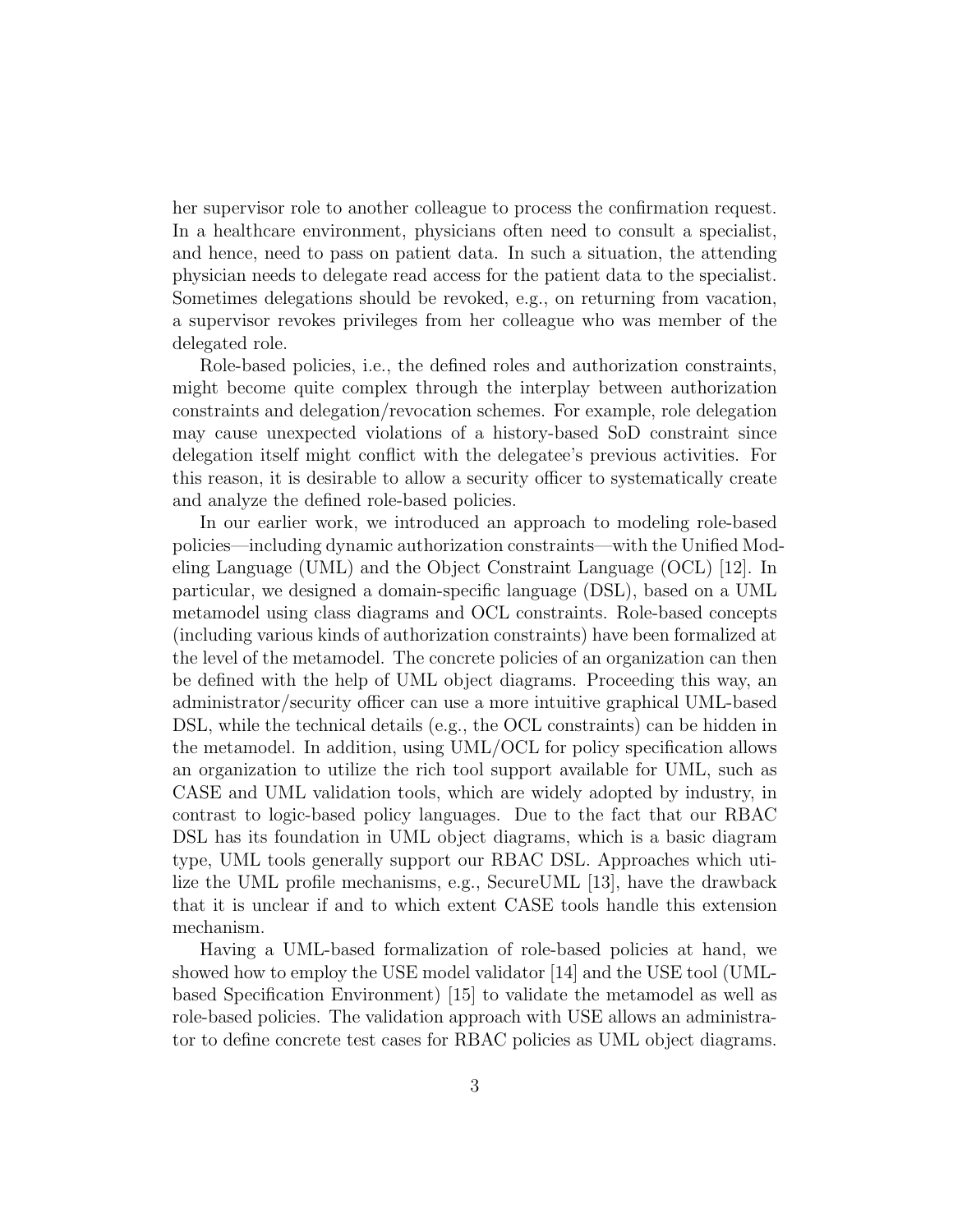her supervisor role to another colleague to process the confirmation request. In a healthcare environment, physicians often need to consult a specialist, and hence, need to pass on patient data. In such a situation, the attending physician needs to delegate read access for the patient data to the specialist. Sometimes delegations should be revoked, e.g., on returning from vacation, a supervisor revokes privileges from her colleague who was member of the delegated role.

Role-based policies, i.e., the defined roles and authorization constraints, might become quite complex through the interplay between authorization constraints and delegation/revocation schemes. For example, role delegation may cause unexpected violations of a history-based SoD constraint since delegation itself might conflict with the delegatee's previous activities. For this reason, it is desirable to allow a security officer to systematically create and analyze the defined role-based policies.

In our earlier work, we introduced an approach to modeling role-based policies—including dynamic authorization constraints—with the Unified Modeling Language (UML) and the Object Constraint Language (OCL) [12]. In particular, we designed a domain-specific language (DSL), based on a UML metamodel using class diagrams and OCL constraints. Role-based concepts (including various kinds of authorization constraints) have been formalized at the level of the metamodel. The concrete policies of an organization can then be defined with the help of UML object diagrams. Proceeding this way, an administrator/security officer can use a more intuitive graphical UML-based DSL, while the technical details (e.g., the OCL constraints) can be hidden in the metamodel. In addition, using UML/OCL for policy specification allows an organization to utilize the rich tool support available for UML, such as CASE and UML validation tools, which are widely adopted by industry, in contrast to logic-based policy languages. Due to the fact that our RBAC DSL has its foundation in UML object diagrams, which is a basic diagram type, UML tools generally support our RBAC DSL. Approaches which utilize the UML profile mechanisms, e.g., SecureUML [13], have the drawback that it is unclear if and to which extent CASE tools handle this extension mechanism.

Having a UML-based formalization of role-based policies at hand, we showed how to employ the USE model validator [14] and the USE tool (UML-based Specification Environment) [15] to validate the metamodel as well as role-based policies. The validation approach with USE allows an administrator to define concrete test cases for RBAC policies as UML object diagrams.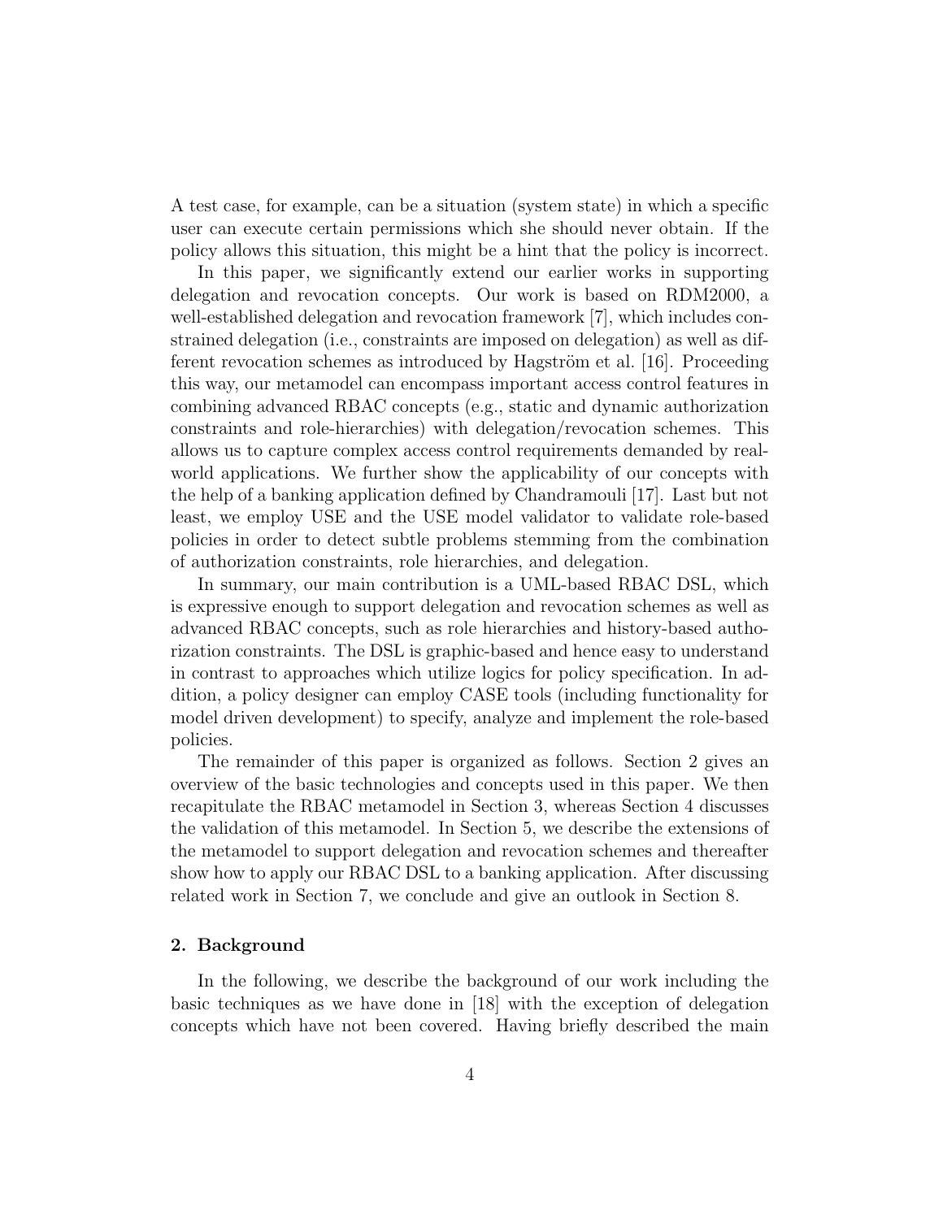A test case, for example, can be a situation (system state) in which a specific user can execute certain permissions which she should never obtain. If the policy allows this situation, this might be a hint that the policy is incorrect.

In this paper, we significantly extend our earlier works in supporting delegation and revocation concepts. Our work is based on RDM2000, a well-established delegation and revocation framework [7], which includes constrained delegation (i.e., constraints are imposed on delegation) as well as different revocation schemes as introduced by Hagström et al. [16]. Proceeding this way, our metamodel can encompass important access control features in combining advanced RBAC concepts (e.g., static and dynamic authorization constraints and role-hierarchies) with delegation/revocation schemes. This allows us to capture complex access control requirements demanded by real-world applications. We further show the applicability of our concepts with the help of a banking application defined by Chandramouli [17]. Last but not least, we employ USE and the USE model validator to validate role-based policies in order to detect subtle problems stemming from the combination of authorization constraints, role hierarchies, and delegation.

In summary, our main contribution is a UML-based RBAC DSL, which is expressive enough to support delegation and revocation schemes as well as advanced RBAC concepts, such as role hierarchies and history-based authorization constraints. The DSL is graphic-based and hence easy to understand in contrast to approaches which utilize logics for policy specification. In addition, a policy designer can employ CASE tools (including functionality for model driven development) to specify, analyze and implement the role-based policies.

The remainder of this paper is organized as follows. Section 2 gives an overview of the basic technologies and concepts used in this paper. We then recapitulate the RBAC metamodel in Section 3, whereas Section 4 discusses the validation of this metamodel. In Section 5, we describe the extensions of the metamodel to support delegation and revocation schemes and thereafter show how to apply our RBAC DSL to a banking application. After discussing related work in Section 7, we conclude and give an outlook in Section 8.

## 2. Background

In the following, we describe the background of our work including the basic techniques as we have done in [18] with the exception of delegation concepts which have not been covered. Having briefly described the main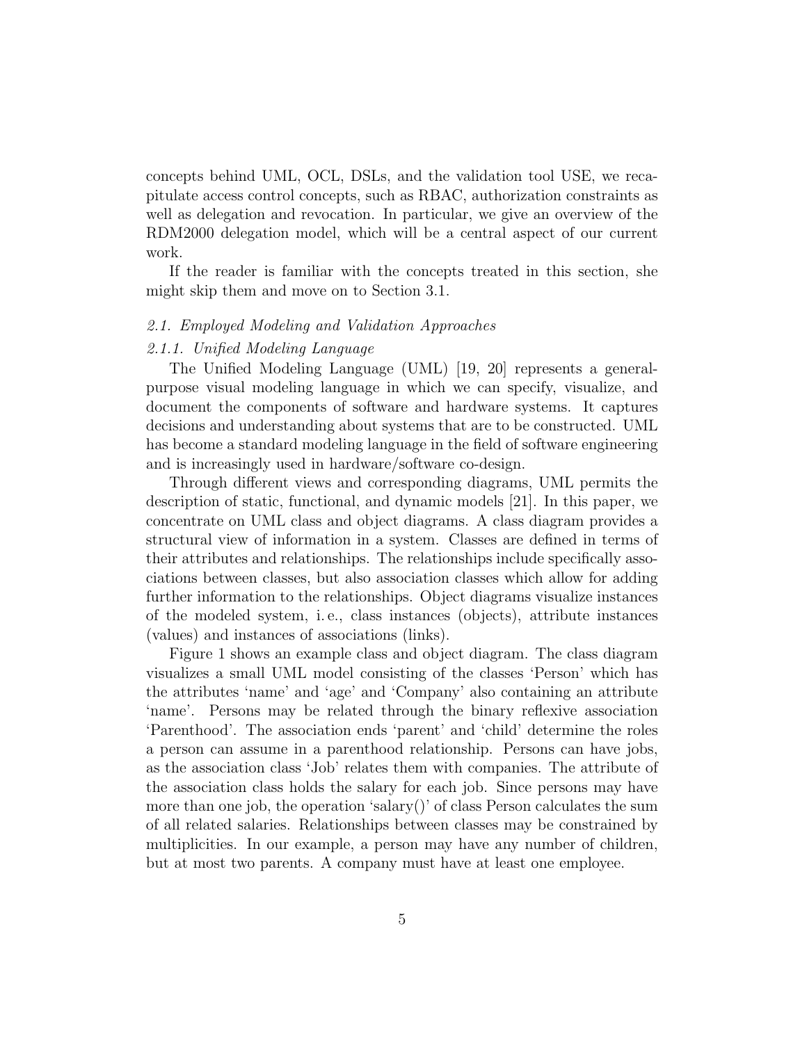concepts behind UML, OCL, DSLs, and the validation tool USE, we recapitulate access control concepts, such as RBAC, authorization constraints as well as delegation and revocation. In particular, we give an overview of the RDM2000 delegation model, which will be a central aspect of our current work.

If the reader is familiar with the concepts treated in this section, she might skip them and move on to Section 3.1.

### *2.1. Employed Modeling and Validation Approaches*

#### *2.1.1. Unified Modeling Language*

The Unified Modeling Language (UML) [19, 20] represents a general-purpose visual modeling language in which we can specify, visualize, and document the components of software and hardware systems. It captures decisions and understanding about systems that are to be constructed. UML has become a standard modeling language in the field of software engineering and is increasingly used in hardware/software co-design.

Through different views and corresponding diagrams, UML permits the description of static, functional, and dynamic models [21]. In this paper, we concentrate on UML class and object diagrams. A class diagram provides a structural view of information in a system. Classes are defined in terms of their attributes and relationships. The relationships include specifically associations between classes, but also association classes which allow for adding further information to the relationships. Object diagrams visualize instances of the modeled system, i. e., class instances (objects), attribute instances (values) and instances of associations (links).

Figure 1 shows an example class and object diagram. The class diagram visualizes a small UML model consisting of the classes 'Person' which has the attributes 'name' and 'age' and 'Company' also containing an attribute 'name'. Persons may be related through the binary reflexive association 'Parenthood'. The association ends 'parent' and 'child' determine the roles a person can assume in a parenthood relationship. Persons can have jobs, as the association class 'Job' relates them with companies. The attribute of the association class holds the salary for each job. Since persons may have more than one job, the operation 'salary()' of class Person calculates the sum of all related salaries. Relationships between classes may be constrained by multiplicities. In our example, a person may have any number of children, but at most two parents. A company must have at least one employee.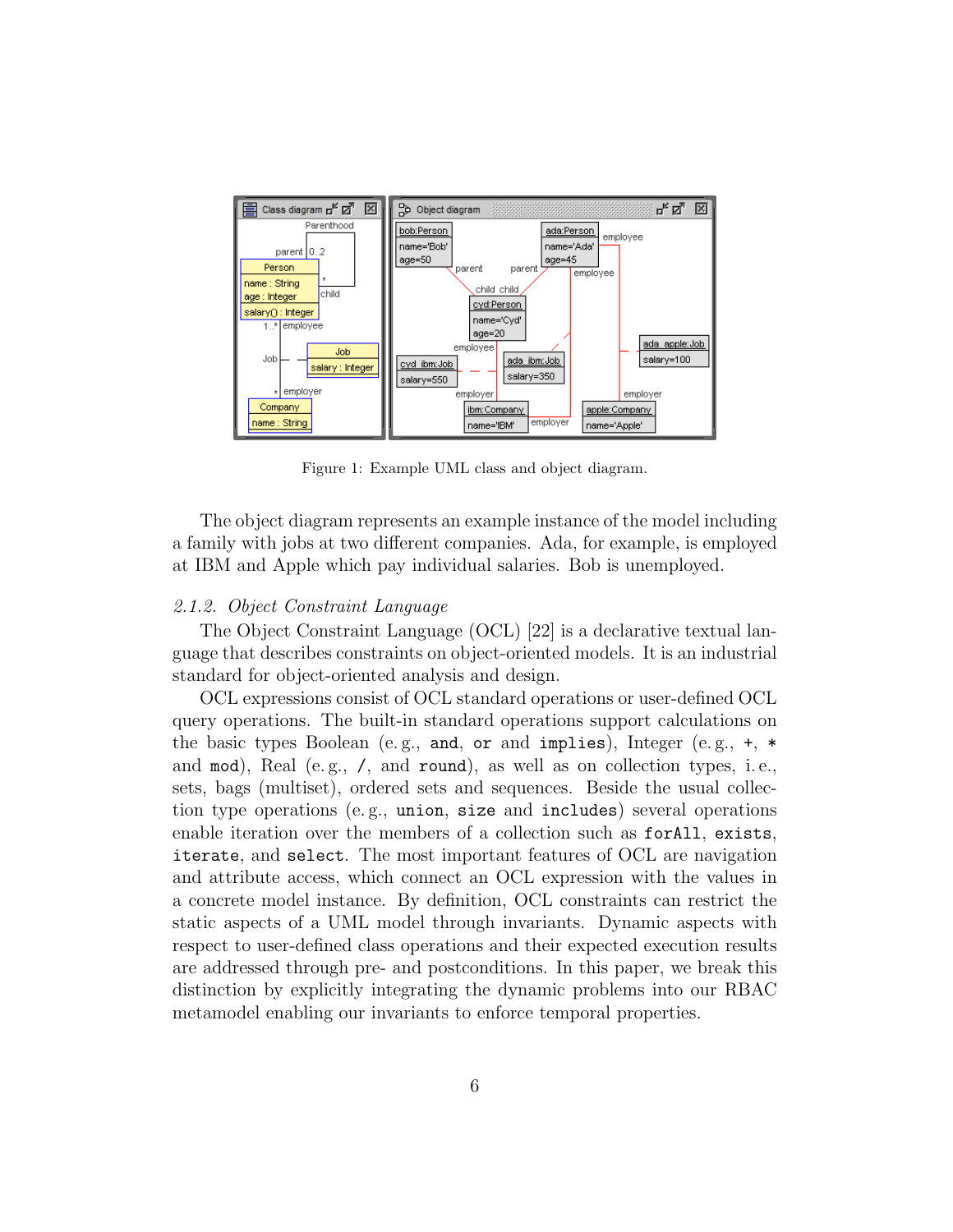Figure 1: Example UML class and object diagram.

The object diagram represents an example instance of the model including a family with jobs at two different companies. Ada, for example, is employed at IBM and Apple which pay individual salaries. Bob is unemployed.

### *2.1.2. Object Constraint Language*

The Object Constraint Language (OCL) [22] is a declarative textual language that describes constraints on object-oriented models. It is an industrial standard for object-oriented analysis and design.

OCL expressions consist of OCL standard operations or user-defined OCL query operations. The built-in standard operations support calculations on the basic types Boolean (e. g., `and`, `or` and `implies`), Integer (e. g., `+`, `*` and `mod`), Real (e. g., `/`, and `round`), as well as on collection types, i. e., sets, bags (multiset), ordered sets and sequences. Beside the usual collection type operations (e. g., `union`, `size` and `includes`) several operations enable iteration over the members of a collection such as `forAll`, `exists`, `iterate`, and `select`. The most important features of OCL are navigation and attribute access, which connect an OCL expression with the values in a concrete model instance. By definition, OCL constraints can restrict the static aspects of a UML model through invariants. Dynamic aspects with respect to user-defined class operations and their expected execution results are addressed through pre- and postconditions. In this paper, we break this distinction by explicitly integrating the dynamic problems into our RBAC metamodel enabling our invariants to enforce temporal properties.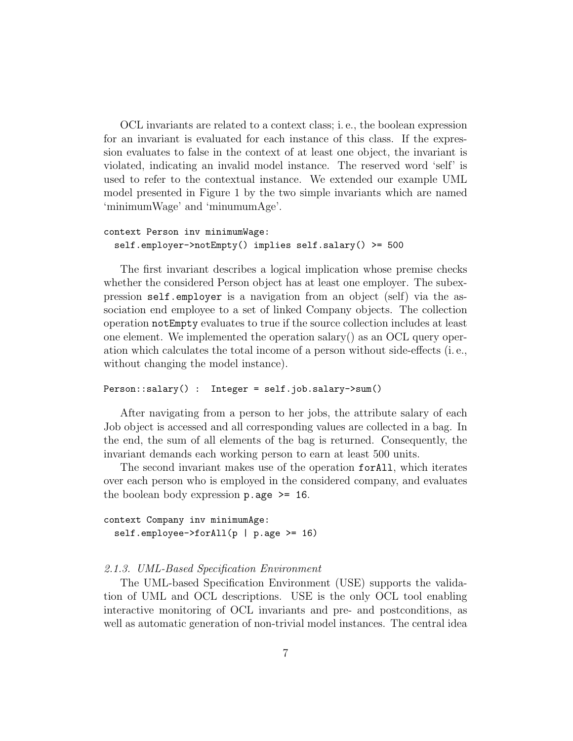OCL invariants are related to a context class; i. e., the boolean expression for an invariant is evaluated for each instance of this class. If the expression evaluates to false in the context of at least one object, the invariant is violated, indicating an invalid model instance. The reserved word 'self' is used to refer to the contextual instance. We extended our example UML model presented in Figure 1 by the two simple invariants which are named 'minimumWage' and 'minumumAge'.

```
context Person inv minimumWage:
  self.employer->notEmpty() implies self.salary() >= 500
```

The first invariant describes a logical implication whose premise checks whether the considered Person object has at least one employer. The subexpression `self.employer` is a navigation from an object (self) via the association end employee to a set of linked Company objects. The collection operation `notEmpty` evaluates to true if the source collection includes at least one element. We implemented the operation salary() as an OCL query operation which calculates the total income of a person without side-effects (i. e., without changing the model instance).

```
Person::salary() :  Integer = self.job.salary->sum()
```

After navigating from a person to her jobs, the attribute salary of each Job object is accessed and all corresponding values are collected in a bag. In the end, the sum of all elements of the bag is returned. Consequently, the invariant demands each working person to earn at least 500 units.

The second invariant makes use of the operation `forAll`, which iterates over each person who is employed in the considered company, and evaluates the boolean body expression `p.age >= 16`.

```
context Company inv minimumAge:
  self.employee->forAll(p | p.age >= 16)
```

#### *2.1.3. UML-Based Specification Environment*

The UML-based Specification Environment (USE) supports the validation of UML and OCL descriptions. USE is the only OCL tool enabling interactive monitoring of OCL invariants and pre- and postconditions, as well as automatic generation of non-trivial model instances. The central idea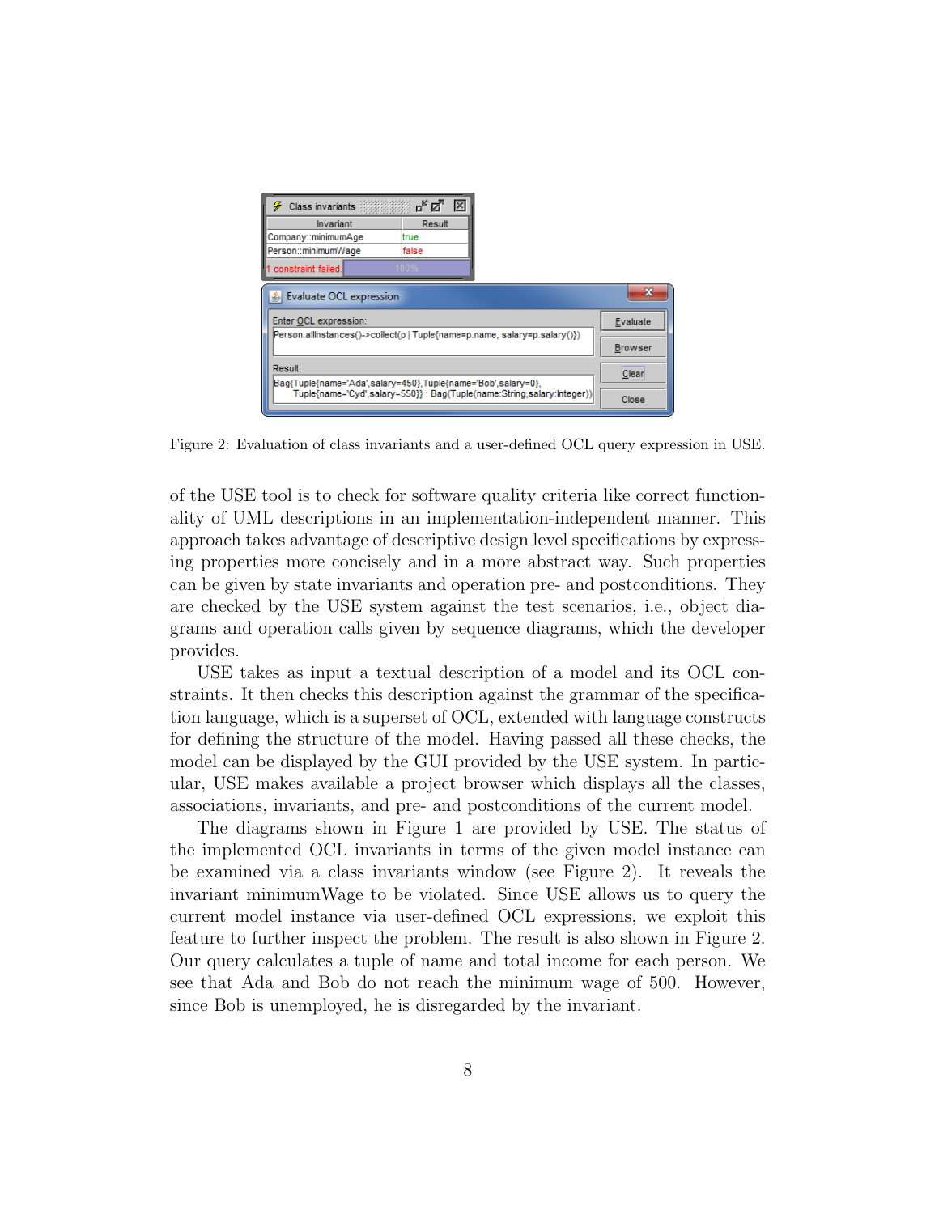Figure 2: Evaluation of class invariants and a user-defined OCL query expression in USE.

of the USE tool is to check for software quality criteria like correct functionality of UML descriptions in an implementation-independent manner. This approach takes advantage of descriptive design level specifications by expressing properties more concisely and in a more abstract way. Such properties can be given by state invariants and operation pre- and postconditions. They are checked by the USE system against the test scenarios, i.e., object diagrams and operation calls given by sequence diagrams, which the developer provides.

USE takes as input a textual description of a model and its OCL constraints. It then checks this description against the grammar of the specification language, which is a superset of OCL, extended with language constructs for defining the structure of the model. Having passed all these checks, the model can be displayed by the GUI provided by the USE system. In particular, USE makes available a project browser which displays all the classes, associations, invariants, and pre- and postconditions of the current model.

The diagrams shown in Figure 1 are provided by USE. The status of the implemented OCL invariants in terms of the given model instance can be examined via a class invariants window (see Figure 2). It reveals the invariant minimumWage to be violated. Since USE allows us to query the current model instance via user-defined OCL expressions, we exploit this feature to further inspect the problem. The result is also shown in Figure 2. Our query calculates a tuple of name and total income for each person. We see that Ada and Bob do not reach the minimum wage of 500. However, since Bob is unemployed, he is disregarded by the invariant.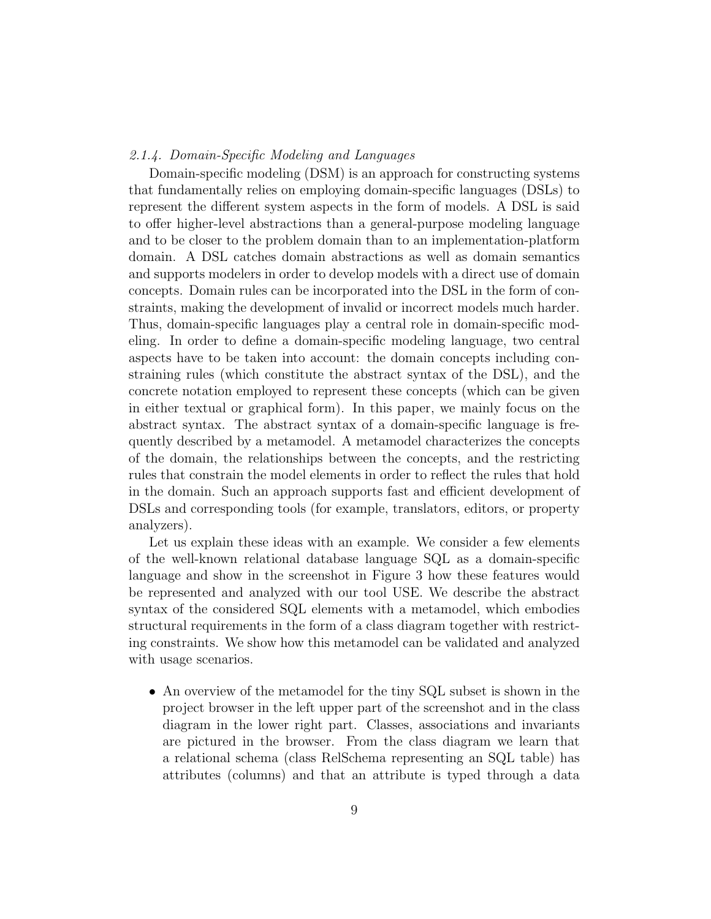#### *2.1.4. Domain-Specific Modeling and Languages*

Domain-specific modeling (DSM) is an approach for constructing systems that fundamentally relies on employing domain-specific languages (DSLs) to represent the different system aspects in the form of models. A DSL is said to offer higher-level abstractions than a general-purpose modeling language and to be closer to the problem domain than to an implementation-platform domain. A DSL catches domain abstractions as well as domain semantics and supports modelers in order to develop models with a direct use of domain concepts. Domain rules can be incorporated into the DSL in the form of constraints, making the development of invalid or incorrect models much harder. Thus, domain-specific languages play a central role in domain-specific modeling. In order to define a domain-specific modeling language, two central aspects have to be taken into account: the domain concepts including constraining rules (which constitute the abstract syntax of the DSL), and the concrete notation employed to represent these concepts (which can be given in either textual or graphical form). In this paper, we mainly focus on the abstract syntax. The abstract syntax of a domain-specific language is frequently described by a metamodel. A metamodel characterizes the concepts of the domain, the relationships between the concepts, and the restricting rules that constrain the model elements in order to reflect the rules that hold in the domain. Such an approach supports fast and efficient development of DSLs and corresponding tools (for example, translators, editors, or property analyzers).

Let us explain these ideas with an example. We consider a few elements of the well-known relational database language SQL as a domain-specific language and show in the screenshot in Figure 3 how these features would be represented and analyzed with our tool USE. We describe the abstract syntax of the considered SQL elements with a metamodel, which embodies structural requirements in the form of a class diagram together with restricting constraints. We show how this metamodel can be validated and analyzed with usage scenarios.

- An overview of the metamodel for the tiny SQL subset is shown in the project browser in the left upper part of the screenshot and in the class diagram in the lower right part. Classes, associations and invariants are pictured in the browser. From the class diagram we learn that a relational schema (class RelSchema representing an SQL table) has attributes (columns) and that an attribute is typed through a data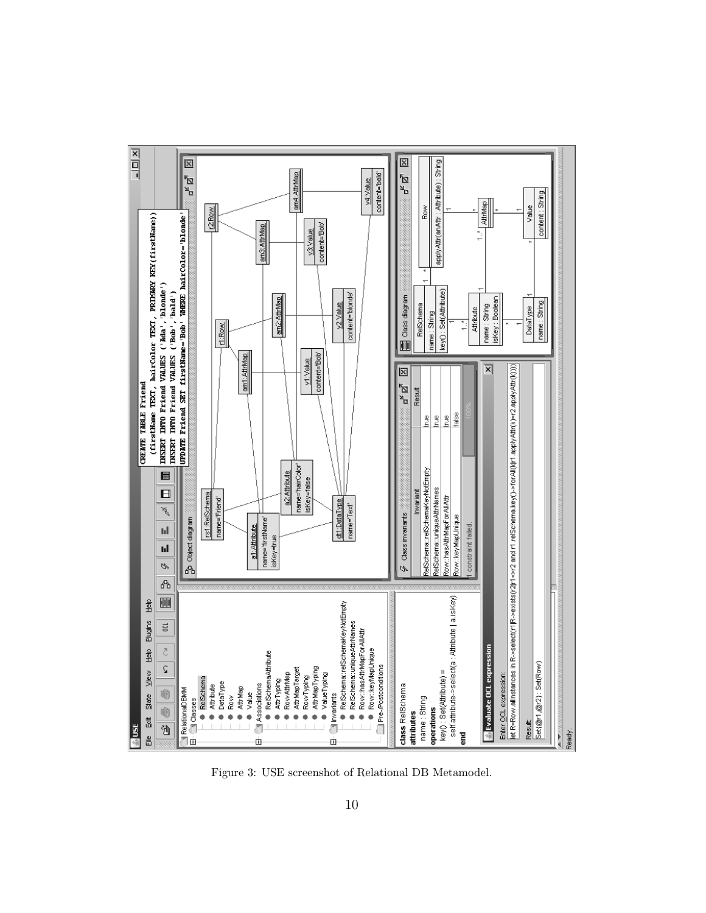Figure 3: USE screenshot of Relational DB Metamodel.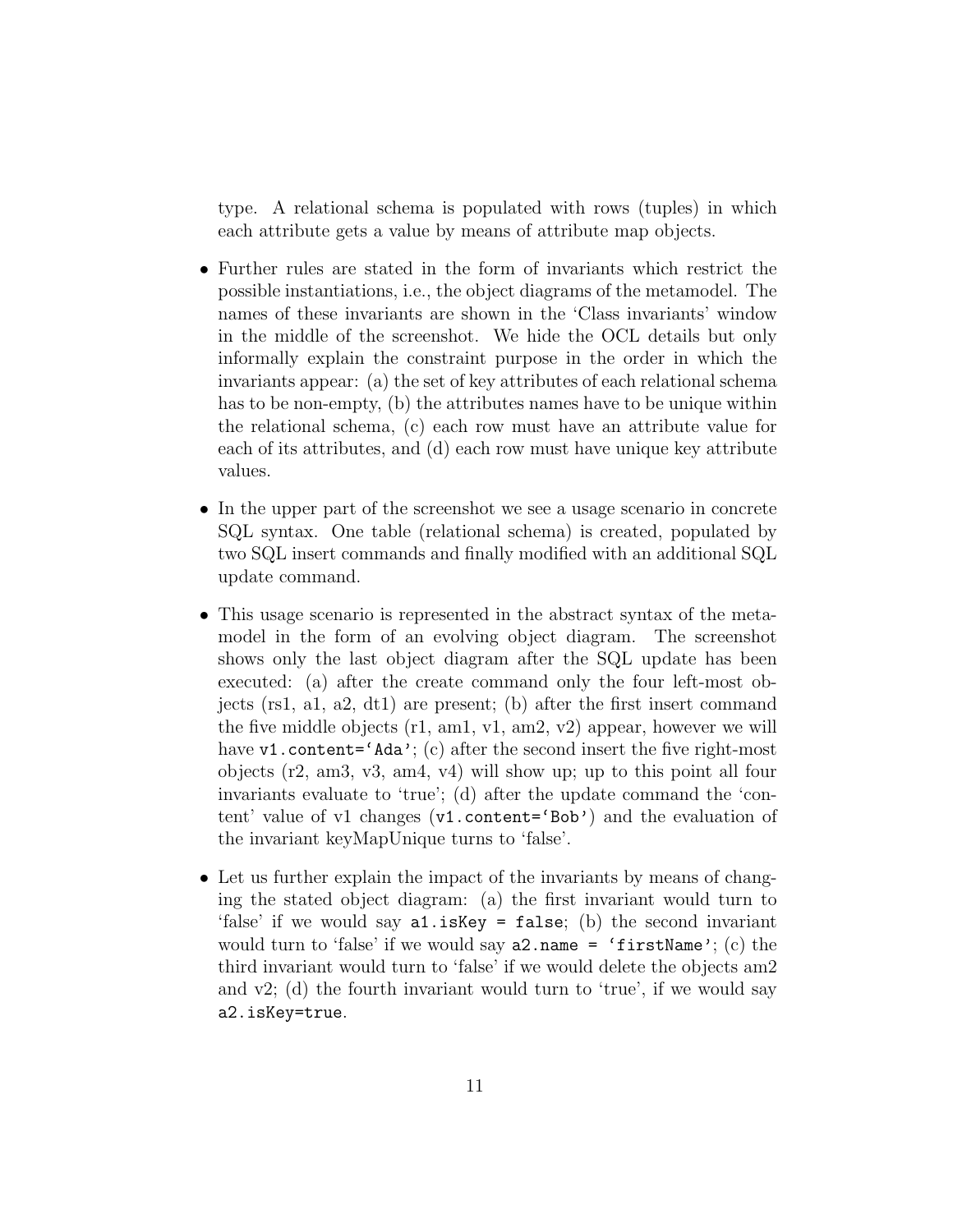type. A relational schema is populated with rows (tuples) in which each attribute gets a value by means of attribute map objects.

- Further rules are stated in the form of invariants which restrict the possible instantiations, i.e., the object diagrams of the metamodel. The names of these invariants are shown in the 'Class invariants' window in the middle of the screenshot. We hide the OCL details but only informally explain the constraint purpose in the order in which the invariants appear: (a) the set of key attributes of each relational schema has to be non-empty, (b) the attributes names have to be unique within the relational schema, (c) each row must have an attribute value for each of its attributes, and (d) each row must have unique key attribute values.

- In the upper part of the screenshot we see a usage scenario in concrete SQL syntax. One table (relational schema) is created, populated by two SQL insert commands and finally modified with an additional SQL update command.

- This usage scenario is represented in the abstract syntax of the metamodel in the form of an evolving object diagram. The screenshot shows only the last object diagram after the SQL update has been executed: (a) after the create command only the four left-most objects (rs1, a1, a2, dt1) are present; (b) after the first insert command the five middle objects (r1, am1, v1, am2, v2) appear, however we will have `v1.content='Ada'`; (c) after the second insert the five right-most objects (r2, am3, v3, am4, v4) will show up; up to this point all four invariants evaluate to 'true'; (d) after the update command the 'content' value of v1 changes (`v1.content='Bob'`) and the evaluation of the invariant keyMapUnique turns to 'false'.

- Let us further explain the impact of the invariants by means of changing the stated object diagram: (a) the first invariant would turn to 'false' if we would say `a1.isKey = false`; (b) the second invariant would turn to 'false' if we would say `a2.name = 'firstName'`; (c) the third invariant would turn to 'false' if we would delete the objects am2 and v2; (d) the fourth invariant would turn to 'true', if we would say `a2.isKey=true`.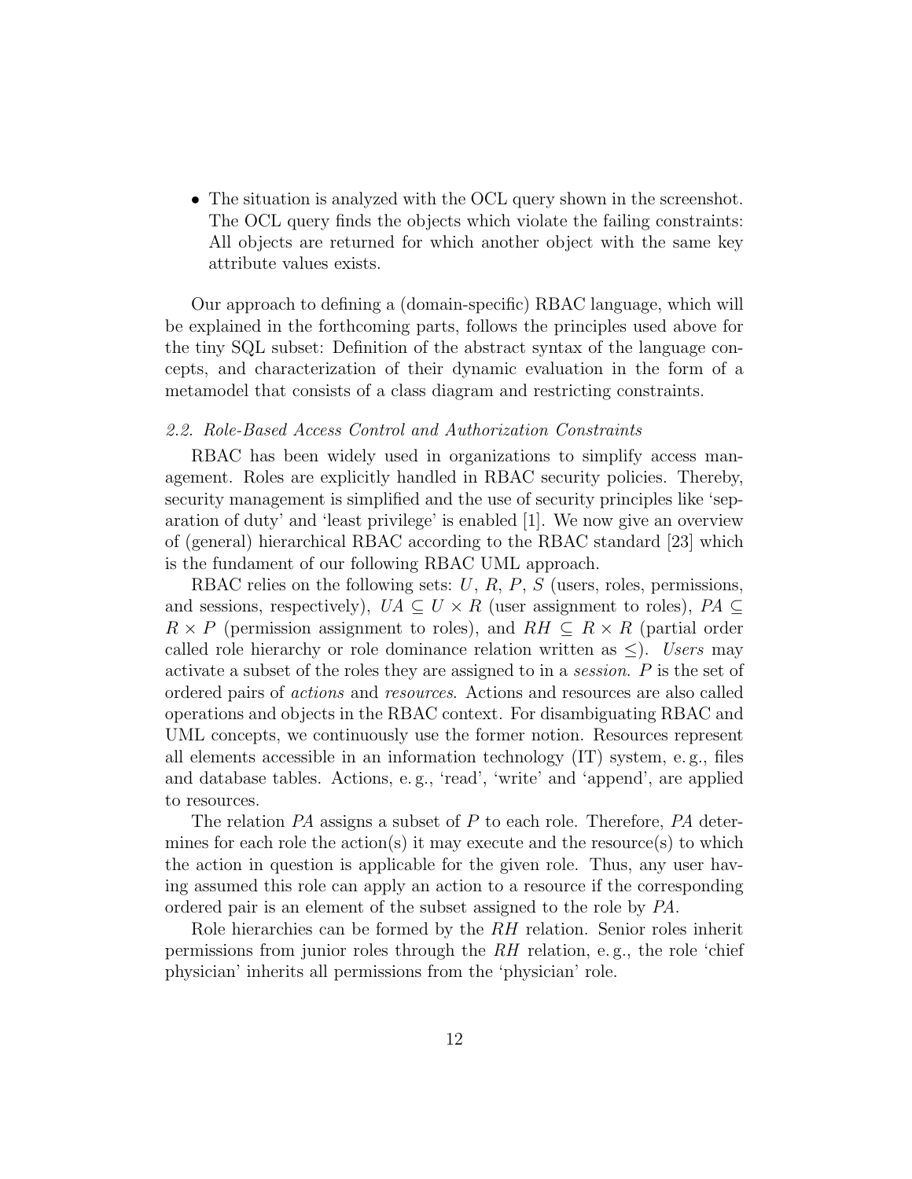- The situation is analyzed with the OCL query shown in the screenshot. The OCL query finds the objects which violate the failing constraints: All objects are returned for which another object with the same key attribute values exists.

Our approach to defining a (domain-specific) RBAC language, which will be explained in the forthcoming parts, follows the principles used above for the tiny SQL subset: Definition of the abstract syntax of the language concepts, and characterization of their dynamic evaluation in the form of a metamodel that consists of a class diagram and restricting constraints.

### *2.2. Role-Based Access Control and Authorization Constraints*

RBAC has been widely used in organizations to simplify access management. Roles are explicitly handled in RBAC security policies. Thereby, security management is simplified and the use of security principles like 'separation of duty' and 'least privilege' is enabled [1]. We now give an overview of (general) hierarchical RBAC according to the RBAC standard [23] which is the fundament of our following RBAC UML approach.

RBAC relies on the following sets: $U$, $R$, $P$, $S$ (users, roles, permissions, and sessions, respectively), $UA \subseteq U \times R$ (user assignment to roles), $PA \subseteq R \times P$ (permission assignment to roles), and $RH \subseteq R \times R$ (partial order called role hierarchy or role dominance relation written as $\leq$). *Users* may activate a subset of the roles they are assigned to in a *session*. $P$ is the set of ordered pairs of *actions* and *resources*. Actions and resources are also called operations and objects in the RBAC context. For disambiguating RBAC and UML concepts, we continuously use the former notion. Resources represent all elements accessible in an information technology (IT) system, e. g., files and database tables. Actions, e. g., 'read', 'write' and 'append', are applied to resources.

The relation $PA$ assigns a subset of $P$ to each role. Therefore, $PA$ determines for each role the action(s) it may execute and the resource(s) to which the action in question is applicable for the given role. Thus, any user having assumed this role can apply an action to a resource if the corresponding ordered pair is an element of the subset assigned to the role by $PA$.

Role hierarchies can be formed by the $RH$ relation. Senior roles inherit permissions from junior roles through the $RH$ relation, e. g., the role 'chief physician' inherits all permissions from the 'physician' role.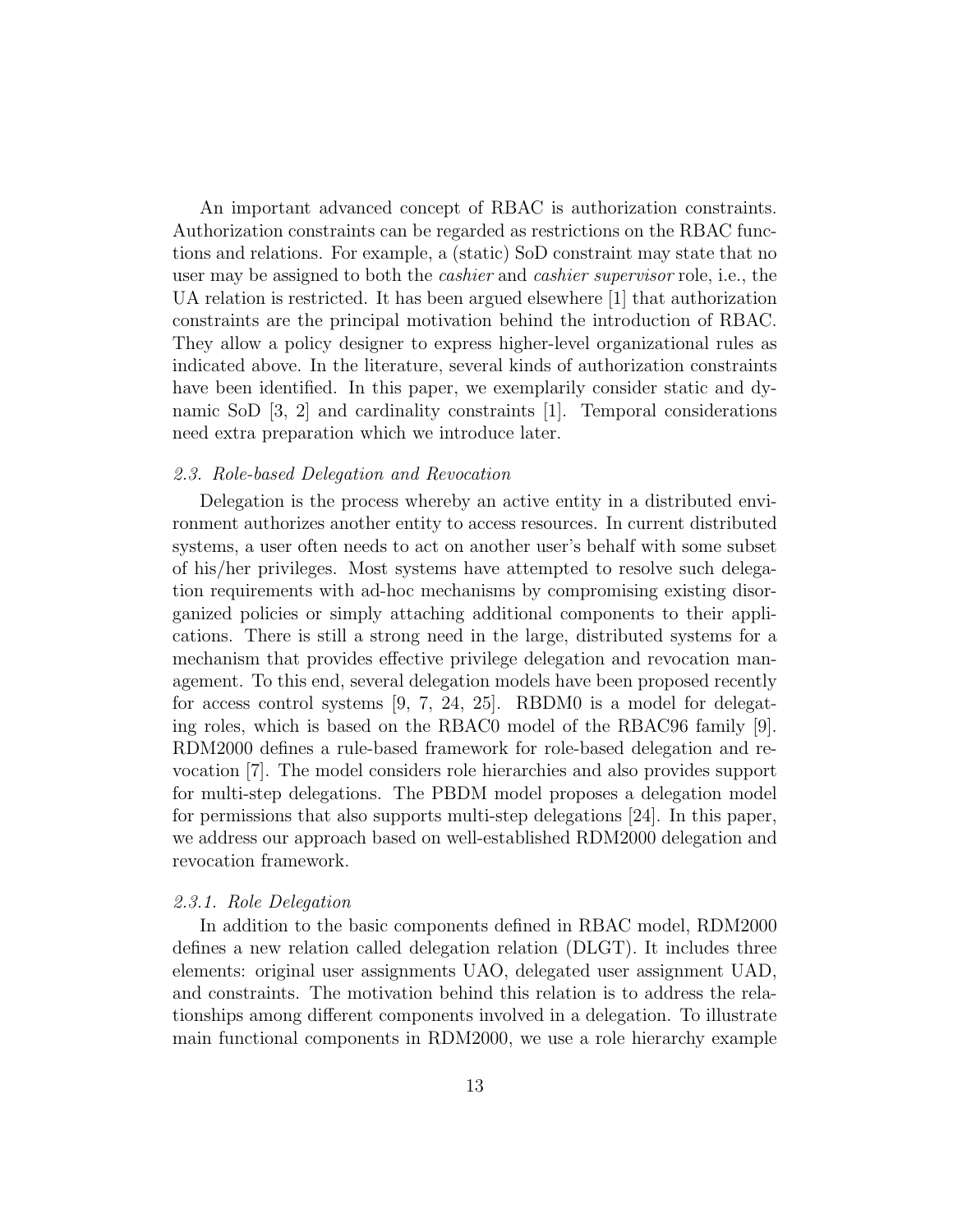An important advanced concept of RBAC is authorization constraints. Authorization constraints can be regarded as restrictions on the RBAC functions and relations. For example, a (static) SoD constraint may state that no user may be assigned to both the *cashier* and *cashier supervisor* role, i.e., the UA relation is restricted. It has been argued elsewhere [1] that authorization constraints are the principal motivation behind the introduction of RBAC. They allow a policy designer to express higher-level organizational rules as indicated above. In the literature, several kinds of authorization constraints have been identified. In this paper, we exemplarily consider static and dynamic SoD [3, 2] and cardinality constraints [1]. Temporal considerations need extra preparation which we introduce later.

### *2.3. Role-based Delegation and Revocation*

Delegation is the process whereby an active entity in a distributed environment authorizes another entity to access resources. In current distributed systems, a user often needs to act on another user's behalf with some subset of his/her privileges. Most systems have attempted to resolve such delegation requirements with ad-hoc mechanisms by compromising existing disorganized policies or simply attaching additional components to their applications. There is still a strong need in the large, distributed systems for a mechanism that provides effective privilege delegation and revocation management. To this end, several delegation models have been proposed recently for access control systems [9, 7, 24, 25]. RBDM0 is a model for delegating roles, which is based on the RBAC0 model of the RBAC96 family [9]. RDM2000 defines a rule-based framework for role-based delegation and revocation [7]. The model considers role hierarchies and also provides support for multi-step delegations. The PBDM model proposes a delegation model for permissions that also supports multi-step delegations [24]. In this paper, we address our approach based on well-established RDM2000 delegation and revocation framework.

#### *2.3.1. Role Delegation*

In addition to the basic components defined in RBAC model, RDM2000 defines a new relation called delegation relation (DLGT). It includes three elements: original user assignments UAO, delegated user assignment UAD, and constraints. The motivation behind this relation is to address the relationships among different components involved in a delegation. To illustrate main functional components in RDM2000, we use a role hierarchy example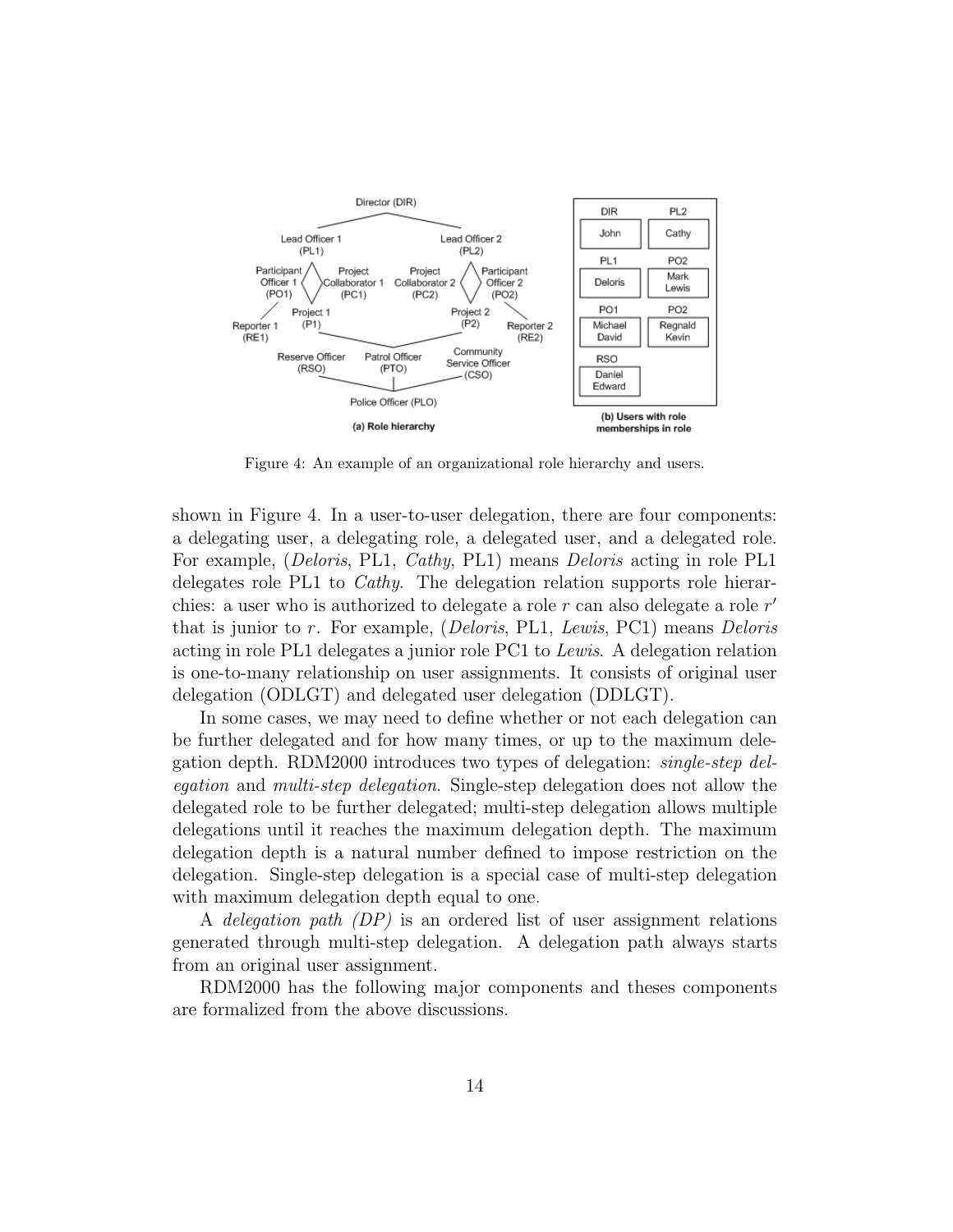Figure 4: An example of an organizational role hierarchy and users.

shown in Figure 4. In a user-to-user delegation, there are four components: a delegating user, a delegating role, a delegated user, and a delegated role. For example, (*Deloris*, PL1, *Cathy*, PL1) means *Deloris* acting in role PL1 delegates role PL1 to *Cathy*. The delegation relation supports role hierarchies: a user who is authorized to delegate a role $r$ can also delegate a role $r'$ that is junior to $r$. For example, (*Deloris*, PL1, *Lewis*, PC1) means *Deloris* acting in role PL1 delegates a junior role PC1 to *Lewis*. A delegation relation is one-to-many relationship on user assignments. It consists of original user delegation (ODLGT) and delegated user delegation (DDLGT).

In some cases, we may need to define whether or not each delegation can be further delegated and for how many times, or up to the maximum delegation depth. RDM2000 introduces two types of delegation: *single-step delegation* and *multi-step delegation*. Single-step delegation does not allow the delegated role to be further delegated; multi-step delegation allows multiple delegations until it reaches the maximum delegation depth. The maximum delegation depth is a natural number defined to impose restriction on the delegation. Single-step delegation is a special case of multi-step delegation with maximum delegation depth equal to one.

A *delegation path (DP)* is an ordered list of user assignment relations generated through multi-step delegation. A delegation path always starts from an original user assignment.

RDM2000 has the following major components and theses components are formalized from the above discussions.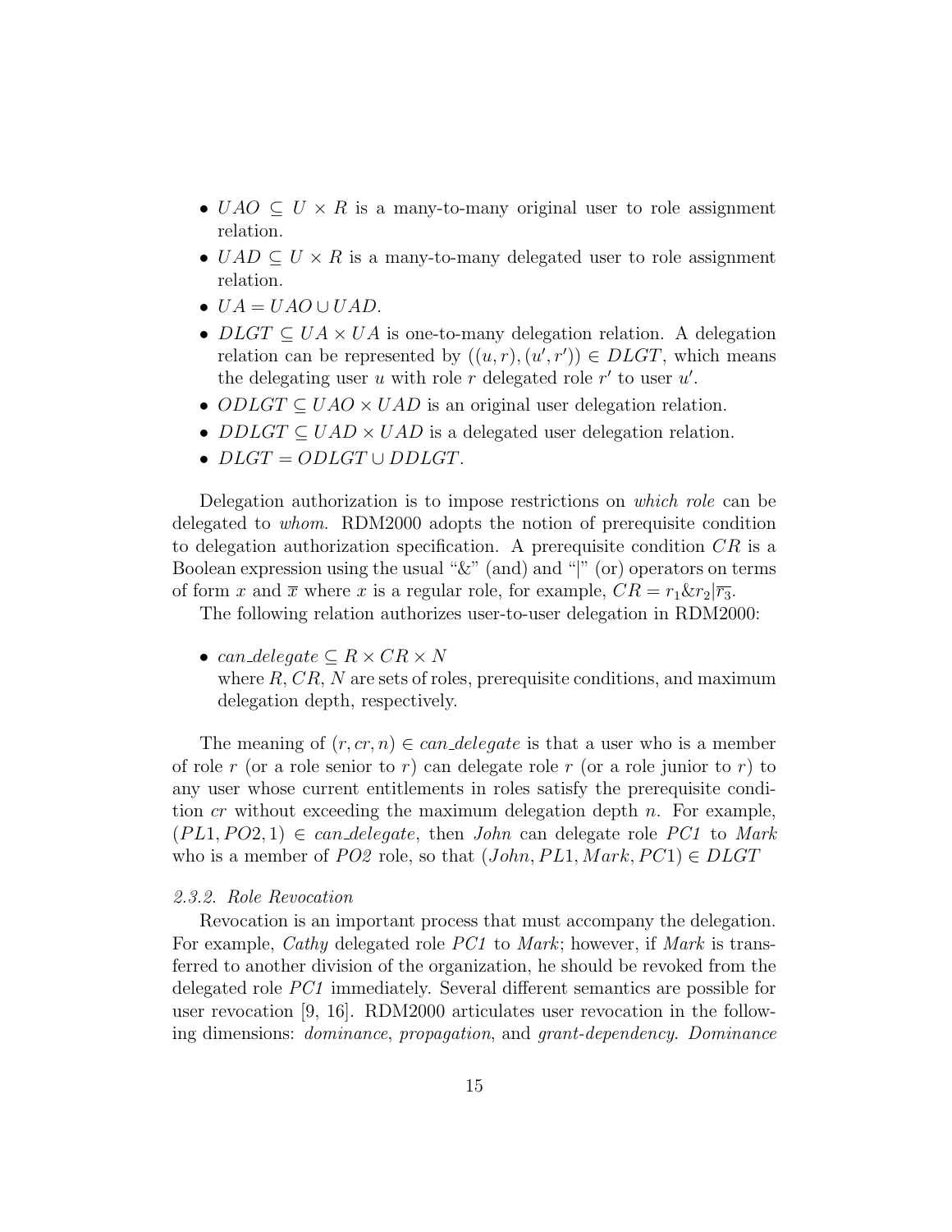- $UAO \subseteq U \times R$ is a many-to-many original user to role assignment relation.
- $UAD \subseteq U \times R$ is a many-to-many delegated user to role assignment relation.
- $UA = UAO \cup UAD$.
- $DLGT \subseteq UA \times UA$ is one-to-many delegation relation. A delegation relation can be represented by $((u, r), (u', r')) \in DLGT$, which means the delegating user $u$ with role $r$ delegated role $r'$ to user $u'$.
- $ODLGT \subseteq UAO \times UAD$ is an original user delegation relation.
- $DDLGT \subseteq UAD \times UAD$ is a delegated user delegation relation.
- $DLGT = ODLGT \cup DDLGT$.

Delegation authorization is to impose restrictions on *which role* can be delegated to *whom*. RDM2000 adopts the notion of prerequisite condition to delegation authorization specification. A prerequisite condition $CR$ is a Boolean expression using the usual "&" (and) and "|" (or) operators on terms of form $x$ and $\overline{x}$ where $x$ is a regular role, for example, $CR = r_1 \& r_2 | \overline{r_3}$.

The following relation authorizes user-to-user delegation in RDM2000:

- $can\_delegate \subseteq R \times CR \times N$
  where $R, CR, N$ are sets of roles, prerequisite conditions, and maximum delegation depth, respectively.

The meaning of $(r, cr, n) \in can\_delegate$ is that a user who is a member of role $r$ (or a role senior to $r$) can delegate role $r$ (or a role junior to $r$) to any user whose current entitlements in roles satisfy the prerequisite condition $cr$ without exceeding the maximum delegation depth $n$. For example, $(PL1, PO2, 1) \in can\_delegate$, then *John* can delegate role *PC1* to *Mark* who is a member of *PO2* role, so that $(John, PL1, Mark, PC1) \in DLGT$

*2.3.2. Role Revocation*

Revocation is an important process that must accompany the delegation. For example, *Cathy* delegated role *PC1* to *Mark*; however, if *Mark* is transferred to another division of the organization, he should be revoked from the delegated role *PC1* immediately. Several different semantics are possible for user revocation [9, 16]. RDM2000 articulates user revocation in the following dimensions: *dominance*, *propagation*, and *grant-dependency*. *Dominance*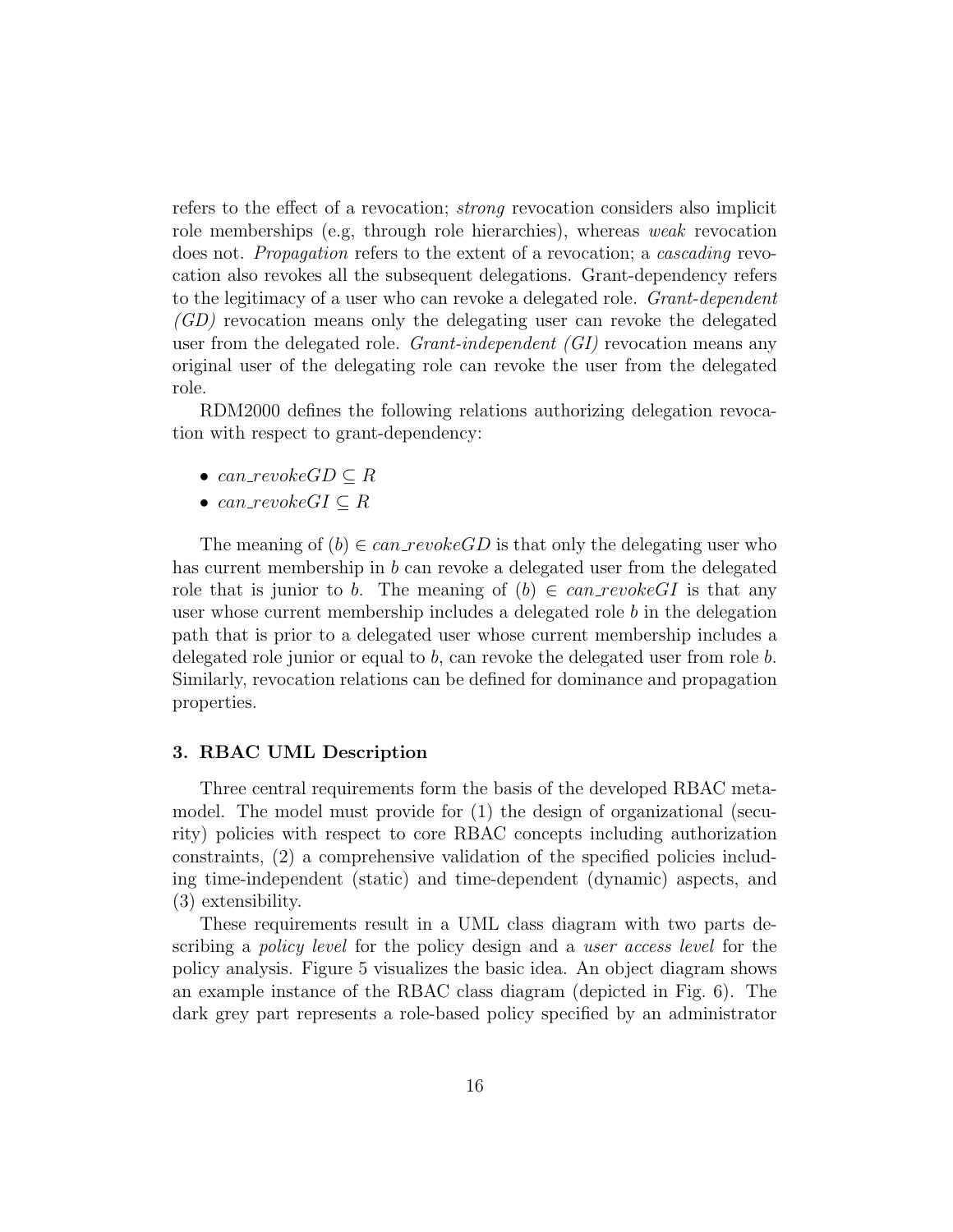refers to the effect of a revocation; *strong* revocation considers also implicit role memberships (e.g, through role hierarchies), whereas *weak* revocation does not. *Propagation* refers to the extent of a revocation; a *cascading* revocation also revokes all the subsequent delegations. Grant-dependency refers to the legitimacy of a user who can revoke a delegated role. *Grant-dependent (GD)* revocation means only the delegating user can revoke the delegated user from the delegated role. *Grant-independent (GI)* revocation means any original user of the delegating role can revoke the user from the delegated role.

RDM2000 defines the following relations authorizing delegation revocation with respect to grant-dependency:

- $can\_revokeGD \subseteq R$
- $can\_revokeGI \subseteq R$

The meaning of $(b) \in can\_revokeGD$ is that only the delegating user who has current membership in $b$ can revoke a delegated user from the delegated role that is junior to $b$. The meaning of $(b) \in can\_revokeGI$ is that any user whose current membership includes a delegated role $b$ in the delegation path that is prior to a delegated user whose current membership includes a delegated role junior or equal to $b$, can revoke the delegated user from role $b$. Similarly, revocation relations can be defined for dominance and propagation properties.

### 3. RBAC UML Description

Three central requirements form the basis of the developed RBAC metamodel. The model must provide for (1) the design of organizational (security) policies with respect to core RBAC concepts including authorization constraints, (2) a comprehensive validation of the specified policies including time-independent (static) and time-dependent (dynamic) aspects, and (3) extensibility.

These requirements result in a UML class diagram with two parts describing a *policy level* for the policy design and a *user access level* for the policy analysis. Figure 5 visualizes the basic idea. An object diagram shows an example instance of the RBAC class diagram (depicted in Fig. 6). The dark grey part represents a role-based policy specified by an administrator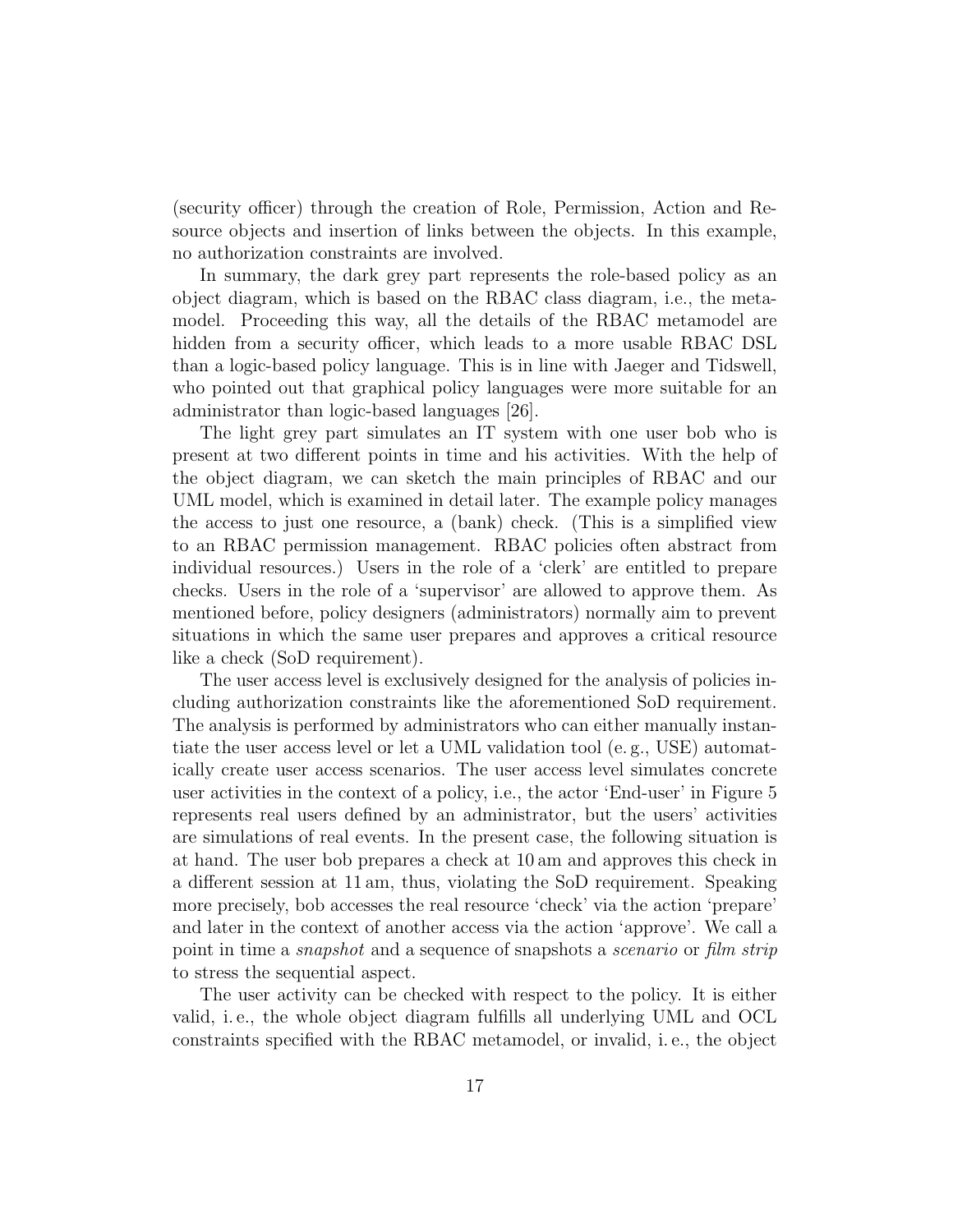(security officer) through the creation of Role, Permission, Action and Resource objects and insertion of links between the objects. In this example, no authorization constraints are involved.

In summary, the dark grey part represents the role-based policy as an object diagram, which is based on the RBAC class diagram, i.e., the metamodel. Proceeding this way, all the details of the RBAC metamodel are hidden from a security officer, which leads to a more usable RBAC DSL than a logic-based policy language. This is in line with Jaeger and Tidswell, who pointed out that graphical policy languages were more suitable for an administrator than logic-based languages [26].

The light grey part simulates an IT system with one user bob who is present at two different points in time and his activities. With the help of the object diagram, we can sketch the main principles of RBAC and our UML model, which is examined in detail later. The example policy manages the access to just one resource, a (bank) check. (This is a simplified view to an RBAC permission management. RBAC policies often abstract from individual resources.) Users in the role of a 'clerk' are entitled to prepare checks. Users in the role of a 'supervisor' are allowed to approve them. As mentioned before, policy designers (administrators) normally aim to prevent situations in which the same user prepares and approves a critical resource like a check (SoD requirement).

The user access level is exclusively designed for the analysis of policies including authorization constraints like the aforementioned SoD requirement. The analysis is performed by administrators who can either manually instantiate the user access level or let a UML validation tool (e. g., USE) automatically create user access scenarios. The user access level simulates concrete user activities in the context of a policy, i.e., the actor 'End-user' in Figure 5 represents real users defined by an administrator, but the users' activities are simulations of real events. In the present case, the following situation is at hand. The user bob prepares a check at 10 am and approves this check in a different session at 11 am, thus, violating the SoD requirement. Speaking more precisely, bob accesses the real resource 'check' via the action 'prepare' and later in the context of another access via the action 'approve'. We call a point in time a *snapshot* and a sequence of snapshots a *scenario* or *film strip* to stress the sequential aspect.

The user activity can be checked with respect to the policy. It is either valid, i. e., the whole object diagram fulfills all underlying UML and OCL constraints specified with the RBAC metamodel, or invalid, i. e., the object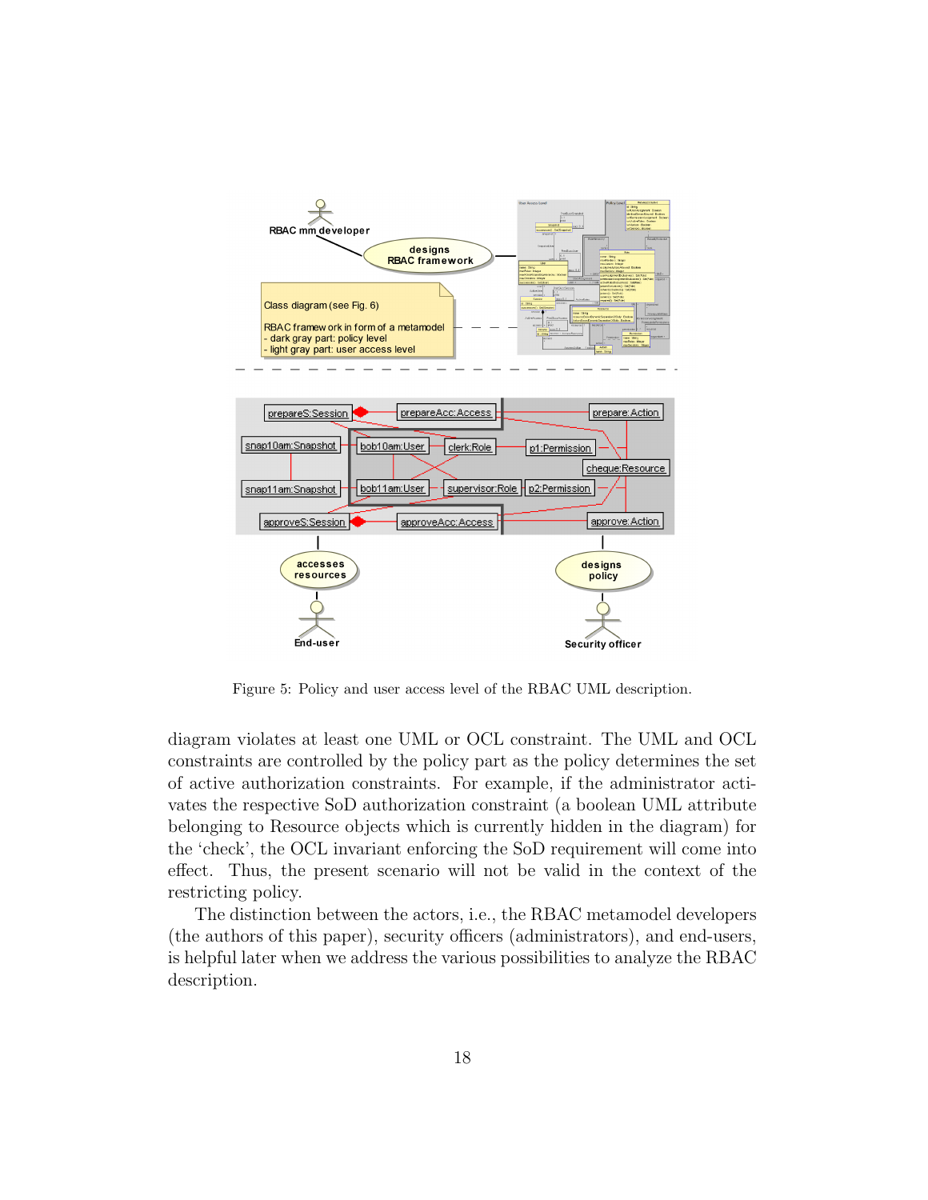Figure 5: Policy and user access level of the RBAC UML description.

diagram violates at least one UML or OCL constraint. The UML and OCL constraints are controlled by the policy part as the policy determines the set of active authorization constraints. For example, if the administrator activates the respective SoD authorization constraint (a boolean UML attribute belonging to Resource objects which is currently hidden in the diagram) for the 'check', the OCL invariant enforcing the SoD requirement will come into effect. Thus, the present scenario will not be valid in the context of the restricting policy.

The distinction between the actors, i.e., the RBAC metamodel developers (the authors of this paper), security officers (administrators), and end-users, is helpful later when we address the various possibilities to analyze the RBAC description.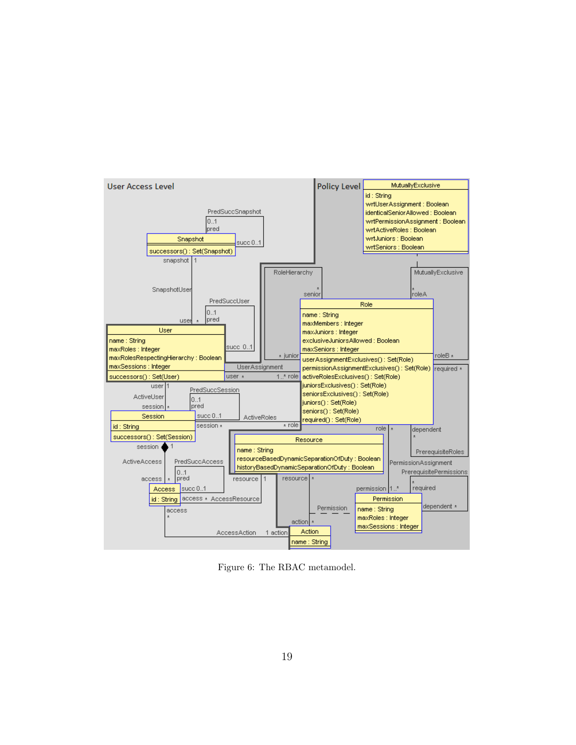Figure 6: The RBAC metamodel.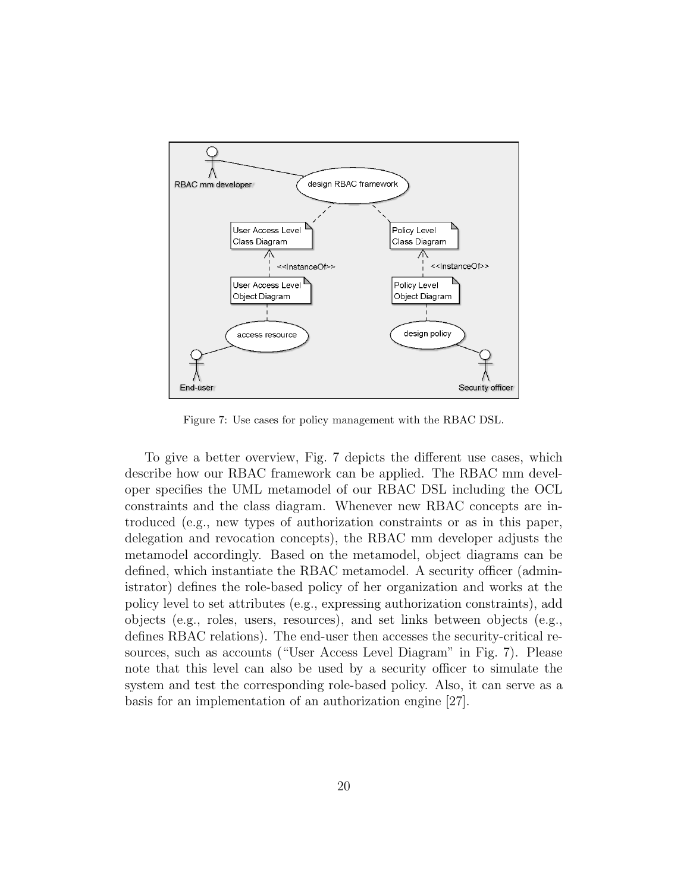Figure 7: Use cases for policy management with the RBAC DSL.

To give a better overview, Fig. 7 depicts the different use cases, which describe how our RBAC framework can be applied. The RBAC mm developer specifies the UML metamodel of our RBAC DSL including the OCL constraints and the class diagram. Whenever new RBAC concepts are introduced (e.g., new types of authorization constraints or as in this paper, delegation and revocation concepts), the RBAC mm developer adjusts the metamodel accordingly. Based on the metamodel, object diagrams can be defined, which instantiate the RBAC metamodel. A security officer (administrator) defines the role-based policy of her organization and works at the policy level to set attributes (e.g., expressing authorization constraints), add objects (e.g., roles, users, resources), and set links between objects (e.g., defines RBAC relations). The end-user then accesses the security-critical resources, such as accounts ("User Access Level Diagram" in Fig. 7). Please note that this level can also be used by a security officer to simulate the system and test the corresponding role-based policy. Also, it can serve as a basis for an implementation of an authorization engine [27].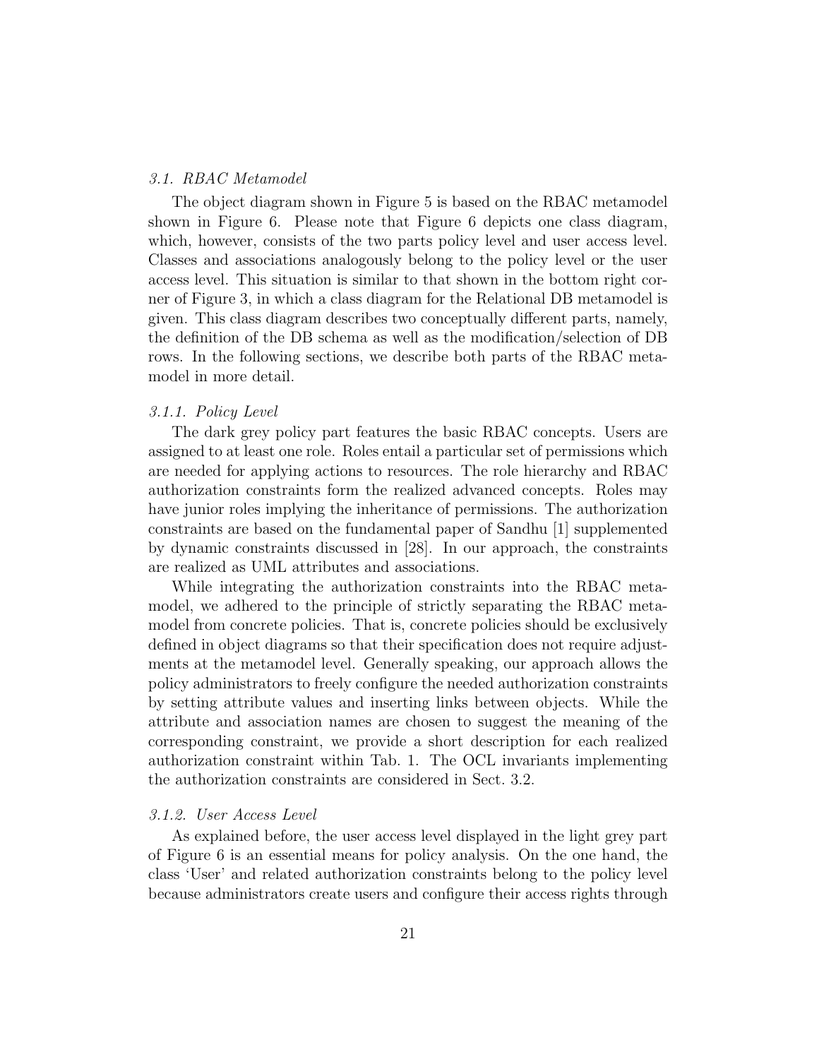### 3.1. RBAC Metamodel

The object diagram shown in Figure 5 is based on the RBAC metamodel shown in Figure 6. Please note that Figure 6 depicts one class diagram, which, however, consists of the two parts policy level and user access level. Classes and associations analogously belong to the policy level or the user access level. This situation is similar to that shown in the bottom right corner of Figure 3, in which a class diagram for the Relational DB metamodel is given. This class diagram describes two conceptually different parts, namely, the definition of the DB schema as well as the modification/selection of DB rows. In the following sections, we describe both parts of the RBAC metamodel in more detail.

#### 3.1.1. Policy Level

The dark grey policy part features the basic RBAC concepts. Users are assigned to at least one role. Roles entail a particular set of permissions which are needed for applying actions to resources. The role hierarchy and RBAC authorization constraints form the realized advanced concepts. Roles may have junior roles implying the inheritance of permissions. The authorization constraints are based on the fundamental paper of Sandhu [1] supplemented by dynamic constraints discussed in [28]. In our approach, the constraints are realized as UML attributes and associations.

While integrating the authorization constraints into the RBAC metamodel, we adhered to the principle of strictly separating the RBAC metamodel from concrete policies. That is, concrete policies should be exclusively defined in object diagrams so that their specification does not require adjustments at the metamodel level. Generally speaking, our approach allows the policy administrators to freely configure the needed authorization constraints by setting attribute values and inserting links between objects. While the attribute and association names are chosen to suggest the meaning of the corresponding constraint, we provide a short description for each realized authorization constraint within Tab. 1. The OCL invariants implementing the authorization constraints are considered in Sect. 3.2.

#### 3.1.2. User Access Level

As explained before, the user access level displayed in the light grey part of Figure 6 is an essential means for policy analysis. On the one hand, the class 'User' and related authorization constraints belong to the policy level because administrators create users and configure their access rights through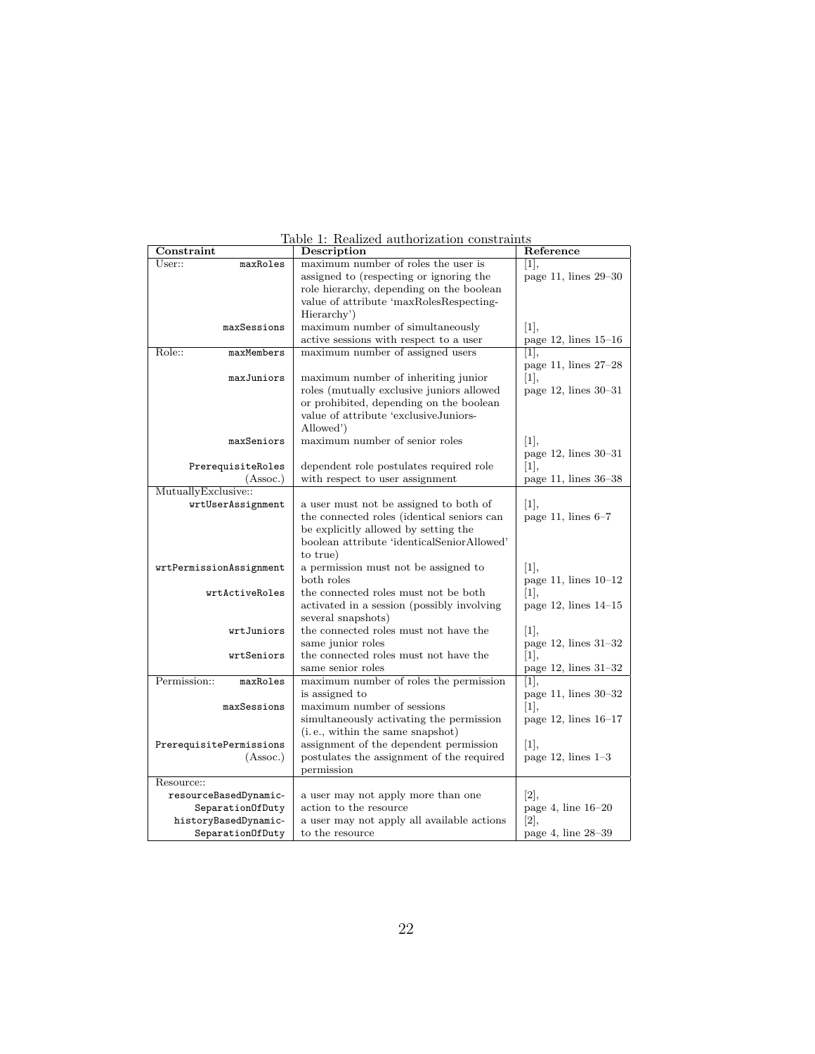Table 1: Realized authorization constraints

| Constraint | Description | Reference |
|---|---|---|
| User:: maxRoles | maximum number of roles the user is assigned to (respecting or ignoring the role hierarchy, depending on the boolean value of attribute 'maxRolesRespecting-Hierarchy') | [1], page 11, lines 29–30 |
| maxSessions | maximum number of simultaneously active sessions with respect to a user | [1], page 12, lines 15–16 |
| Role:: maxMembers | maximum number of assigned users | [1], page 11, lines 27–28 |
| maxJuniors | maximum number of inheriting junior roles (mutually exclusive juniors allowed or prohibited, depending on the boolean value of attribute 'exclusiveJuniors-Allowed') | [1], page 12, lines 30–31 |
| maxSeniors | maximum number of senior roles | [1], page 12, lines 30–31 |
| PrerequisiteRoles (Assoc.) | dependent role postulates required role with respect to user assignment | [1], page 11, lines 36–38 |
| MutuallyExclusive:: | | |
| wrtUserAssignment | a user must not be assigned to both of the connected roles (identical seniors can be explicitly allowed by setting the boolean attribute 'identicalSeniorAllowed' to true) | [1], page 11, lines 6–7 |
| wrtPermissionAssignment | a permission must not be assigned to both roles | [1], page 11, lines 10–12 |
| wrtActiveRoles | the connected roles must not be both activated in a session (possibly involving several snapshots) | [1], page 12, lines 14–15 |
| wrtJuniors | the connected roles must not have the same junior roles | [1], page 12, lines 31–32 |
| wrtSeniors | the connected roles must not have the same senior roles | [1], page 12, lines 31–32 |
| Permission:: maxRoles | maximum number of roles the permission is assigned to | [1], page 11, lines 30–32 |
| maxSessions | maximum number of sessions simultaneously activating the permission (i. e., within the same snapshot) | [1], page 12, lines 16–17 |
| PrerequisitePermissions (Assoc.) | assignment of the dependent permission postulates the assignment of the required permission | [1], page 12, lines 1–3 |
| Resource:: | | |
| resourceBasedDynamic-SeparationOfDuty | a user may not apply more than one action to the resource | [2], page 4, line 16–20 |
| historyBasedDynamic-SeparationOfDuty | a user may not apply all available actions to the resource | [2], page 4, line 28–39 |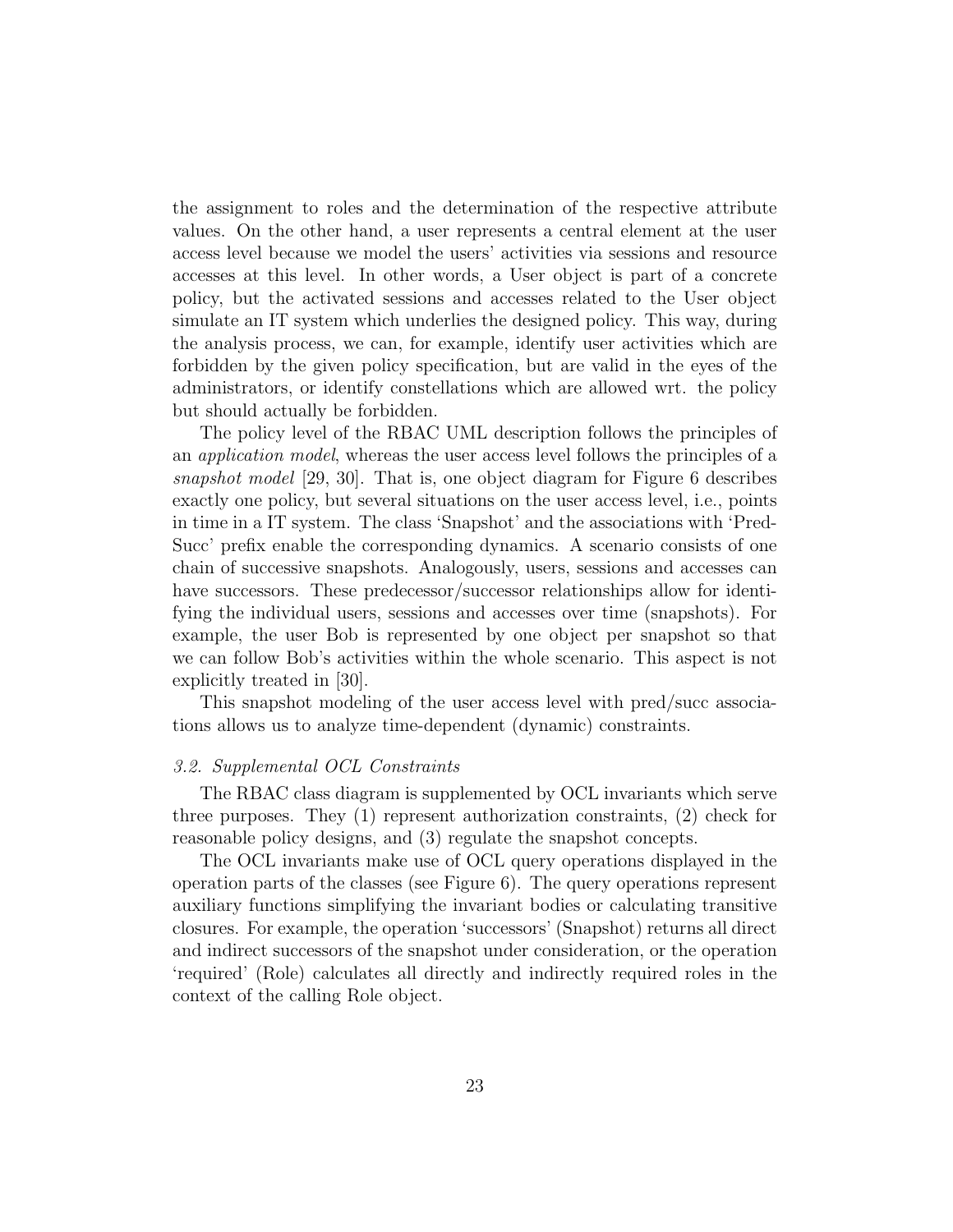the assignment to roles and the determination of the respective attribute values. On the other hand, a user represents a central element at the user access level because we model the users' activities via sessions and resource accesses at this level. In other words, a User object is part of a concrete policy, but the activated sessions and accesses related to the User object simulate an IT system which underlies the designed policy. This way, during the analysis process, we can, for example, identify user activities which are forbidden by the given policy specification, but are valid in the eyes of the administrators, or identify constellations which are allowed wrt. the policy but should actually be forbidden.

The policy level of the RBAC UML description follows the principles of an *application model*, whereas the user access level follows the principles of a *snapshot model* [29, 30]. That is, one object diagram for Figure 6 describes exactly one policy, but several situations on the user access level, i.e., points in time in a IT system. The class 'Snapshot' and the associations with 'PredSucc' prefix enable the corresponding dynamics. A scenario consists of one chain of successive snapshots. Analogously, users, sessions and accesses can have successors. These predecessor/successor relationships allow for identifying the individual users, sessions and accesses over time (snapshots). For example, the user Bob is represented by one object per snapshot so that we can follow Bob's activities within the whole scenario. This aspect is not explicitly treated in [30].

This snapshot modeling of the user access level with pred/succ associations allows us to analyze time-dependent (dynamic) constraints.

### *3.2. Supplemental OCL Constraints*

The RBAC class diagram is supplemented by OCL invariants which serve three purposes. They (1) represent authorization constraints, (2) check for reasonable policy designs, and (3) regulate the snapshot concepts.

The OCL invariants make use of OCL query operations displayed in the operation parts of the classes (see Figure 6). The query operations represent auxiliary functions simplifying the invariant bodies or calculating transitive closures. For example, the operation 'successors' (Snapshot) returns all direct and indirect successors of the snapshot under consideration, or the operation 'required' (Role) calculates all directly and indirectly required roles in the context of the calling Role object.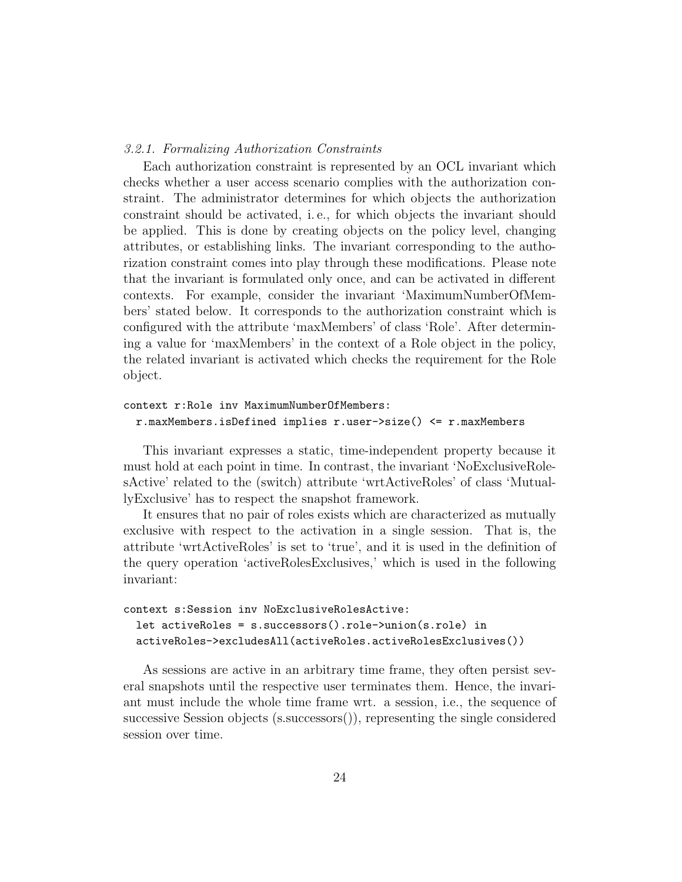### *3.2.1. Formalizing Authorization Constraints*

Each authorization constraint is represented by an OCL invariant which checks whether a user access scenario complies with the authorization constraint. The administrator determines for which objects the authorization constraint should be activated, i. e., for which objects the invariant should be applied. This is done by creating objects on the policy level, changing attributes, or establishing links. The invariant corresponding to the authorization constraint comes into play through these modifications. Please note that the invariant is formulated only once, and can be activated in different contexts. For example, consider the invariant 'MaximumNumberOfMembers' stated below. It corresponds to the authorization constraint which is configured with the attribute 'maxMembers' of class 'Role'. After determining a value for 'maxMembers' in the context of a Role object in the policy, the related invariant is activated which checks the requirement for the Role object.

```
context r:Role inv MaximumNumberOfMembers:
  r.maxMembers.isDefined implies r.user->size() <= r.maxMembers
```

This invariant expresses a static, time-independent property because it must hold at each point in time. In contrast, the invariant 'NoExclusiveRolesActive' related to the (switch) attribute 'wrtActiveRoles' of class 'MutuallyExclusive' has to respect the snapshot framework.

It ensures that no pair of roles exists which are characterized as mutually exclusive with respect to the activation in a single session. That is, the attribute 'wrtActiveRoles' is set to 'true', and it is used in the definition of the query operation 'activeRolesExclusives,' which is used in the following invariant:

```
context s:Session inv NoExclusiveRolesActive:
  let activeRoles = s.successors().role->union(s.role) in
  activeRoles->excludesAll(activeRoles.activeRolesExclusives())
```

As sessions are active in an arbitrary time frame, they often persist several snapshots until the respective user terminates them. Hence, the invariant must include the whole time frame wrt. a session, i.e., the sequence of successive Session objects (s.successors()), representing the single considered session over time.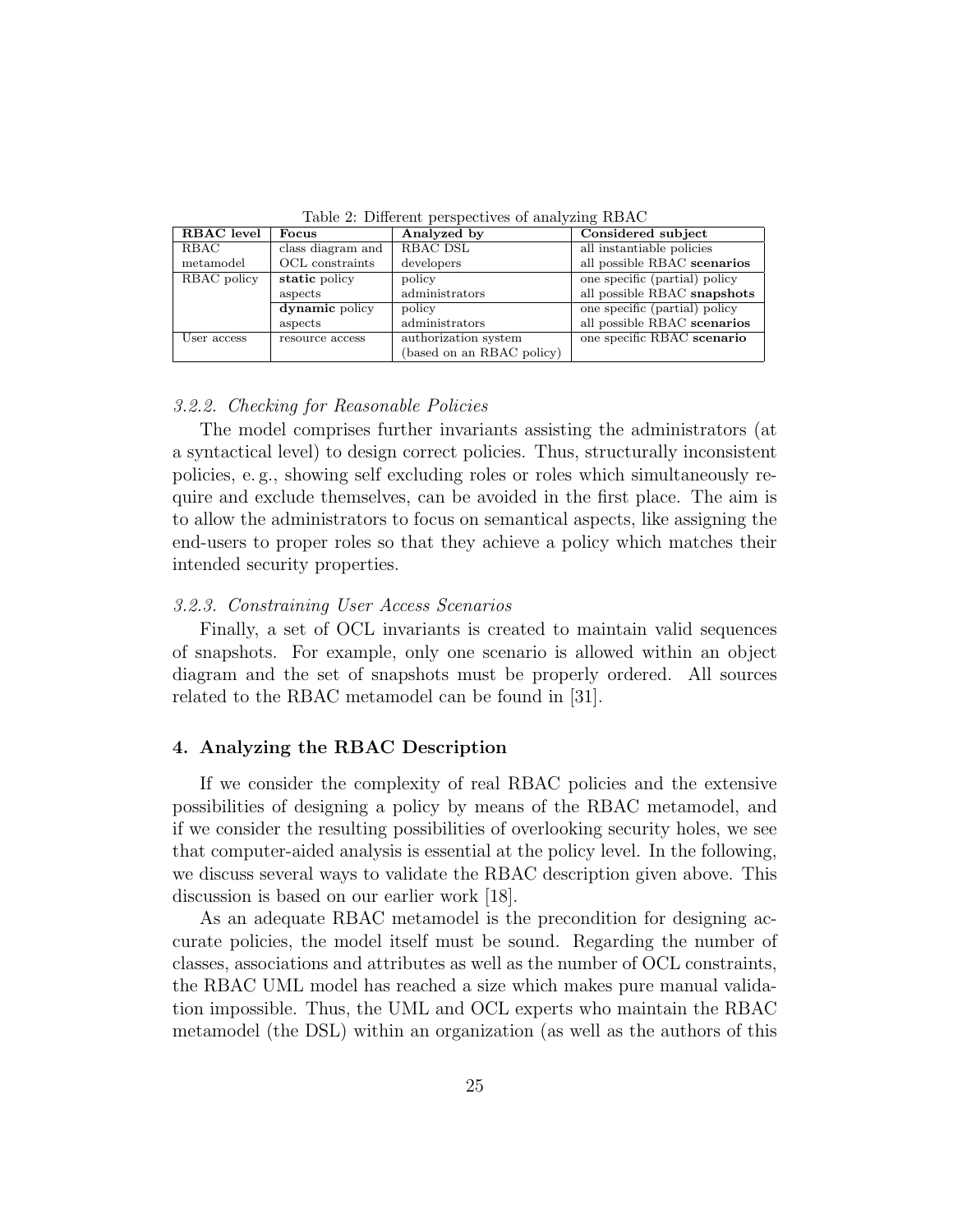Table 2: Different perspectives of analyzing RBAC

| RBAC level | Focus | Analyzed by | Considered subject |
|---|---|---|---|
| RBAC metamodel | class diagram and OCL constraints | RBAC DSL developers | all instantiable policies all possible RBAC **scenarios** |
| RBAC policy | **static** policy aspects | policy administrators | one specific (partial) policy all possible RBAC **snapshots** |
| | **dynamic** policy aspects | policy administrators | one specific (partial) policy all possible RBAC **scenarios** |
| User access | resource access | authorization system (based on an RBAC policy) | one specific RBAC **scenario** |

### *3.2.2. Checking for Reasonable Policies*

The model comprises further invariants assisting the administrators (at a syntactical level) to design correct policies. Thus, structurally inconsistent policies, e. g., showing self excluding roles or roles which simultaneously require and exclude themselves, can be avoided in the first place. The aim is to allow the administrators to focus on semantical aspects, like assigning the end-users to proper roles so that they achieve a policy which matches their intended security properties.

### *3.2.3. Constraining User Access Scenarios*

Finally, a set of OCL invariants is created to maintain valid sequences of snapshots. For example, only one scenario is allowed within an object diagram and the set of snapshots must be properly ordered. All sources related to the RBAC metamodel can be found in [31].

## 4. Analyzing the RBAC Description

If we consider the complexity of real RBAC policies and the extensive possibilities of designing a policy by means of the RBAC metamodel, and if we consider the resulting possibilities of overlooking security holes, we see that computer-aided analysis is essential at the policy level. In the following, we discuss several ways to validate the RBAC description given above. This discussion is based on our earlier work [18].

As an adequate RBAC metamodel is the precondition for designing accurate policies, the model itself must be sound. Regarding the number of classes, associations and attributes as well as the number of OCL constraints, the RBAC UML model has reached a size which makes pure manual validation impossible. Thus, the UML and OCL experts who maintain the RBAC metamodel (the DSL) within an organization (as well as the authors of this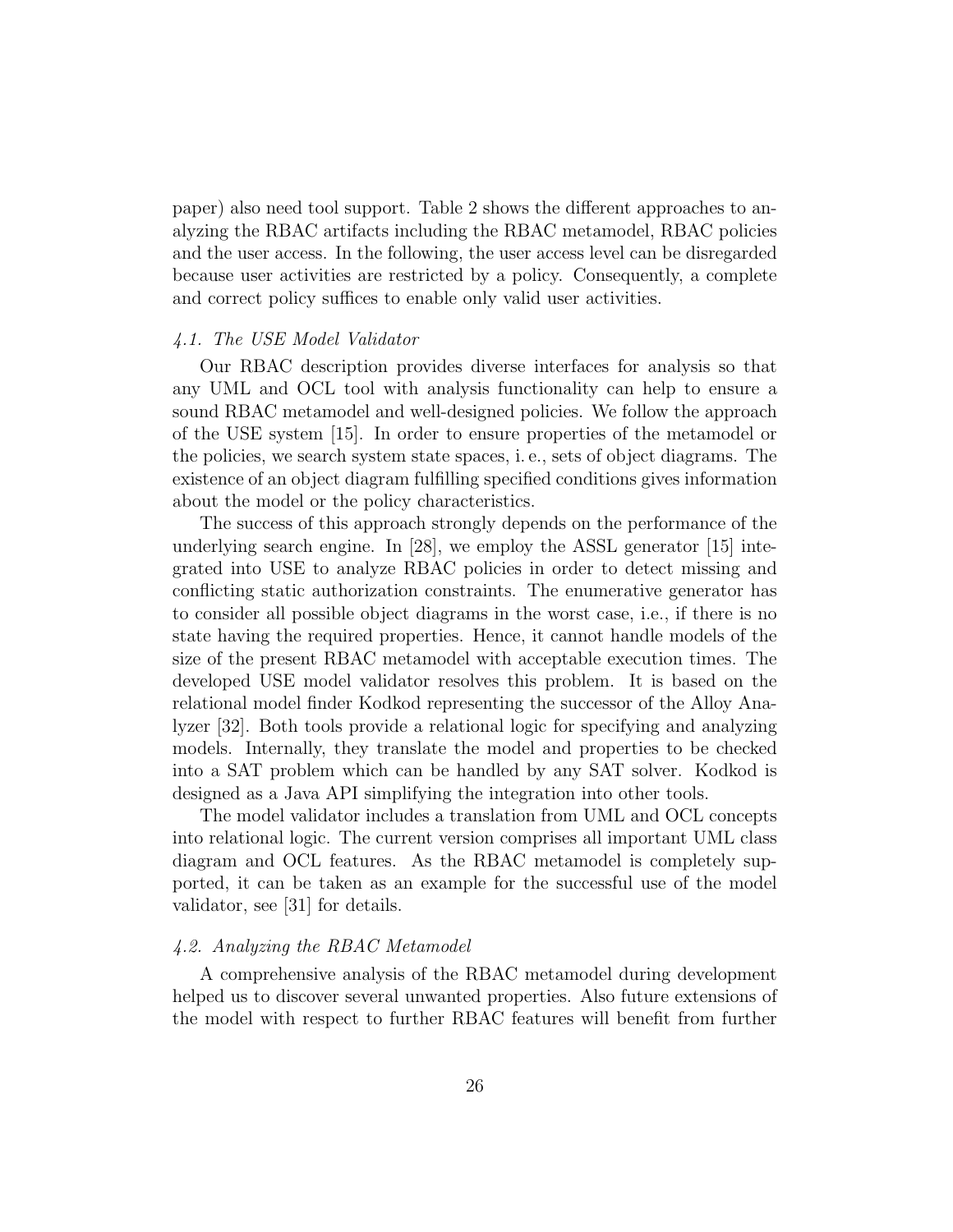paper) also need tool support. Table 2 shows the different approaches to analyzing the RBAC artifacts including the RBAC metamodel, RBAC policies and the user access. In the following, the user access level can be disregarded because user activities are restricted by a policy. Consequently, a complete and correct policy suffices to enable only valid user activities.

### *4.1. The USE Model Validator*

Our RBAC description provides diverse interfaces for analysis so that any UML and OCL tool with analysis functionality can help to ensure a sound RBAC metamodel and well-designed policies. We follow the approach of the USE system [15]. In order to ensure properties of the metamodel or the policies, we search system state spaces, i. e., sets of object diagrams. The existence of an object diagram fulfilling specified conditions gives information about the model or the policy characteristics.

The success of this approach strongly depends on the performance of the underlying search engine. In [28], we employ the ASSL generator [15] integrated into USE to analyze RBAC policies in order to detect missing and conflicting static authorization constraints. The enumerative generator has to consider all possible object diagrams in the worst case, i.e., if there is no state having the required properties. Hence, it cannot handle models of the size of the present RBAC metamodel with acceptable execution times. The developed USE model validator resolves this problem. It is based on the relational model finder Kodkod representing the successor of the Alloy Analyzer [32]. Both tools provide a relational logic for specifying and analyzing models. Internally, they translate the model and properties to be checked into a SAT problem which can be handled by any SAT solver. Kodkod is designed as a Java API simplifying the integration into other tools.

The model validator includes a translation from UML and OCL concepts into relational logic. The current version comprises all important UML class diagram and OCL features. As the RBAC metamodel is completely supported, it can be taken as an example for the successful use of the model validator, see [31] for details.

### *4.2. Analyzing the RBAC Metamodel*

A comprehensive analysis of the RBAC metamodel during development helped us to discover several unwanted properties. Also future extensions of the model with respect to further RBAC features will benefit from further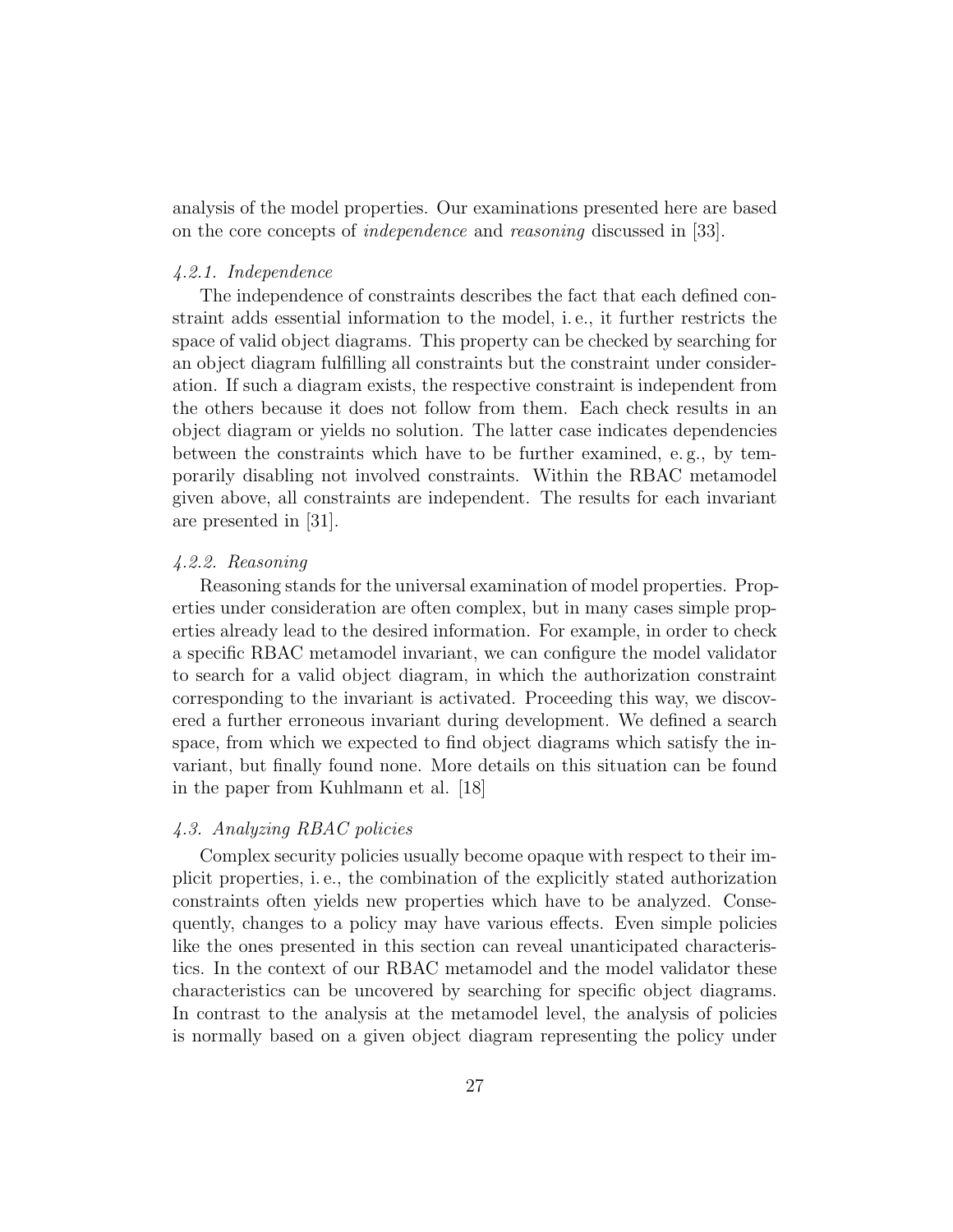analysis of the model properties. Our examinations presented here are based on the core concepts of *independence* and *reasoning* discussed in [33].

#### *4.2.1. Independence*

The independence of constraints describes the fact that each defined constraint adds essential information to the model, i. e., it further restricts the space of valid object diagrams. This property can be checked by searching for an object diagram fulfilling all constraints but the constraint under consideration. If such a diagram exists, the respective constraint is independent from the others because it does not follow from them. Each check results in an object diagram or yields no solution. The latter case indicates dependencies between the constraints which have to be further examined, e. g., by temporarily disabling not involved constraints. Within the RBAC metamodel given above, all constraints are independent. The results for each invariant are presented in [31].

#### *4.2.2. Reasoning*

Reasoning stands for the universal examination of model properties. Properties under consideration are often complex, but in many cases simple properties already lead to the desired information. For example, in order to check a specific RBAC metamodel invariant, we can configure the model validator to search for a valid object diagram, in which the authorization constraint corresponding to the invariant is activated. Proceeding this way, we discovered a further erroneous invariant during development. We defined a search space, from which we expected to find object diagrams which satisfy the invariant, but finally found none. More details on this situation can be found in the paper from Kuhlmann et al. [18]

### *4.3. Analyzing RBAC policies*

Complex security policies usually become opaque with respect to their implicit properties, i. e., the combination of the explicitly stated authorization constraints often yields new properties which have to be analyzed. Consequently, changes to a policy may have various effects. Even simple policies like the ones presented in this section can reveal unanticipated characteristics. In the context of our RBAC metamodel and the model validator these characteristics can be uncovered by searching for specific object diagrams. In contrast to the analysis at the metamodel level, the analysis of policies is normally based on a given object diagram representing the policy under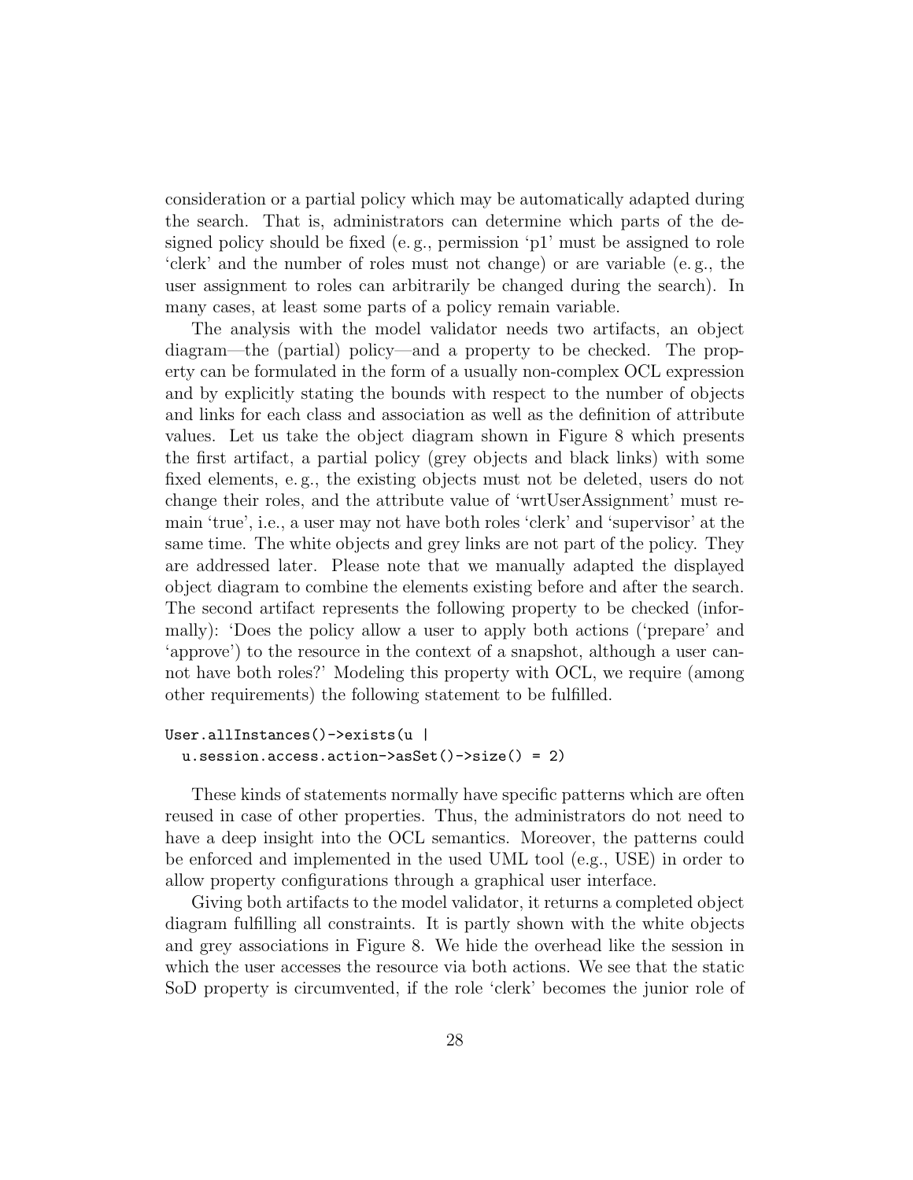consideration or a partial policy which may be automatically adapted during the search. That is, administrators can determine which parts of the designed policy should be fixed (e. g., permission 'p1' must be assigned to role 'clerk' and the number of roles must not change) or are variable (e. g., the user assignment to roles can arbitrarily be changed during the search). In many cases, at least some parts of a policy remain variable.

The analysis with the model validator needs two artifacts, an object diagram—the (partial) policy—and a property to be checked. The property can be formulated in the form of a usually non-complex OCL expression and by explicitly stating the bounds with respect to the number of objects and links for each class and association as well as the definition of attribute values. Let us take the object diagram shown in Figure 8 which presents the first artifact, a partial policy (grey objects and black links) with some fixed elements, e. g., the existing objects must not be deleted, users do not change their roles, and the attribute value of 'wrtUserAssignment' must remain 'true', i.e., a user may not have both roles 'clerk' and 'supervisor' at the same time. The white objects and grey links are not part of the policy. They are addressed later. Please note that we manually adapted the displayed object diagram to combine the elements existing before and after the search. The second artifact represents the following property to be checked (informally): 'Does the policy allow a user to apply both actions ('prepare' and 'approve') to the resource in the context of a snapshot, although a user cannot have both roles?' Modeling this property with OCL, we require (among other requirements) the following statement to be fulfilled.

```
User.allInstances()->exists(u |
  u.session.access.action->asSet()->size() = 2)
```

These kinds of statements normally have specific patterns which are often reused in case of other properties. Thus, the administrators do not need to have a deep insight into the OCL semantics. Moreover, the patterns could be enforced and implemented in the used UML tool (e.g., USE) in order to allow property configurations through a graphical user interface.

Giving both artifacts to the model validator, it returns a completed object diagram fulfilling all constraints. It is partly shown with the white objects and grey associations in Figure 8. We hide the overhead like the session in which the user accesses the resource via both actions. We see that the static SoD property is circumvented, if the role 'clerk' becomes the junior role of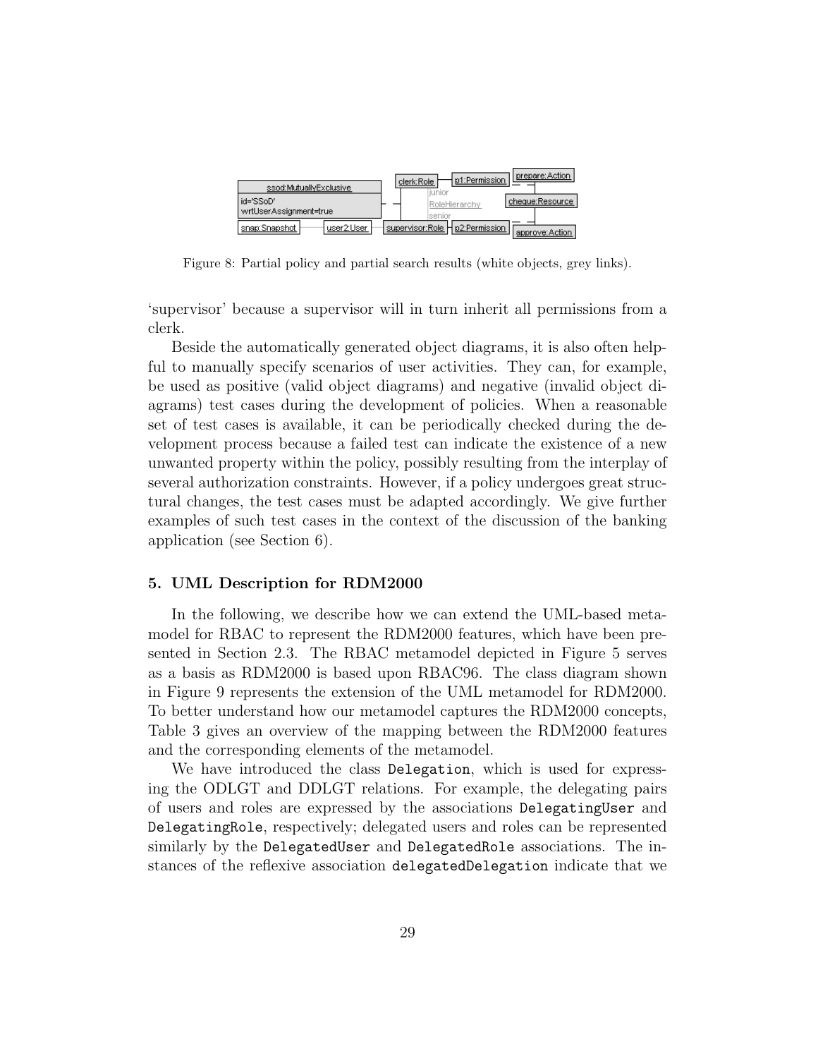Figure 8: Partial policy and partial search results (white objects, grey links).

'supervisor' because a supervisor will in turn inherit all permissions from a clerk.

Beside the automatically generated object diagrams, it is also often helpful to manually specify scenarios of user activities. They can, for example, be used as positive (valid object diagrams) and negative (invalid object diagrams) test cases during the development of policies. When a reasonable set of test cases is available, it can be periodically checked during the development process because a failed test can indicate the existence of a new unwanted property within the policy, possibly resulting from the interplay of several authorization constraints. However, if a policy undergoes great structural changes, the test cases must be adapted accordingly. We give further examples of such test cases in the context of the discussion of the banking application (see Section 6).

## 5. UML Description for RDM2000

In the following, we describe how we can extend the UML-based metamodel for RBAC to represent the RDM2000 features, which have been presented in Section 2.3. The RBAC metamodel depicted in Figure 5 serves as a basis as RDM2000 is based upon RBAC96. The class diagram shown in Figure 9 represents the extension of the UML metamodel for RDM2000. To better understand how our metamodel captures the RDM2000 concepts, Table 3 gives an overview of the mapping between the RDM2000 features and the corresponding elements of the metamodel.

We have introduced the class `Delegation`, which is used for expressing the ODLGT and DDLGT relations. For example, the delegating pairs of users and roles are expressed by the associations `DelegatingUser` and `DelegatingRole`, respectively; delegated users and roles can be represented similarly by the `DelegatedUser` and `DelegatedRole` associations. The instances of the reflexive association `delegatedDelegation` indicate that we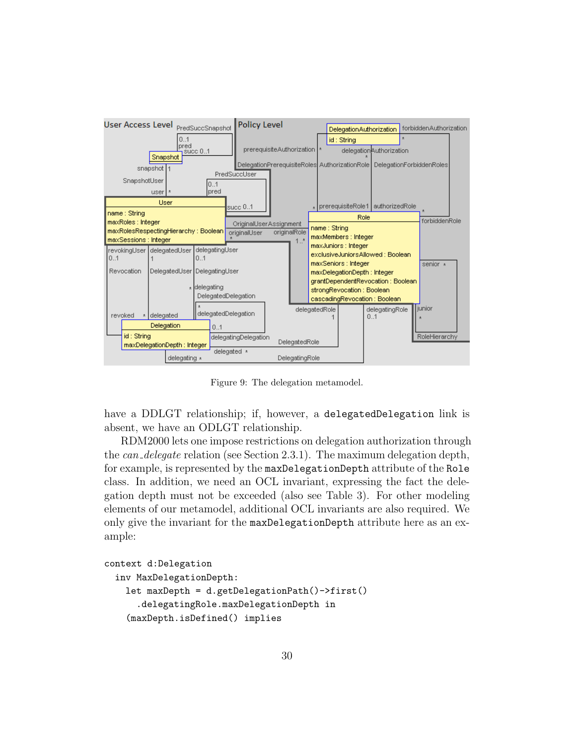Figure 9: The delegation metamodel.

have a DDLGT relationship; if, however, a `delegatedDelegation` link is absent, we have an ODLGT relationship.

RDM2000 lets one impose restrictions on delegation authorization through the *can_delegate* relation (see Section 2.3.1). The maximum delegation depth, for example, is represented by the `maxDelegationDepth` attribute of the `Role` class. In addition, we need an OCL invariant, expressing the fact the delegation depth must not be exceeded (also see Table 3). For other modeling elements of our metamodel, additional OCL invariants are also required. We only give the invariant for the `maxDelegationDepth` attribute here as an example:

```
context d:Delegation
  inv MaxDelegationDepth:
    let maxDepth = d.getDelegationPath()->first()
      .delegatingRole.maxDelegationDepth in
    (maxDepth.isDefined() implies
```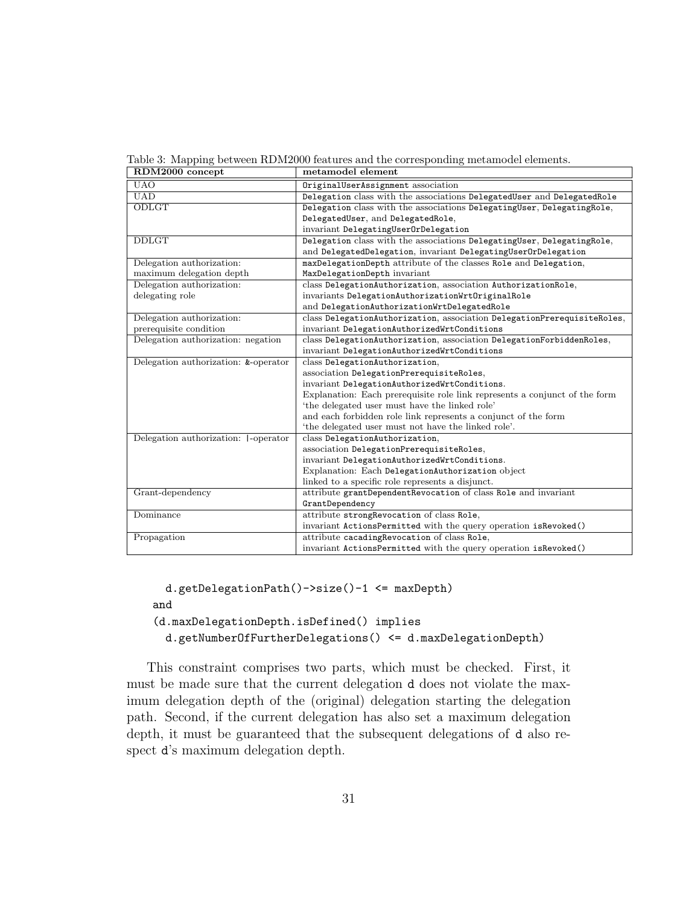Table 3: Mapping between RDM2000 features and the corresponding metamodel elements.

| RDM2000 concept | metamodel element |
|---|---|
| UAO | `OriginalUserAssignment` association |
| UAD | `Delegation` class with the associations `DelegatedUser` and `DelegatedRole` |
| ODLGT | `Delegation` class with the associations `DelegatingUser`, `DelegatingRole`, `DelegatedUser`, and `DelegatedRole`, invariant `DelegatingUserOrDelegation` |
| DDLGT | `Delegation` class with the associations `DelegatingUser`, `DelegatingRole`, and `DelegatedDelegation`, invariant `DelegatingUserOrDelegation` |
| Delegation authorization: maximum delegation depth | `maxDelegationDepth` attribute of the classes `Role` and `Delegation`, `MaxDelegationDepth` invariant |
| Delegation authorization: delegating role | class `DelegationAuthorization`, association `AuthorizationRole`, invariants `DelegationAuthorizationWrtOriginalRole` and `DelegationAuthorizationWrtDelegatedRole` |
| Delegation authorization: prerequisite condition | class `DelegationAuthorization`, association `DelegationPrerequisiteRoles`, invariant `DelegationAuthorizedWrtConditions` |
| Delegation authorization: negation | class `DelegationAuthorization`, association `DelegationForbiddenRoles`, invariant `DelegationAuthorizedWrtConditions` |
| Delegation authorization: &-operator | class `DelegationAuthorization`, association `DelegationPrerequisiteRoles`, invariant `DelegationAuthorizedWrtConditions`. Explanation: Each prerequisite role link represents a conjunct of the form 'the delegated user must have the linked role' and each forbidden role link represents a conjunct of the form 'the delegated user must not have the linked role'. |
| Delegation authorization: \|-operator | class `DelegationAuthorization`, association `DelegationPrerequisiteRoles`, invariant `DelegationAuthorizedWrtConditions`. Explanation: Each `DelegationAuthorization` object linked to a specific role represents a disjunct. |
| Grant-dependency | attribute `grantDependentRevocation` of class `Role` and invariant `GrantDependency` |
| Dominance | attribute `strongRevocation` of class `Role`, invariant `ActionsPermitted` with the query operation `isRevoked()` |
| Propagation | attribute `cacadingRevocation` of class `Role`, invariant `ActionsPermitted` with the query operation `isRevoked()` |

```
    d.getDelegationPath()->size()-1 <= maxDepth)
  and
  (d.maxDelegationDepth.isDefined() implies
    d.getNumberOfFurtherDelegations() <= d.maxDelegationDepth)
```

This constraint comprises two parts, which must be checked. First, it must be made sure that the current delegation `d` does not violate the maximum delegation depth of the (original) delegation starting the delegation path. Second, if the current delegation has also set a maximum delegation depth, it must be guaranteed that the subsequent delegations of `d` also respect `d`'s maximum delegation depth.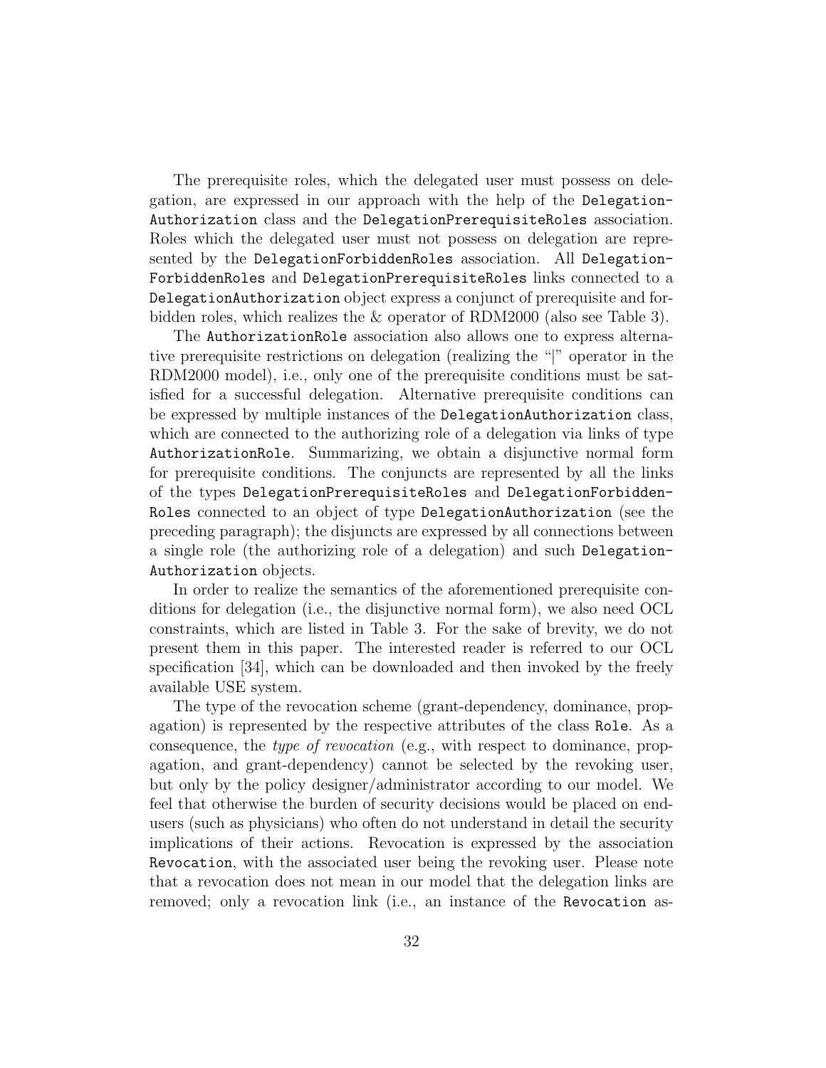The prerequisite roles, which the delegated user must possess on delegation, are expressed in our approach with the help of the `DelegationAuthorization` class and the `DelegationPrerequisiteRoles` association. Roles which the delegated user must not possess on delegation are represented by the `DelegationForbiddenRoles` association. All `DelegationForbiddenRoles` and `DelegationPrerequisiteRoles` links connected to a `DelegationAuthorization` object express a conjunct of prerequisite and forbidden roles, which realizes the & operator of RDM2000 (also see Table 3).

The `AuthorizationRole` association also allows one to express alternative prerequisite restrictions on delegation (realizing the "|" operator in the RDM2000 model), i.e., only one of the prerequisite conditions must be satisfied for a successful delegation. Alternative prerequisite conditions can be expressed by multiple instances of the `DelegationAuthorization` class, which are connected to the authorizing role of a delegation via links of type `AuthorizationRole`. Summarizing, we obtain a disjunctive normal form for prerequisite conditions. The conjuncts are represented by all the links of the types `DelegationPrerequisiteRoles` and `DelegationForbiddenRoles` connected to an object of type `DelegationAuthorization` (see the preceding paragraph); the disjuncts are expressed by all connections between a single role (the authorizing role of a delegation) and such `DelegationAuthorization` objects.

In order to realize the semantics of the aforementioned prerequisite conditions for delegation (i.e., the disjunctive normal form), we also need OCL constraints, which are listed in Table 3. For the sake of brevity, we do not present them in this paper. The interested reader is referred to our OCL specification [34], which can be downloaded and then invoked by the freely available USE system.

The type of the revocation scheme (grant-dependency, dominance, propagation) is represented by the respective attributes of the class `Role`. As a consequence, the *type of revocation* (e.g., with respect to dominance, propagation, and grant-dependency) cannot be selected by the revoking user, but only by the policy designer/administrator according to our model. We feel that otherwise the burden of security decisions would be placed on end-users (such as physicians) who often do not understand in detail the security implications of their actions. Revocation is expressed by the association `Revocation`, with the associated user being the revoking user. Please note that a revocation does not mean in our model that the delegation links are removed; only a revocation link (i.e., an instance of the `Revocation` as-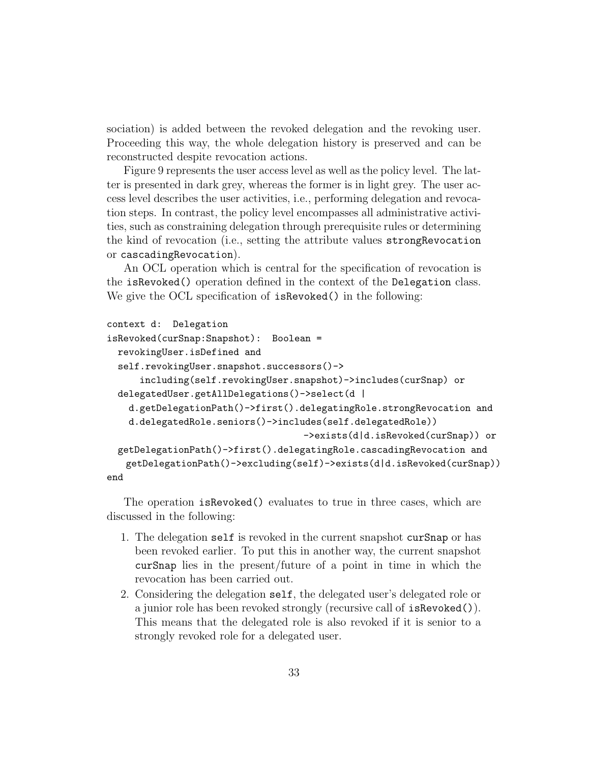sociation) is added between the revoked delegation and the revoking user. Proceeding this way, the whole delegation history is preserved and can be reconstructed despite revocation actions.

Figure 9 represents the user access level as well as the policy level. The latter is presented in dark grey, whereas the former is in light grey. The user access level describes the user activities, i.e., performing delegation and revocation steps. In contrast, the policy level encompasses all administrative activities, such as constraining delegation through prerequisite rules or determining the kind of revocation (i.e., setting the attribute values `strongRevocation` or `cascadingRevocation`).

An OCL operation which is central for the specification of revocation is the `isRevoked()` operation defined in the context of the `Delegation` class. We give the OCL specification of `isRevoked()` in the following:

```
context d:  Delegation
isRevoked(curSnap:Snapshot):  Boolean =
  revokingUser.isDefined and
  self.revokingUser.snapshot.successors()->
      including(self.revokingUser.snapshot)->includes(curSnap) or
  delegatedUser.getAllDelegations()->select(d |
    d.getDelegationPath()->first().delegatingRole.strongRevocation and
    d.delegatedRole.seniors()->includes(self.delegatedRole))
                                     ->exists(d|d.isRevoked(curSnap)) or
  getDelegationPath()->first().delegatingRole.cascadingRevocation and
   getDelegationPath()->excluding(self)->exists(d|d.isRevoked(curSnap))
end
```

The operation `isRevoked()` evaluates to true in three cases, which are discussed in the following:

1. The delegation `self` is revoked in the current snapshot `curSnap` or has been revoked earlier. To put this in another way, the current snapshot `curSnap` lies in the present/future of a point in time in which the revocation has been carried out.
2. Considering the delegation `self`, the delegated user's delegated role or a junior role has been revoked strongly (recursive call of `isRevoked()`). This means that the delegated role is also revoked if it is senior to a strongly revoked role for a delegated user.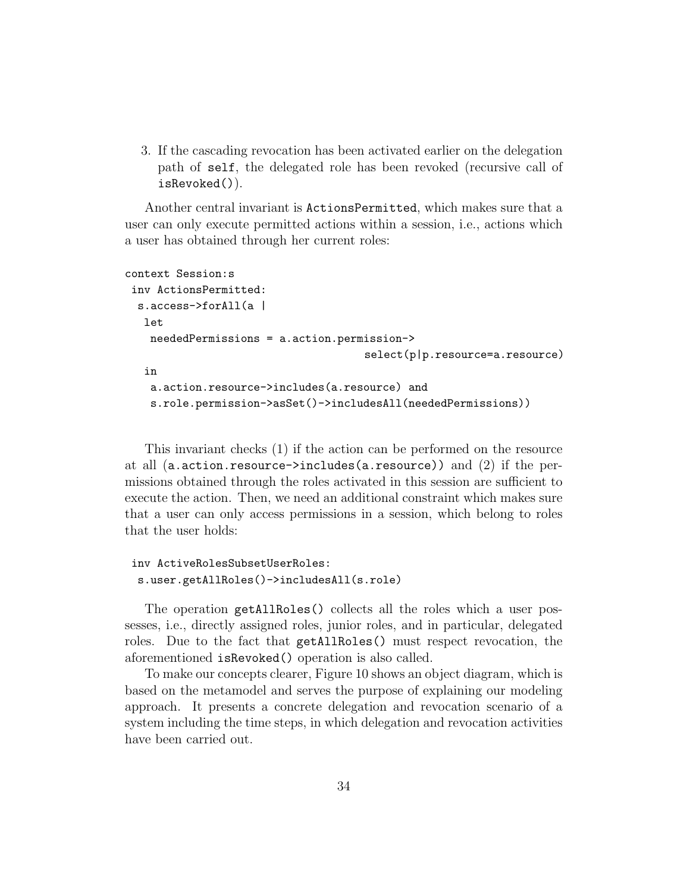3. If the cascading revocation has been activated earlier on the delegation path of `self`, the delegated role has been revoked (recursive call of `isRevoked()`).

Another central invariant is `ActionsPermitted`, which makes sure that a user can only execute permitted actions within a session, i.e., actions which a user has obtained through her current roles:

```
context Session:s
 inv ActionsPermitted:
  s.access->forAll(a |
   let
    neededPermissions = a.action.permission->
                                    select(p|p.resource=a.resource)
   in
    a.action.resource->includes(a.resource) and
    s.role.permission->asSet()->includesAll(neededPermissions))
```

This invariant checks (1) if the action can be performed on the resource at all (`a.action.resource->includes(a.resource)`) and (2) if the permissions obtained through the roles activated in this session are sufficient to execute the action. Then, we need an additional constraint which makes sure that a user can only access permissions in a session, which belong to roles that the user holds:

```
 inv ActiveRolesSubsetUserRoles:
  s.user.getAllRoles()->includesAll(s.role)
```

The operation `getAllRoles()` collects all the roles which a user possesses, i.e., directly assigned roles, junior roles, and in particular, delegated roles. Due to the fact that `getAllRoles()` must respect revocation, the aforementioned `isRevoked()` operation is also called.

To make our concepts clearer, Figure 10 shows an object diagram, which is based on the metamodel and serves the purpose of explaining our modeling approach. It presents a concrete delegation and revocation scenario of a system including the time steps, in which delegation and revocation activities have been carried out.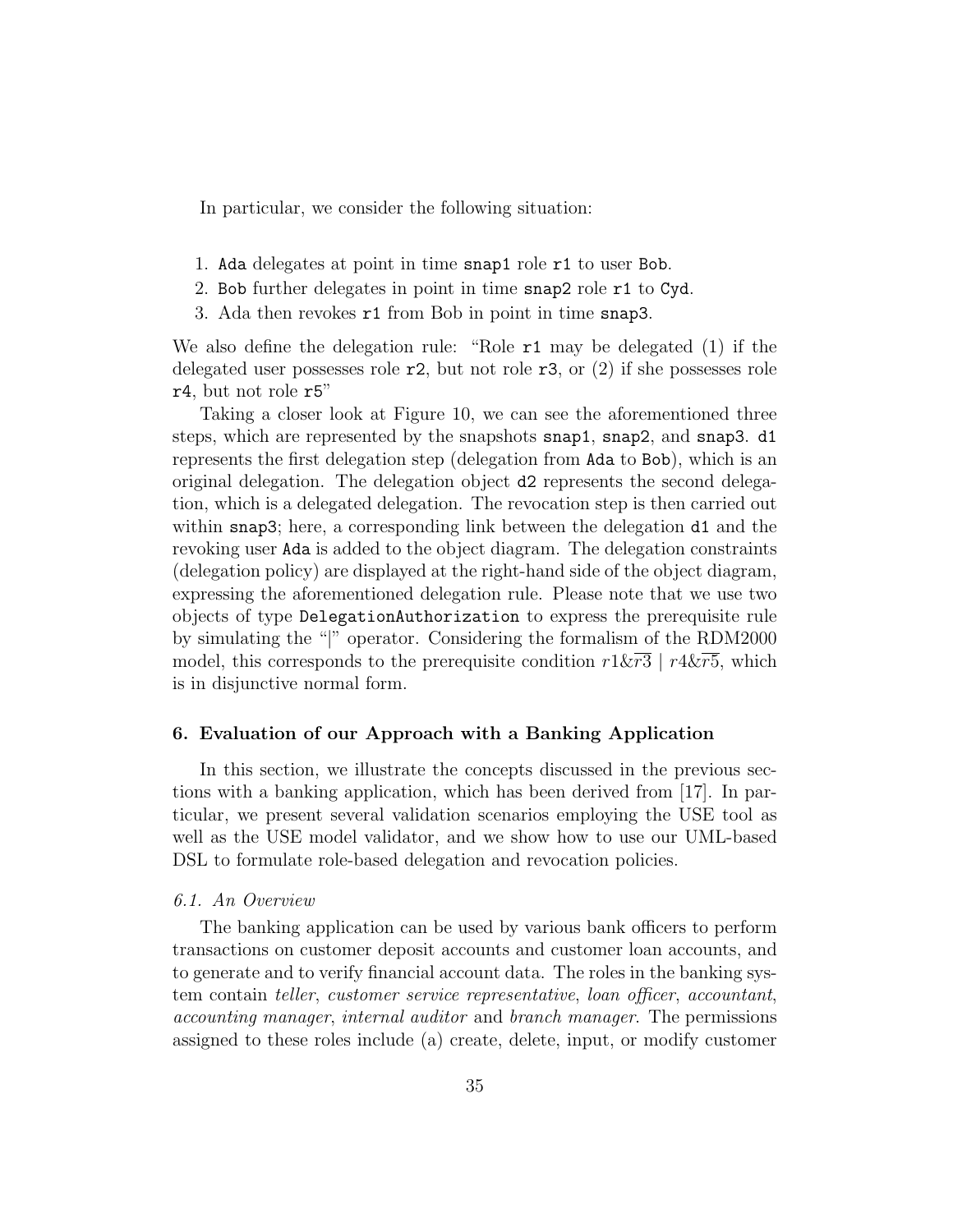In particular, we consider the following situation:

1. `Ada` delegates at point in time `snap1` role `r1` to user `Bob`.
2. `Bob` further delegates in point in time `snap2` role `r1` to `Cyd`.
3. Ada then revokes `r1` from Bob in point in time `snap3`.

We also define the delegation rule: "Role `r1` may be delegated (1) if the delegated user possesses role `r2`, but not role `r3`, or (2) if she possesses role `r4`, but not role `r5`"

Taking a closer look at Figure 10, we can see the aforementioned three steps, which are represented by the snapshots `snap1`, `snap2`, and `snap3`. `d1` represents the first delegation step (delegation from `Ada` to `Bob`), which is an original delegation. The delegation object `d2` represents the second delegation, which is a delegated delegation. The revocation step is then carried out within `snap3`; here, a corresponding link between the delegation `d1` and the revoking user `Ada` is added to the object diagram. The delegation constraints (delegation policy) are displayed at the right-hand side of the object diagram, expressing the aforementioned delegation rule. Please note that we use two objects of type `DelegationAuthorization` to express the prerequisite rule by simulating the "|" operator. Considering the formalism of the RDM2000 model, this corresponds to the prerequisite condition $r1\&\overline{r3} \mid r4\&\overline{r5}$, which is in disjunctive normal form.

## 6. Evaluation of our Approach with a Banking Application

In this section, we illustrate the concepts discussed in the previous sections with a banking application, which has been derived from [17]. In particular, we present several validation scenarios employing the USE tool as well as the USE model validator, and we show how to use our UML-based DSL to formulate role-based delegation and revocation policies.

### 6.1. An Overview

The banking application can be used by various bank officers to perform transactions on customer deposit accounts and customer loan accounts, and to generate and to verify financial account data. The roles in the banking system contain *teller*, *customer service representative*, *loan officer*, *accountant*, *accounting manager*, *internal auditor* and *branch manager*. The permissions assigned to these roles include (a) create, delete, input, or modify customer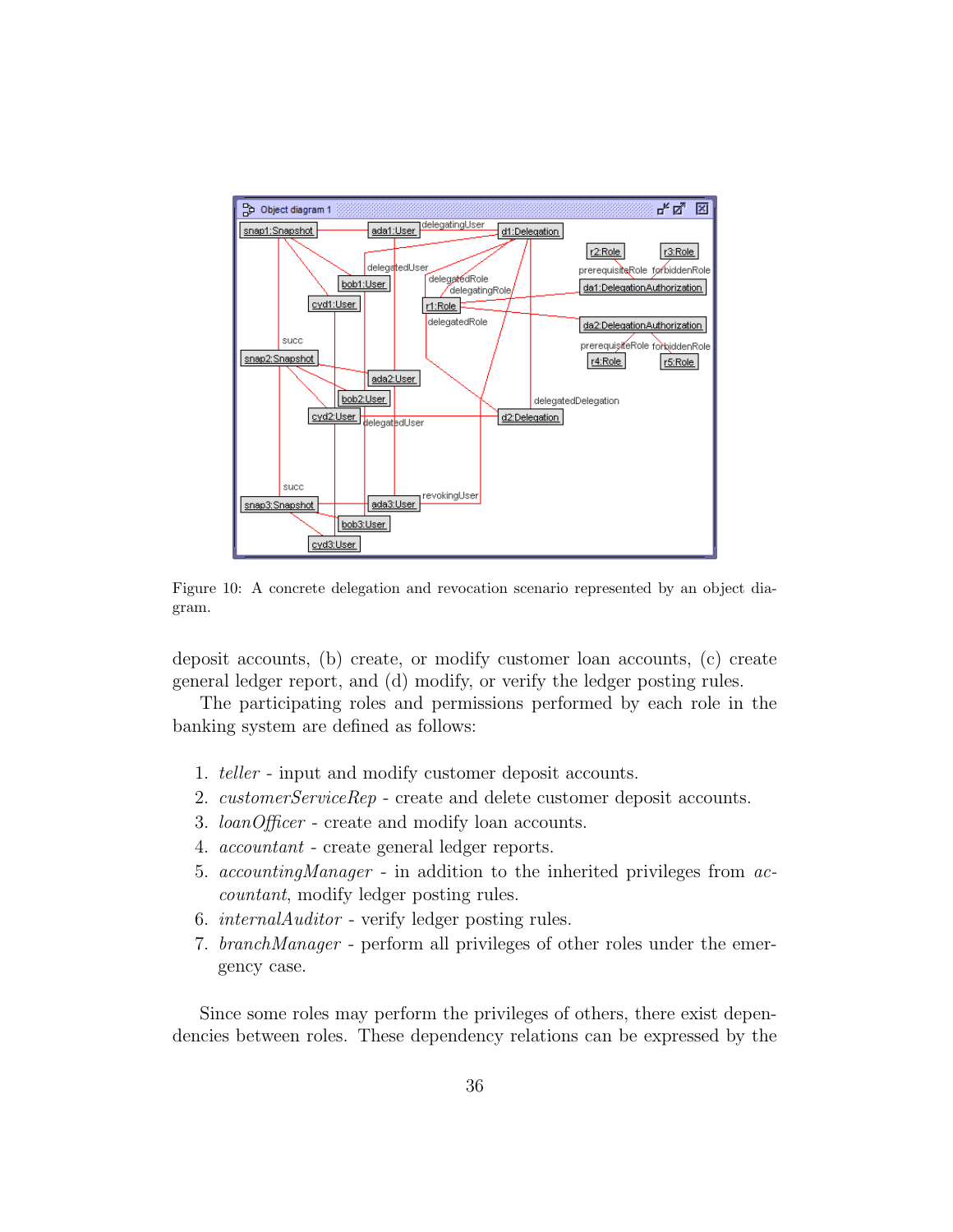Figure 10: A concrete delegation and revocation scenario represented by an object diagram.

deposit accounts, (b) create, or modify customer loan accounts, (c) create general ledger report, and (d) modify, or verify the ledger posting rules.

The participating roles and permissions performed by each role in the banking system are defined as follows:

1. *teller* - input and modify customer deposit accounts.
2. *customerServiceRep* - create and delete customer deposit accounts.
3. *loanOfficer* - create and modify loan accounts.
4. *accountant* - create general ledger reports.
5. *accountingManager* - in addition to the inherited privileges from *accountant*, modify ledger posting rules.
6. *internalAuditor* - verify ledger posting rules.
7. *branchManager* - perform all privileges of other roles under the emergency case.

Since some roles may perform the privileges of others, there exist dependencies between roles. These dependency relations can be expressed by the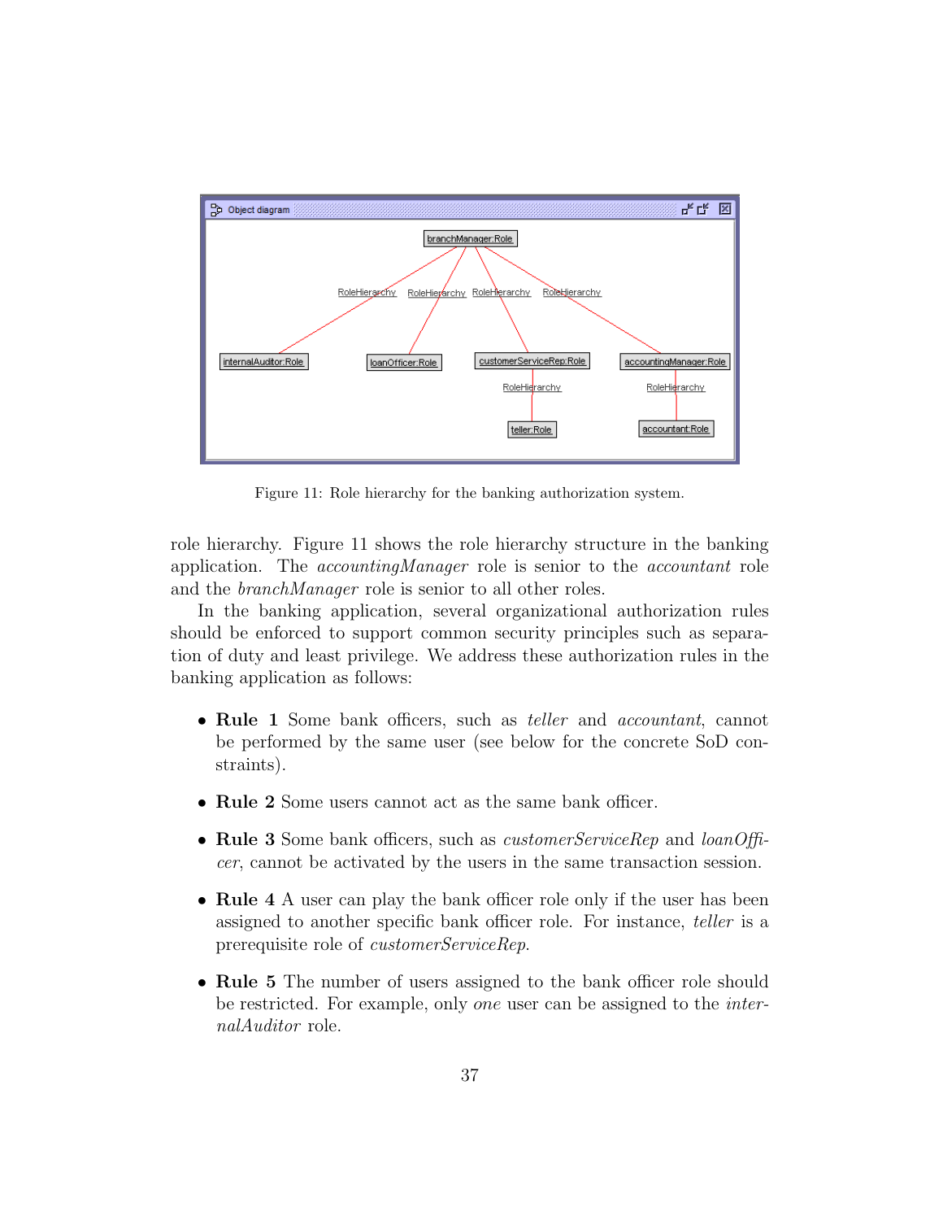Figure 11: Role hierarchy for the banking authorization system.

role hierarchy. Figure 11 shows the role hierarchy structure in the banking application. The *accountingManager* role is senior to the *accountant* role and the *branchManager* role is senior to all other roles.

In the banking application, several organizational authorization rules should be enforced to support common security principles such as separation of duty and least privilege. We address these authorization rules in the banking application as follows:

- **Rule 1** Some bank officers, such as *teller* and *accountant*, cannot be performed by the same user (see below for the concrete SoD constraints).
- **Rule 2** Some users cannot act as the same bank officer.
- **Rule 3** Some bank officers, such as *customerServiceRep* and *loanOfficer*, cannot be activated by the users in the same transaction session.
- **Rule 4** A user can play the bank officer role only if the user has been assigned to another specific bank officer role. For instance, *teller* is a prerequisite role of *customerServiceRep*.
- **Rule 5** The number of users assigned to the bank officer role should be restricted. For example, only *one* user can be assigned to the *internalAuditor* role.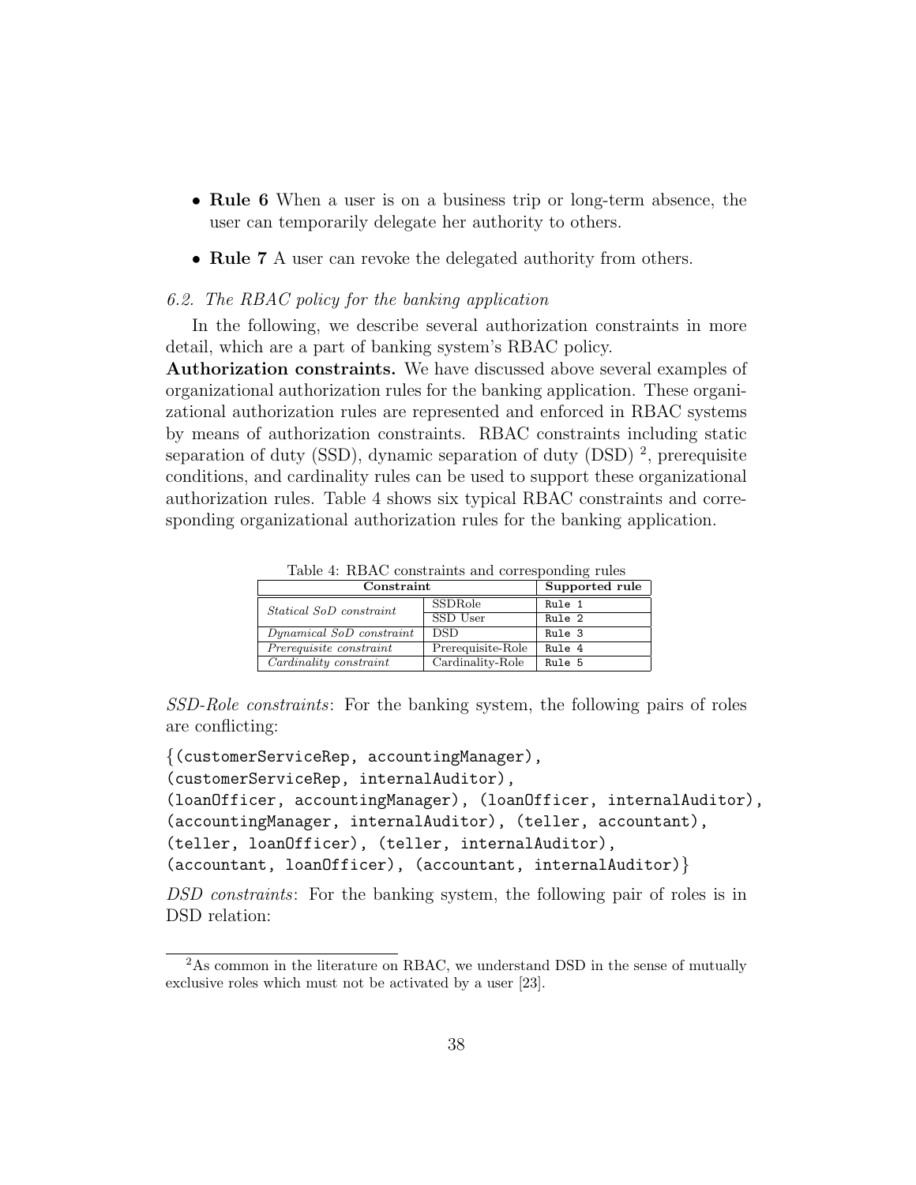- **Rule 6** When a user is on a business trip or long-term absence, the user can temporarily delegate her authority to others.
- **Rule 7** A user can revoke the delegated authority from others.

*6.2. The RBAC policy for the banking application*

In the following, we describe several authorization constraints in more detail, which are a part of banking system's RBAC policy.

**Authorization constraints.** We have discussed above several examples of organizational authorization rules for the banking application. These organizational authorization rules are represented and enforced in RBAC systems by means of authorization constraints. RBAC constraints including static separation of duty (SSD), dynamic separation of duty (DSD) [2], prerequisite conditions, and cardinality rules can be used to support these organizational authorization rules. Table 4 shows six typical RBAC constraints and corresponding organizational authorization rules for the banking application.

Table 4: RBAC constraints and corresponding rules

| **Constraint** | | **Supported rule** |
|---|---|---|
| *Statical SoD constraint* | SSDRole | `Rule 1` |
| | SSD User | `Rule 2` |
| *Dynamical SoD constraint* | DSD | `Rule 3` |
| *Prerequisite constraint* | Prerequisite-Role | `Rule 4` |
| *Cardinality constraint* | Cardinality-Role | `Rule 5` |

*SSD-Role constraints*: For the banking system, the following pairs of roles are conflicting:

```
{(customerServiceRep, accountingManager),
(customerServiceRep, internalAuditor),
(loanOfficer, accountingManager), (loanOfficer, internalAuditor),
(accountingManager, internalAuditor), (teller, accountant),
(teller, loanOfficer), (teller, internalAuditor),
(accountant, loanOfficer), (accountant, internalAuditor)}
```

*DSD constraints*: For the banking system, the following pair of roles is in DSD relation:

[2] As common in the literature on RBAC, we understand DSD in the sense of mutually exclusive roles which must not be activated by a user [23].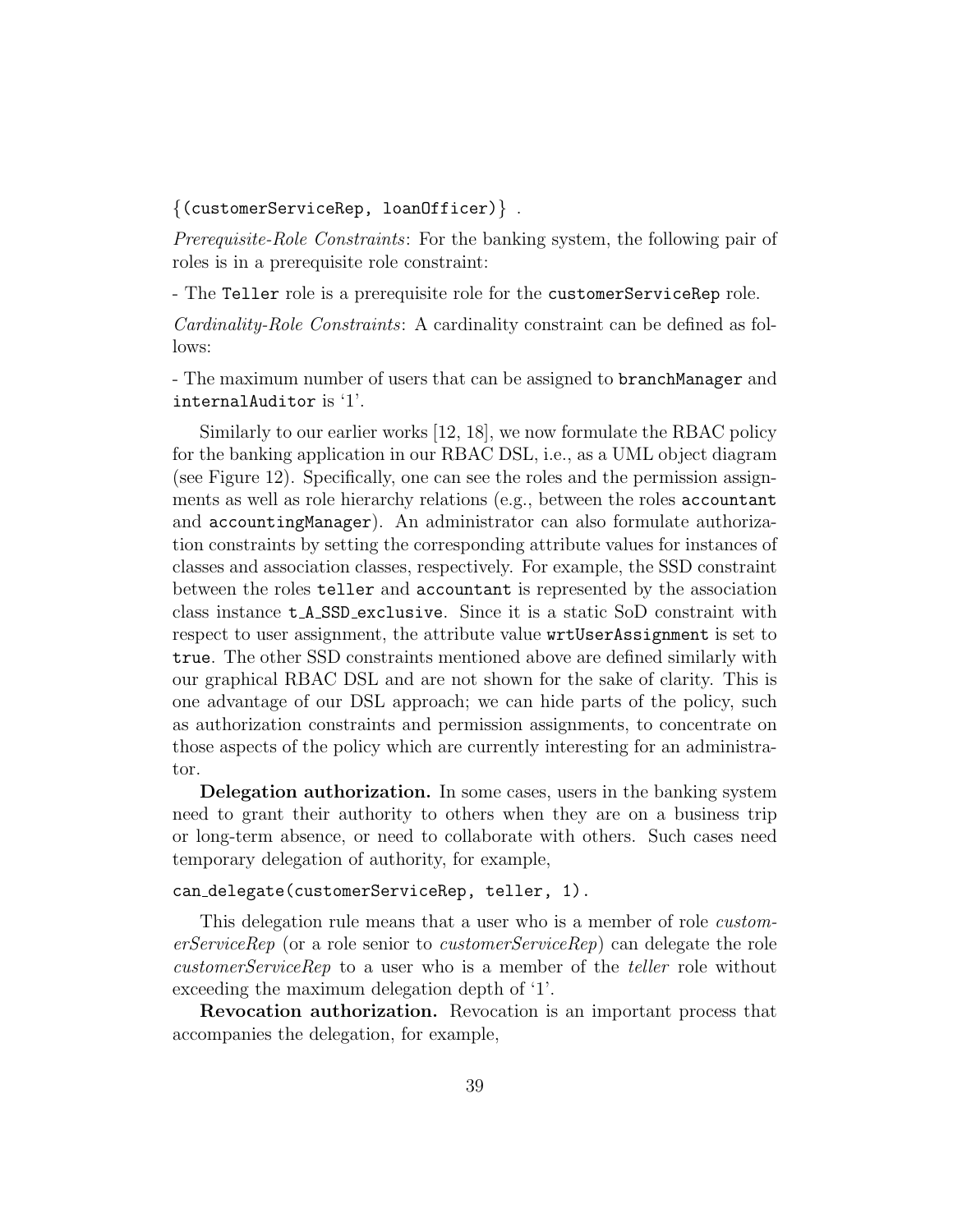{(customerServiceRep, loanOfficer)} .

*Prerequisite-Role Constraints*: For the banking system, the following pair of roles is in a prerequisite role constraint:

- The Teller role is a prerequisite role for the customerServiceRep role.

*Cardinality-Role Constraints*: A cardinality constraint can be defined as follows:

- The maximum number of users that can be assigned to branchManager and internalAuditor is '1'.

Similarly to our earlier works [12, 18], we now formulate the RBAC policy for the banking application in our RBAC DSL, i.e., as a UML object diagram (see Figure 12). Specifically, one can see the roles and the permission assignments as well as role hierarchy relations (e.g., between the roles accountant and accountingManager). An administrator can also formulate authorization constraints by setting the corresponding attribute values for instances of classes and association classes, respectively. For example, the SSD constraint between the roles teller and accountant is represented by the association class instance t_A_SSD_exclusive. Since it is a static SoD constraint with respect to user assignment, the attribute value wrtUserAssignment is set to true. The other SSD constraints mentioned above are defined similarly with our graphical RBAC DSL and are not shown for the sake of clarity. This is one advantage of our DSL approach; we can hide parts of the policy, such as authorization constraints and permission assignments, to concentrate on those aspects of the policy which are currently interesting for an administrator.

**Delegation authorization.** In some cases, users in the banking system need to grant their authority to others when they are on a business trip or long-term absence, or need to collaborate with others. Such cases need temporary delegation of authority, for example,

can_delegate(customerServiceRep, teller, 1).

This delegation rule means that a user who is a member of role *customerServiceRep* (or a role senior to *customerServiceRep*) can delegate the role *customerServiceRep* to a user who is a member of the *teller* role without exceeding the maximum delegation depth of '1'.

**Revocation authorization.** Revocation is an important process that accompanies the delegation, for example,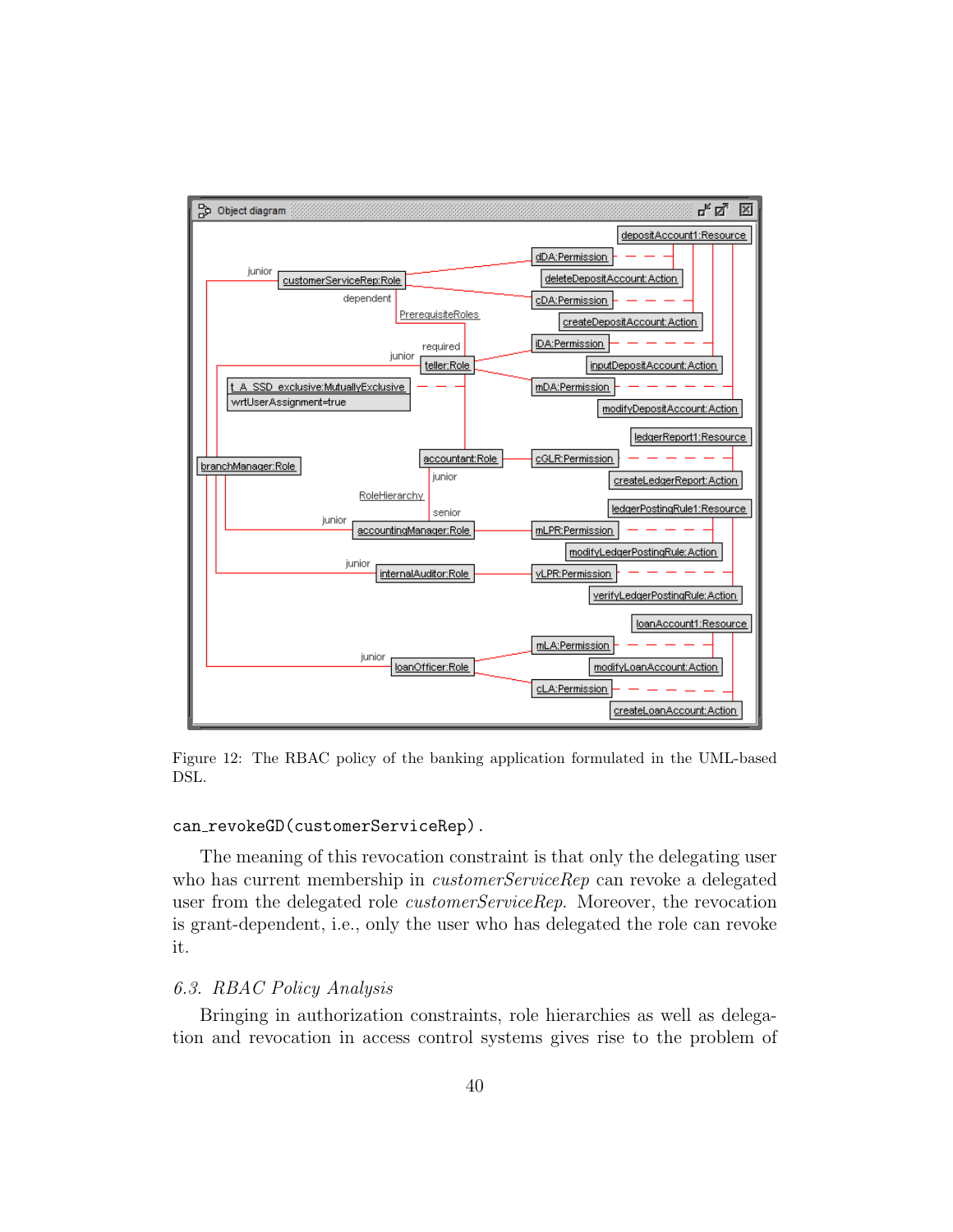Figure 12: The RBAC policy of the banking application formulated in the UML-based DSL.

```
can_revokeGD(customerServiceRep).
```

The meaning of this revocation constraint is that only the delegating user who has current membership in *customerServiceRep* can revoke a delegated user from the delegated role *customerServiceRep*. Moreover, the revocation is grant-dependent, i.e., only the user who has delegated the role can revoke it.

### 6.3. RBAC Policy Analysis

Bringing in authorization constraints, role hierarchies as well as delegation and revocation in access control systems gives rise to the problem of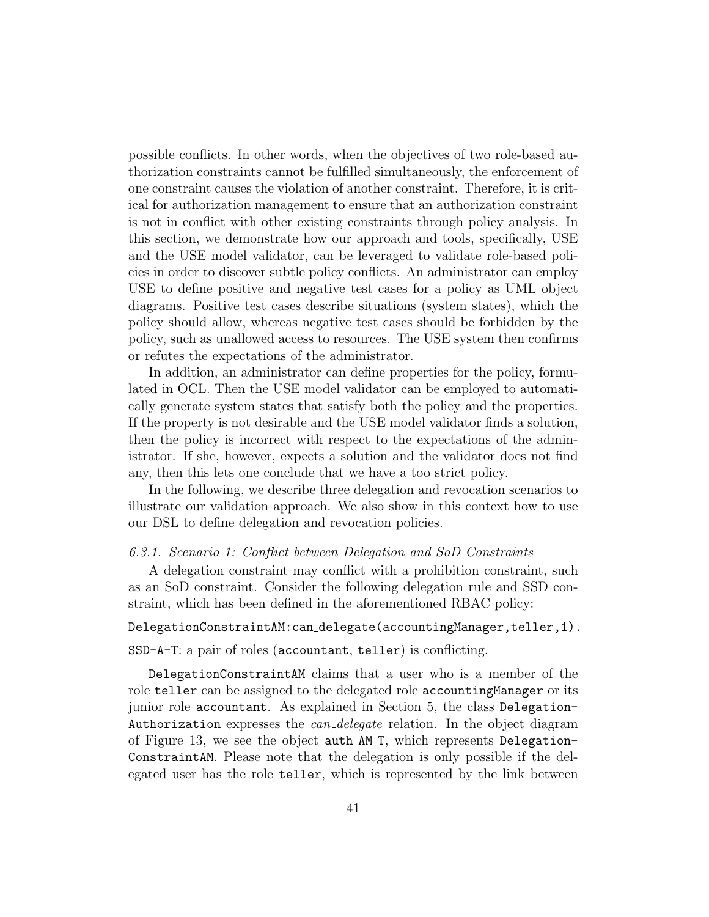possible conflicts. In other words, when the objectives of two role-based authorization constraints cannot be fulfilled simultaneously, the enforcement of one constraint causes the violation of another constraint. Therefore, it is critical for authorization management to ensure that an authorization constraint is not in conflict with other existing constraints through policy analysis. In this section, we demonstrate how our approach and tools, specifically, USE and the USE model validator, can be leveraged to validate role-based policies in order to discover subtle policy conflicts. An administrator can employ USE to define positive and negative test cases for a policy as UML object diagrams. Positive test cases describe situations (system states), which the policy should allow, whereas negative test cases should be forbidden by the policy, such as unallowed access to resources. The USE system then confirms or refutes the expectations of the administrator.

In addition, an administrator can define properties for the policy, formulated in OCL. Then the USE model validator can be employed to automatically generate system states that satisfy both the policy and the properties. If the property is not desirable and the USE model validator finds a solution, then the policy is incorrect with respect to the expectations of the administrator. If she, however, expects a solution and the validator does not find any, then this lets one conclude that we have a too strict policy.

In the following, we describe three delegation and revocation scenarios to illustrate our validation approach. We also show in this context how to use our DSL to define delegation and revocation policies.

#### *6.3.1. Scenario 1: Conflict between Delegation and SoD Constraints*

A delegation constraint may conflict with a prohibition constraint, such as an SoD constraint. Consider the following delegation rule and SSD constraint, which has been defined in the aforementioned RBAC policy:

`DelegationConstraintAM:can_delegate(accountingManager,teller,1).`

`SSD-A-T`: a pair of roles (`accountant`, `teller`) is conflicting.

`DelegationConstraintAM` claims that a user who is a member of the role `teller` can be assigned to the delegated role `accountingManager` or its junior role `accountant`. As explained in Section 5, the class `DelegationAuthorization` expresses the *can_delegate* relation. In the object diagram of Figure 13, we see the object `auth_AM_T`, which represents `DelegationConstraintAM`. Please note that the delegation is only possible if the delegated user has the role `teller`, which is represented by the link between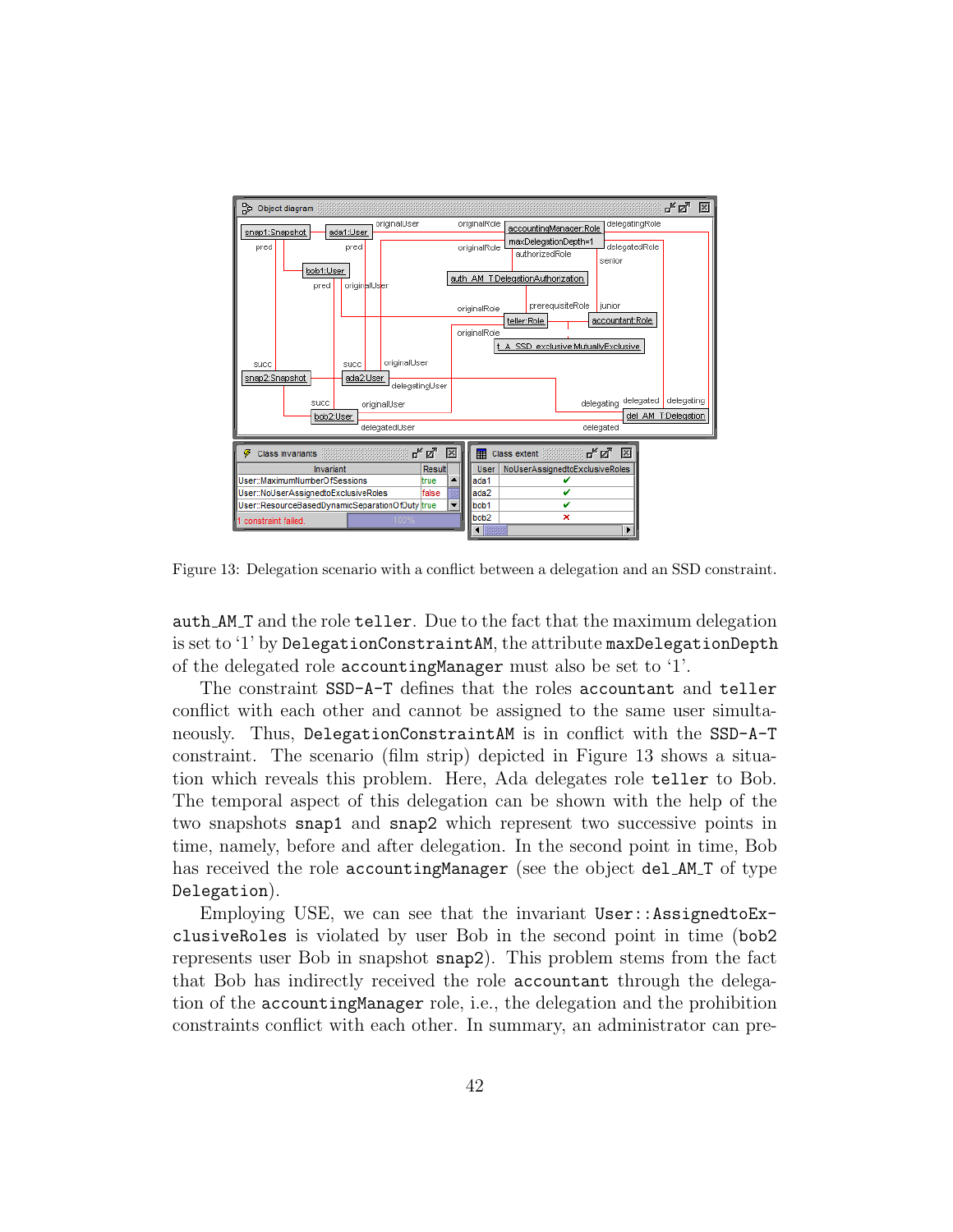Figure 13: Delegation scenario with a conflict between a delegation and an SSD constraint.

auth_AM_T and the role teller. Due to the fact that the maximum delegation is set to '1' by DelegationConstraintAM, the attribute maxDelegationDepth of the delegated role accountingManager must also be set to '1'.

The constraint SSD-A-T defines that the roles accountant and teller conflict with each other and cannot be assigned to the same user simultaneously. Thus, DelegationConstraintAM is in conflict with the SSD-A-T constraint. The scenario (film strip) depicted in Figure 13 shows a situation which reveals this problem. Here, Ada delegates role teller to Bob. The temporal aspect of this delegation can be shown with the help of the two snapshots snap1 and snap2 which represent two successive points in time, namely, before and after delegation. In the second point in time, Bob has received the role accountingManager (see the object del_AM_T of type Delegation).

Employing USE, we can see that the invariant User::AssignedtoExclusiveRoles is violated by user Bob in the second point in time (bob2 represents user Bob in snapshot snap2). This problem stems from the fact that Bob has indirectly received the role accountant through the delegation of the accountingManager role, i.e., the delegation and the prohibition constraints conflict with each other. In summary, an administrator can pre-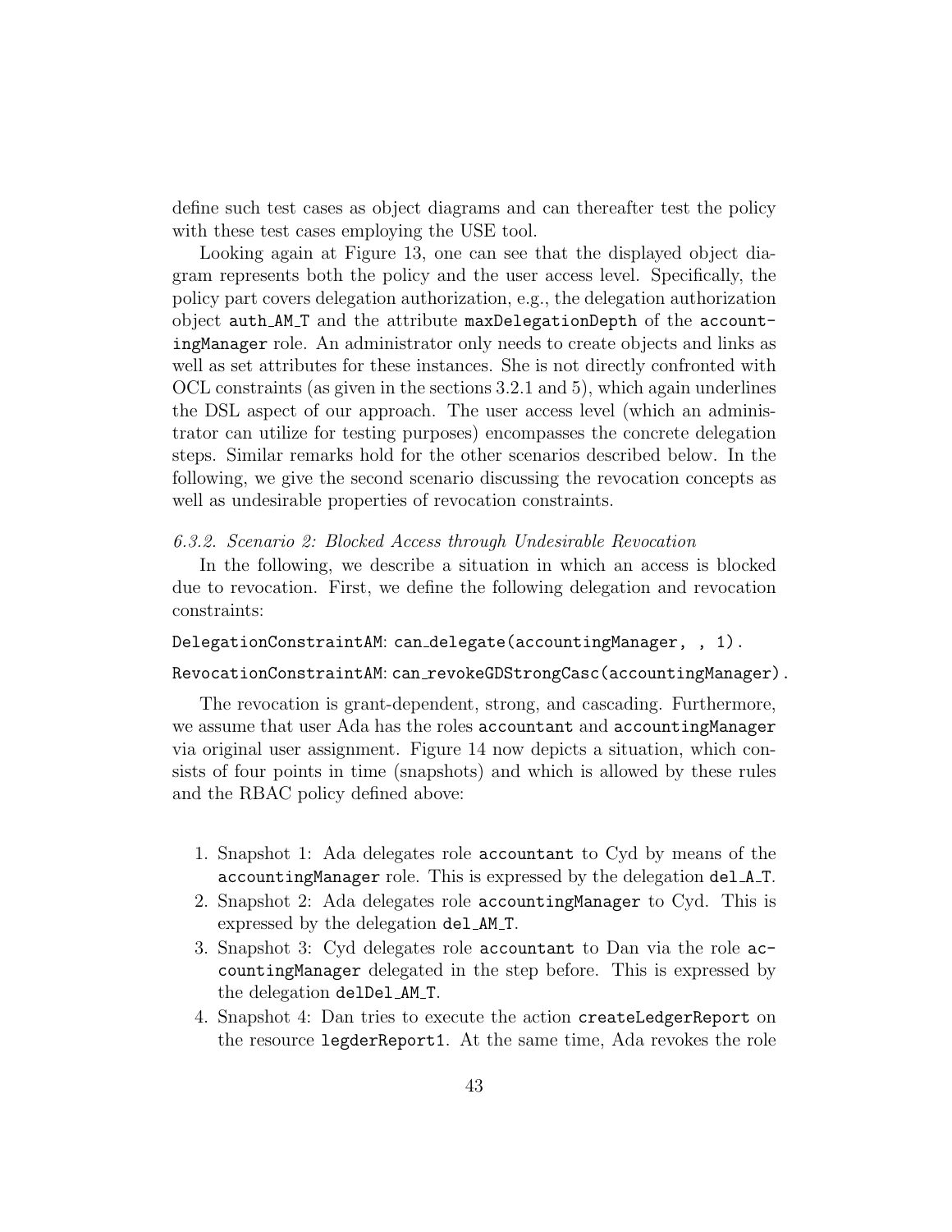define such test cases as object diagrams and can thereafter test the policy with these test cases employing the USE tool.

Looking again at Figure 13, one can see that the displayed object diagram represents both the policy and the user access level. Specifically, the policy part covers delegation authorization, e.g., the delegation authorization object `auth_AM_T` and the attribute `maxDelegationDepth` of the `accountingManager` role. An administrator only needs to create objects and links as well as set attributes for these instances. She is not directly confronted with OCL constraints (as given in the sections 3.2.1 and 5), which again underlines the DSL aspect of our approach. The user access level (which an administrator can utilize for testing purposes) encompasses the concrete delegation steps. Similar remarks hold for the other scenarios described below. In the following, we give the second scenario discussing the revocation concepts as well as undesirable properties of revocation constraints.

#### *6.3.2. Scenario 2: Blocked Access through Undesirable Revocation*

In the following, we describe a situation in which an access is blocked due to revocation. First, we define the following delegation and revocation constraints:

`DelegationConstraintAM`: `can_delegate(accountingManager, , 1).`

`RevocationConstraintAM`: `can_revokeGDStrongCasc(accountingManager).`

The revocation is grant-dependent, strong, and cascading. Furthermore, we assume that user Ada has the roles `accountant` and `accountingManager` via original user assignment. Figure 14 now depicts a situation, which consists of four points in time (snapshots) and which is allowed by these rules and the RBAC policy defined above:

1. Snapshot 1: Ada delegates role `accountant` to Cyd by means of the `accountingManager` role. This is expressed by the delegation `del_A_T`.
2. Snapshot 2: Ada delegates role `accountingManager` to Cyd. This is expressed by the delegation `del_AM_T`.
3. Snapshot 3: Cyd delegates role `accountant` to Dan via the role `accountingManager` delegated in the step before. This is expressed by the delegation `delDel_AM_T`.
4. Snapshot 4: Dan tries to execute the action `createLedgerReport` on the resource `legderReport1`. At the same time, Ada revokes the role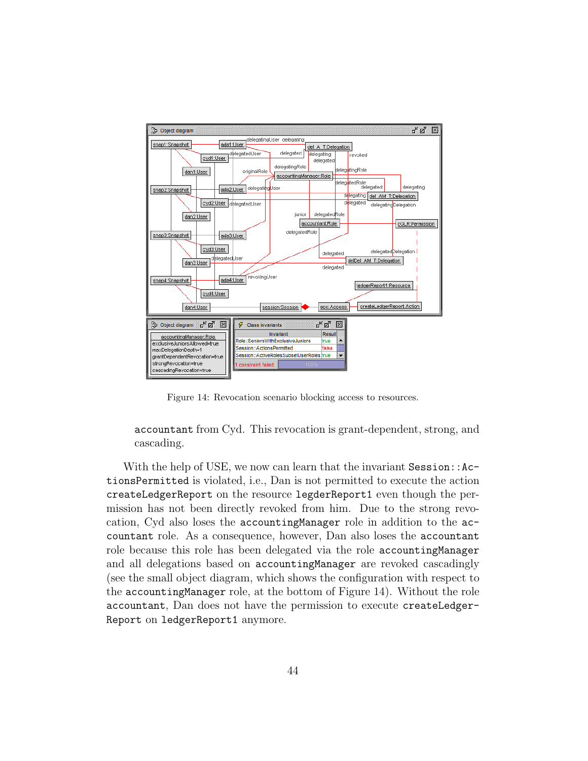Figure 14: Revocation scenario blocking access to resources.

accountant from Cyd. This revocation is grant-dependent, strong, and cascading.

With the help of USE, we now can learn that the invariant Session::ActionsPermitted is violated, i.e., Dan is not permitted to execute the action createLedgerReport on the resource legderReport1 even though the permission has not been directly revoked from him. Due to the strong revocation, Cyd also loses the accountingManager role in addition to the accountant role. As a consequence, however, Dan also loses the accountant role because this role has been delegated via the role accountingManager and all delegations based on accountingManager are revoked cascadingly (see the small object diagram, which shows the configuration with respect to the accountingManager role, at the bottom of Figure 14). Without the role accountant, Dan does not have the permission to execute createLedgerReport on ledgerReport1 anymore.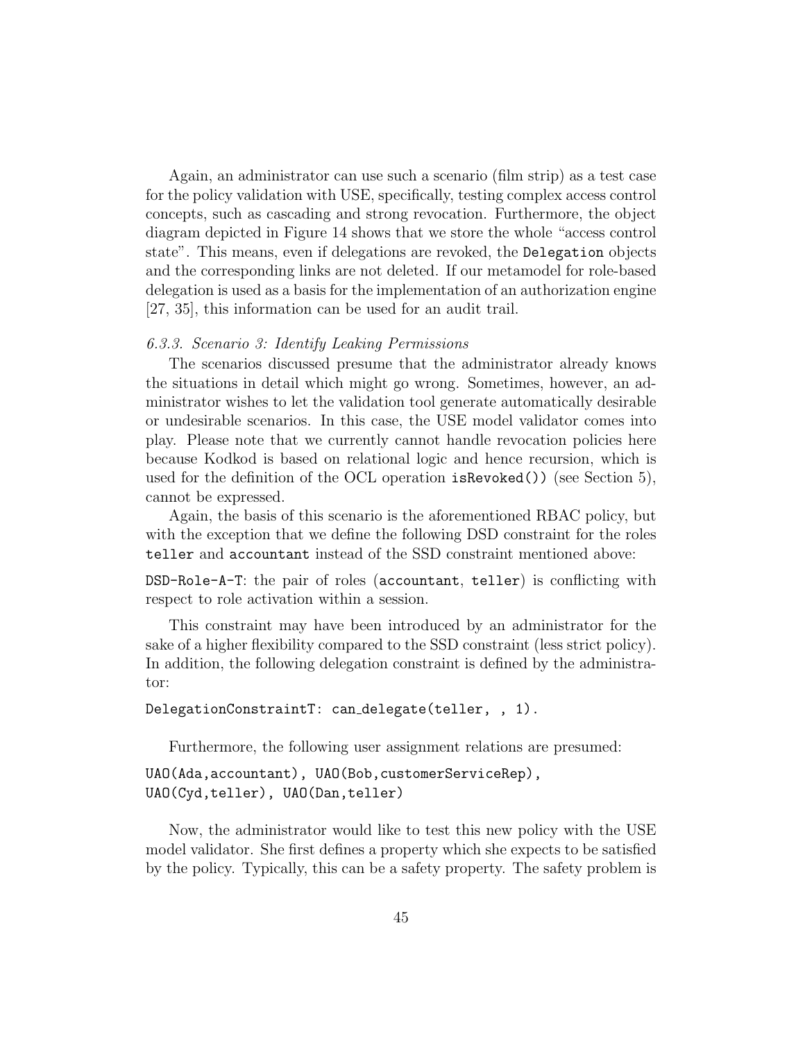Again, an administrator can use such a scenario (film strip) as a test case for the policy validation with USE, specifically, testing complex access control concepts, such as cascading and strong revocation. Furthermore, the object diagram depicted in Figure 14 shows that we store the whole "access control state". This means, even if delegations are revoked, the `Delegation` objects and the corresponding links are not deleted. If our metamodel for role-based delegation is used as a basis for the implementation of an authorization engine [27, 35], this information can be used for an audit trail.

### *6.3.3. Scenario 3: Identify Leaking Permissions*

The scenarios discussed presume that the administrator already knows the situations in detail which might go wrong. Sometimes, however, an administrator wishes to let the validation tool generate automatically desirable or undesirable scenarios. In this case, the USE model validator comes into play. Please note that we currently cannot handle revocation policies here because Kodkod is based on relational logic and hence recursion, which is used for the definition of the OCL operation `isRevoked())` (see Section 5), cannot be expressed.

Again, the basis of this scenario is the aforementioned RBAC policy, but with the exception that we define the following DSD constraint for the roles `teller` and `accountant` instead of the SSD constraint mentioned above:

`DSD-Role-A-T`: the pair of roles (`accountant`, `teller`) is conflicting with respect to role activation within a session.

This constraint may have been introduced by an administrator for the sake of a higher flexibility compared to the SSD constraint (less strict policy). In addition, the following delegation constraint is defined by the administrator:

```
DelegationConstraintT: can_delegate(teller, , 1).
```

Furthermore, the following user assignment relations are presumed:

```
UAO(Ada,accountant), UAO(Bob,customerServiceRep),
UAO(Cyd,teller), UAO(Dan,teller)
```

Now, the administrator would like to test this new policy with the USE model validator. She first defines a property which she expects to be satisfied by the policy. Typically, this can be a safety property. The safety problem is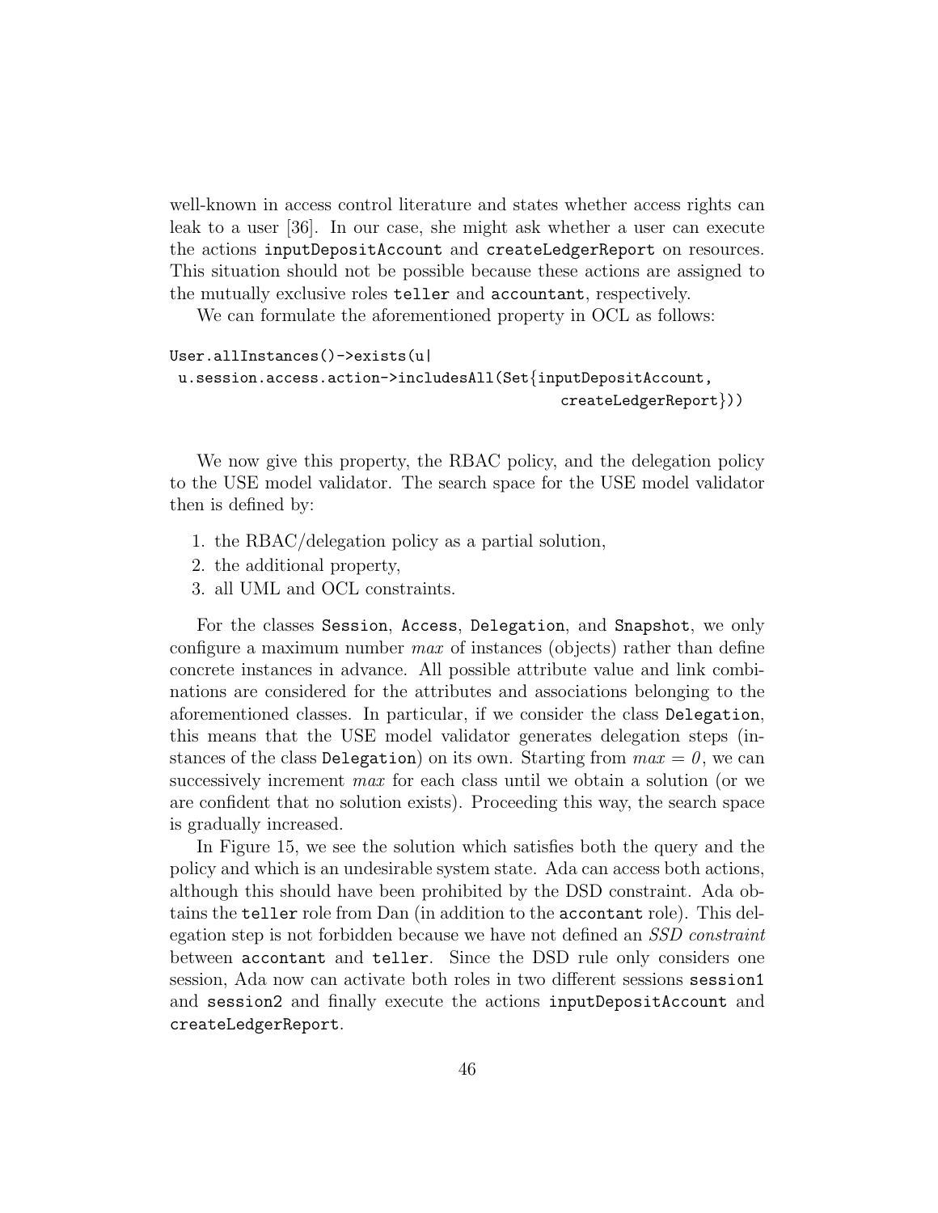well-known in access control literature and states whether access rights can leak to a user [36]. In our case, she might ask whether a user can execute the actions `inputDepositAccount` and `createLedgerReport` on resources. This situation should not be possible because these actions are assigned to the mutually exclusive roles `teller` and `accountant`, respectively.

We can formulate the aforementioned property in OCL as follows:

```
User.allInstances()->exists(u|
 u.session.access.action->includesAll(Set{inputDepositAccount,
                                          createLedgerReport}))
```

We now give this property, the RBAC policy, and the delegation policy to the USE model validator. The search space for the USE model validator then is defined by:

1. the RBAC/delegation policy as a partial solution,
2. the additional property,
3. all UML and OCL constraints.

For the classes `Session`, `Access`, `Delegation`, and `Snapshot`, we only configure a maximum number *max* of instances (objects) rather than define concrete instances in advance. All possible attribute value and link combinations are considered for the attributes and associations belonging to the aforementioned classes. In particular, if we consider the class `Delegation`, this means that the USE model validator generates delegation steps (instances of the class `Delegation`) on its own. Starting from *max = 0*, we can successively increment *max* for each class until we obtain a solution (or we are confident that no solution exists). Proceeding this way, the search space is gradually increased.

In Figure 15, we see the solution which satisfies both the query and the policy and which is an undesirable system state. Ada can access both actions, although this should have been prohibited by the DSD constraint. Ada obtains the `teller` role from Dan (in addition to the `accontant` role). This delegation step is not forbidden because we have not defined an *SSD constraint* between `accontant` and `teller`. Since the DSD rule only considers one session, Ada now can activate both roles in two different sessions `session1` and `session2` and finally execute the actions `inputDepositAccount` and `createLedgerReport`.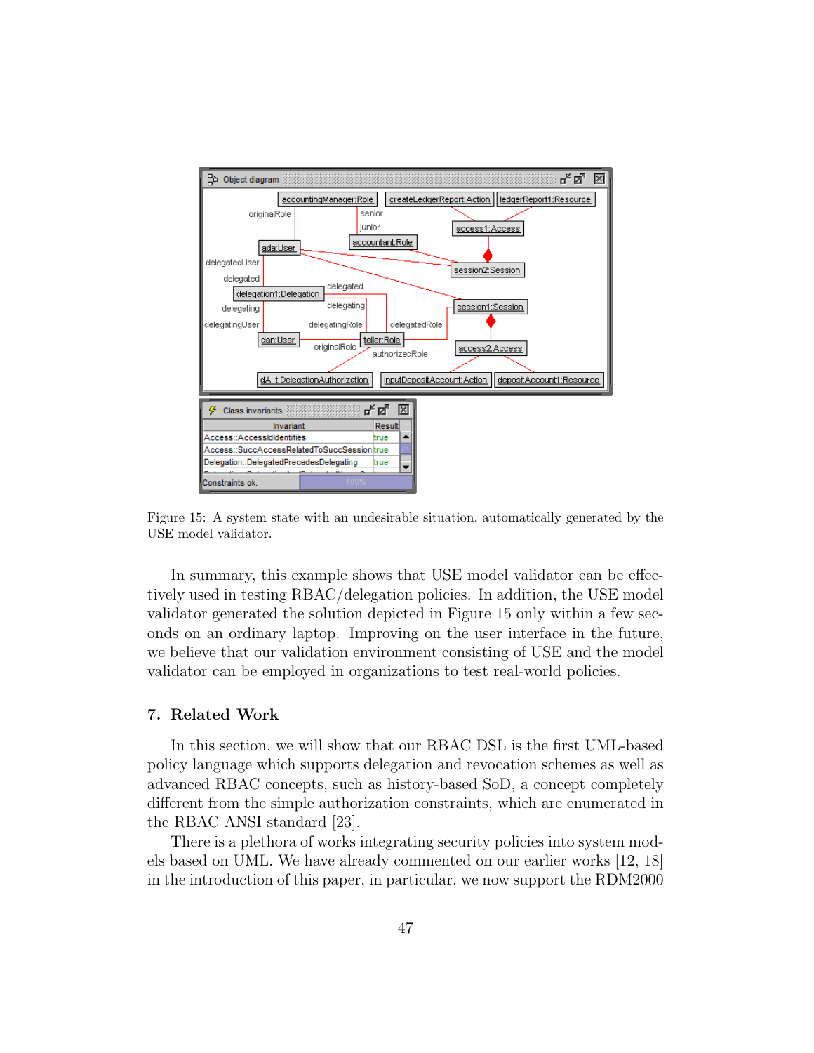Figure 15: A system state with an undesirable situation, automatically generated by the USE model validator.

In summary, this example shows that USE model validator can be effectively used in testing RBAC/delegation policies. In addition, the USE model validator generated the solution depicted in Figure 15 only within a few seconds on an ordinary laptop. Improving on the user interface in the future, we believe that our validation environment consisting of USE and the model validator can be employed in organizations to test real-world policies.

## 7. Related Work

In this section, we will show that our RBAC DSL is the first UML-based policy language which supports delegation and revocation schemes as well as advanced RBAC concepts, such as history-based SoD, a concept completely different from the simple authorization constraints, which are enumerated in the RBAC ANSI standard [23].

There is a plethora of works integrating security policies into system models based on UML. We have already commented on our earlier works [12, 18] in the introduction of this paper, in particular, we now support the RDM2000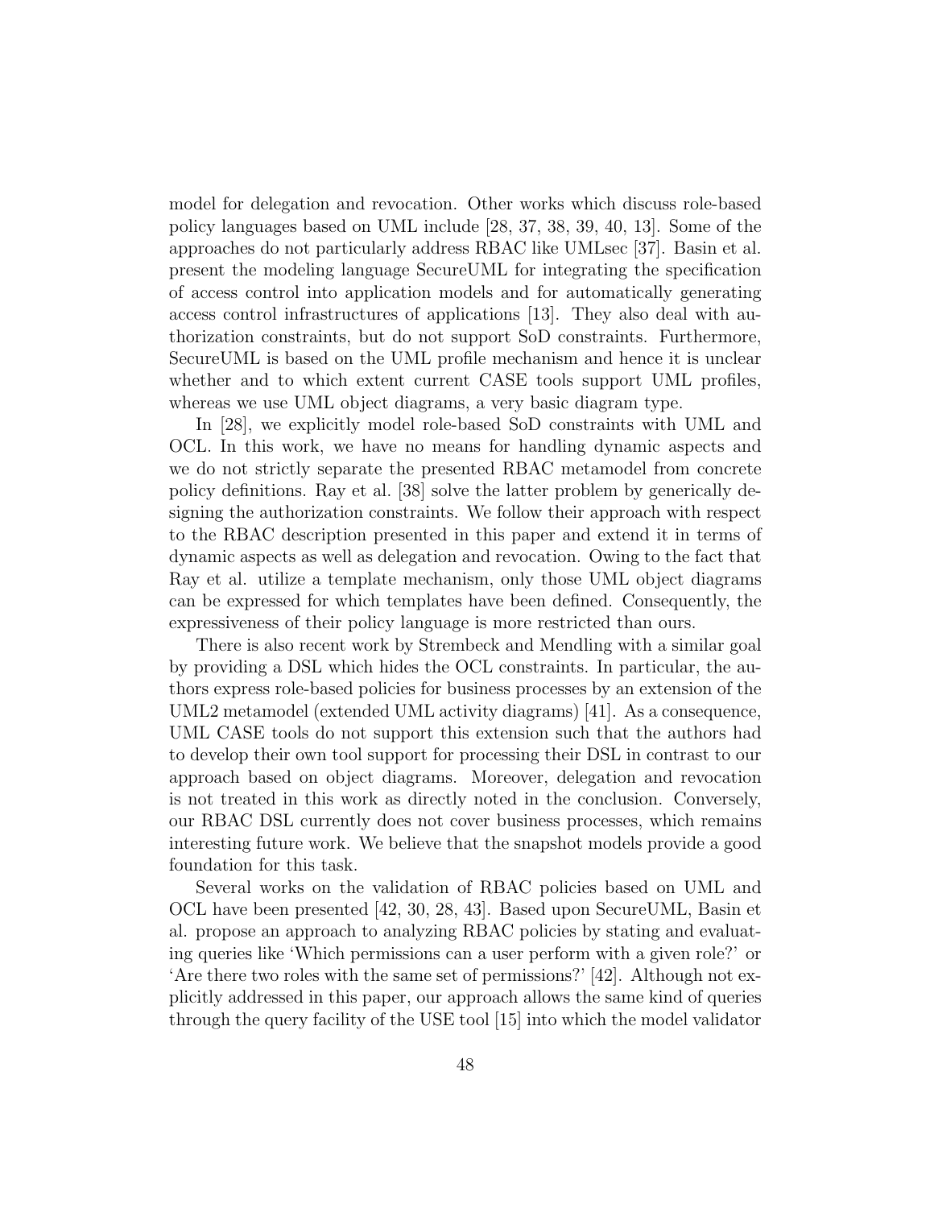model for delegation and revocation. Other works which discuss role-based policy languages based on UML include [28, 37, 38, 39, 40, 13]. Some of the approaches do not particularly address RBAC like UMLsec [37]. Basin et al. present the modeling language SecureUML for integrating the specification of access control into application models and for automatically generating access control infrastructures of applications [13]. They also deal with authorization constraints, but do not support SoD constraints. Furthermore, SecureUML is based on the UML profile mechanism and hence it is unclear whether and to which extent current CASE tools support UML profiles, whereas we use UML object diagrams, a very basic diagram type.

In [28], we explicitly model role-based SoD constraints with UML and OCL. In this work, we have no means for handling dynamic aspects and we do not strictly separate the presented RBAC metamodel from concrete policy definitions. Ray et al. [38] solve the latter problem by generically designing the authorization constraints. We follow their approach with respect to the RBAC description presented in this paper and extend it in terms of dynamic aspects as well as delegation and revocation. Owing to the fact that Ray et al. utilize a template mechanism, only those UML object diagrams can be expressed for which templates have been defined. Consequently, the expressiveness of their policy language is more restricted than ours.

There is also recent work by Strembeck and Mendling with a similar goal by providing a DSL which hides the OCL constraints. In particular, the authors express role-based policies for business processes by an extension of the UML2 metamodel (extended UML activity diagrams) [41]. As a consequence, UML CASE tools do not support this extension such that the authors had to develop their own tool support for processing their DSL in contrast to our approach based on object diagrams. Moreover, delegation and revocation is not treated in this work as directly noted in the conclusion. Conversely, our RBAC DSL currently does not cover business processes, which remains interesting future work. We believe that the snapshot models provide a good foundation for this task.

Several works on the validation of RBAC policies based on UML and OCL have been presented [42, 30, 28, 43]. Based upon SecureUML, Basin et al. propose an approach to analyzing RBAC policies by stating and evaluating queries like 'Which permissions can a user perform with a given role?' or 'Are there two roles with the same set of permissions?' [42]. Although not explicitly addressed in this paper, our approach allows the same kind of queries through the query facility of the USE tool [15] into which the model validator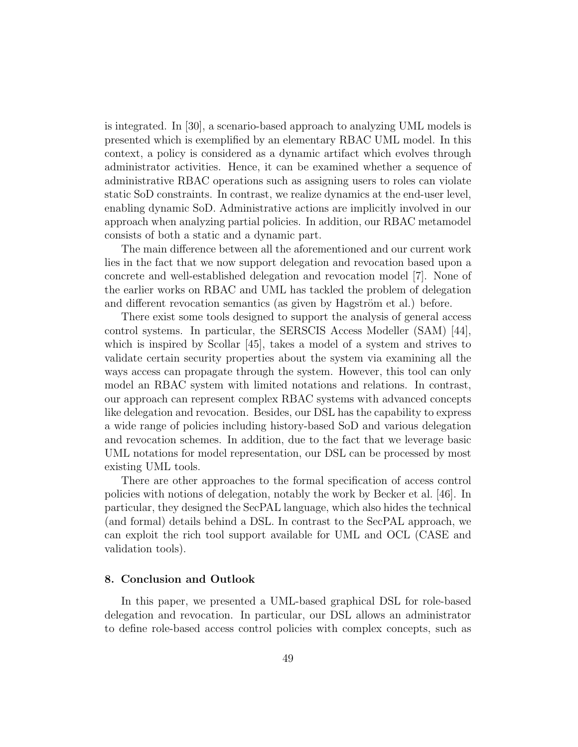is integrated. In [30], a scenario-based approach to analyzing UML models is presented which is exemplified by an elementary RBAC UML model. In this context, a policy is considered as a dynamic artifact which evolves through administrator activities. Hence, it can be examined whether a sequence of administrative RBAC operations such as assigning users to roles can violate static SoD constraints. In contrast, we realize dynamics at the end-user level, enabling dynamic SoD. Administrative actions are implicitly involved in our approach when analyzing partial policies. In addition, our RBAC metamodel consists of both a static and a dynamic part.

The main difference between all the aforementioned and our current work lies in the fact that we now support delegation and revocation based upon a concrete and well-established delegation and revocation model [7]. None of the earlier works on RBAC and UML has tackled the problem of delegation and different revocation semantics (as given by Hagström et al.) before.

There exist some tools designed to support the analysis of general access control systems. In particular, the SERSCIS Access Modeller (SAM) [44], which is inspired by Scollar [45], takes a model of a system and strives to validate certain security properties about the system via examining all the ways access can propagate through the system. However, this tool can only model an RBAC system with limited notations and relations. In contrast, our approach can represent complex RBAC systems with advanced concepts like delegation and revocation. Besides, our DSL has the capability to express a wide range of policies including history-based SoD and various delegation and revocation schemes. In addition, due to the fact that we leverage basic UML notations for model representation, our DSL can be processed by most existing UML tools.

There are other approaches to the formal specification of access control policies with notions of delegation, notably the work by Becker et al. [46]. In particular, they designed the SecPAL language, which also hides the technical (and formal) details behind a DSL. In contrast to the SecPAL approach, we can exploit the rich tool support available for UML and OCL (CASE and validation tools).

## 8. Conclusion and Outlook

In this paper, we presented a UML-based graphical DSL for role-based delegation and revocation. In particular, our DSL allows an administrator to define role-based access control policies with complex concepts, such as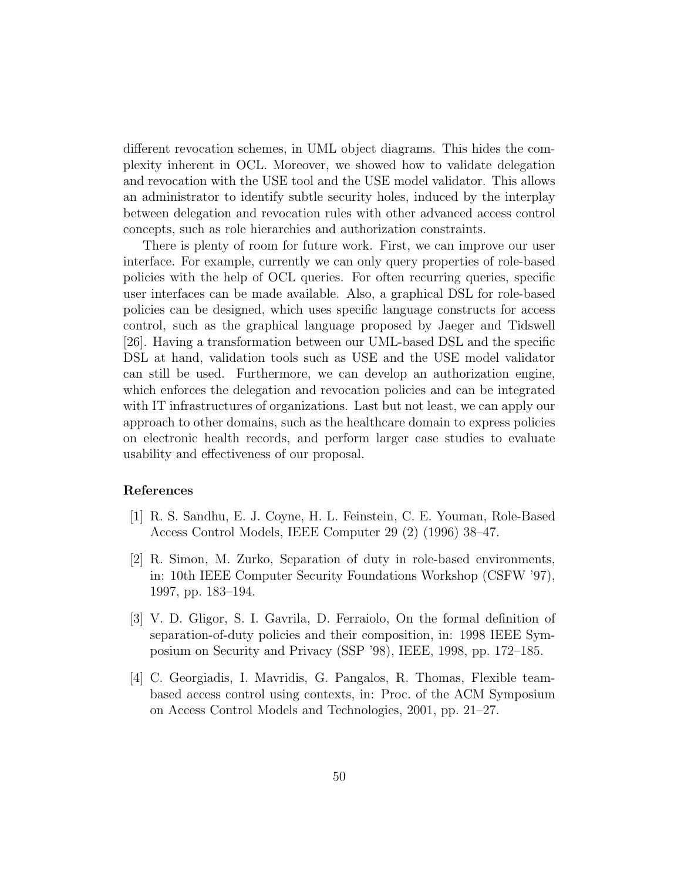different revocation schemes, in UML object diagrams. This hides the complexity inherent in OCL. Moreover, we showed how to validate delegation and revocation with the USE tool and the USE model validator. This allows an administrator to identify subtle security holes, induced by the interplay between delegation and revocation rules with other advanced access control concepts, such as role hierarchies and authorization constraints.

There is plenty of room for future work. First, we can improve our user interface. For example, currently we can only query properties of role-based policies with the help of OCL queries. For often recurring queries, specific user interfaces can be made available. Also, a graphical DSL for role-based policies can be designed, which uses specific language constructs for access control, such as the graphical language proposed by Jaeger and Tidswell [26]. Having a transformation between our UML-based DSL and the specific DSL at hand, validation tools such as USE and the USE model validator can still be used. Furthermore, we can develop an authorization engine, which enforces the delegation and revocation policies and can be integrated with IT infrastructures of organizations. Last but not least, we can apply our approach to other domains, such as the healthcare domain to express policies on electronic health records, and perform larger case studies to evaluate usability and effectiveness of our proposal.

### References

[1] R. S. Sandhu, E. J. Coyne, H. L. Feinstein, C. E. Youman, Role-Based Access Control Models, IEEE Computer 29 (2) (1996) 38–47.

[2] R. Simon, M. Zurko, Separation of duty in role-based environments, in: 10th IEEE Computer Security Foundations Workshop (CSFW '97), 1997, pp. 183–194.

[3] V. D. Gligor, S. I. Gavrila, D. Ferraiolo, On the formal definition of separation-of-duty policies and their composition, in: 1998 IEEE Symposium on Security and Privacy (SSP '98), IEEE, 1998, pp. 172–185.

[4] C. Georgiadis, I. Mavridis, G. Pangalos, R. Thomas, Flexible team-based access control using contexts, in: Proc. of the ACM Symposium on Access Control Models and Technologies, 2001, pp. 21–27.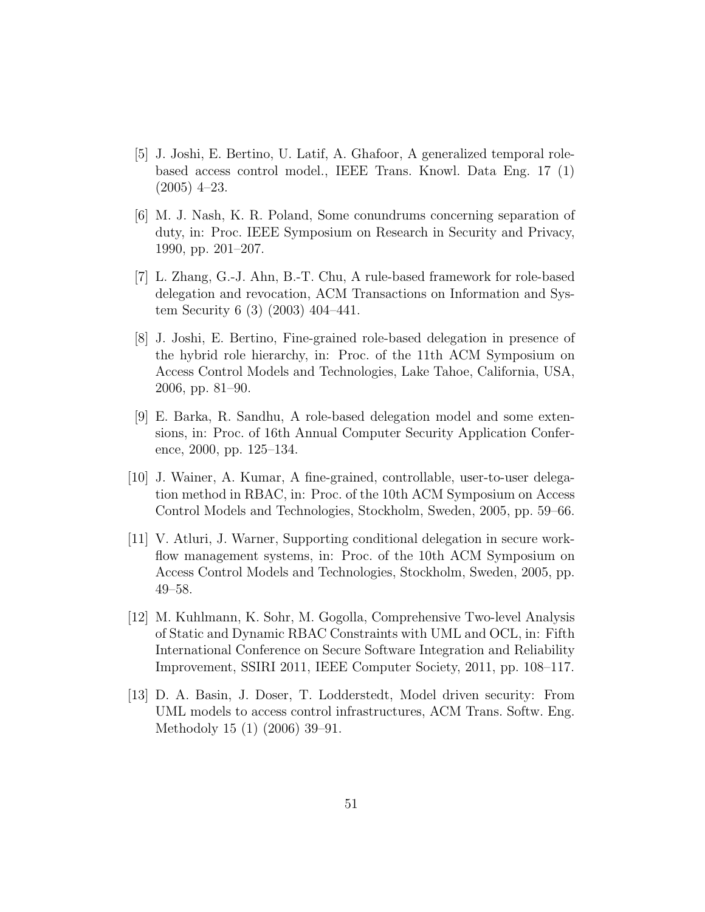[5] J. Joshi, E. Bertino, U. Latif, A. Ghafoor, A generalized temporal role-based access control model., IEEE Trans. Knowl. Data Eng. 17 (1) (2005) 4–23.

[6] M. J. Nash, K. R. Poland, Some conundrums concerning separation of duty, in: Proc. IEEE Symposium on Research in Security and Privacy, 1990, pp. 201–207.

[7] L. Zhang, G.-J. Ahn, B.-T. Chu, A rule-based framework for role-based delegation and revocation, ACM Transactions on Information and System Security 6 (3) (2003) 404–441.

[8] J. Joshi, E. Bertino, Fine-grained role-based delegation in presence of the hybrid role hierarchy, in: Proc. of the 11th ACM Symposium on Access Control Models and Technologies, Lake Tahoe, California, USA, 2006, pp. 81–90.

[9] E. Barka, R. Sandhu, A role-based delegation model and some extensions, in: Proc. of 16th Annual Computer Security Application Conference, 2000, pp. 125–134.

[10] J. Wainer, A. Kumar, A fine-grained, controllable, user-to-user delegation method in RBAC, in: Proc. of the 10th ACM Symposium on Access Control Models and Technologies, Stockholm, Sweden, 2005, pp. 59–66.

[11] V. Atluri, J. Warner, Supporting conditional delegation in secure workflow management systems, in: Proc. of the 10th ACM Symposium on Access Control Models and Technologies, Stockholm, Sweden, 2005, pp. 49–58.

[12] M. Kuhlmann, K. Sohr, M. Gogolla, Comprehensive Two-level Analysis of Static and Dynamic RBAC Constraints with UML and OCL, in: Fifth International Conference on Secure Software Integration and Reliability Improvement, SSIRI 2011, IEEE Computer Society, 2011, pp. 108–117.

[13] D. A. Basin, J. Doser, T. Lodderstedt, Model driven security: From UML models to access control infrastructures, ACM Trans. Softw. Eng. Methodoly 15 (1) (2006) 39–91.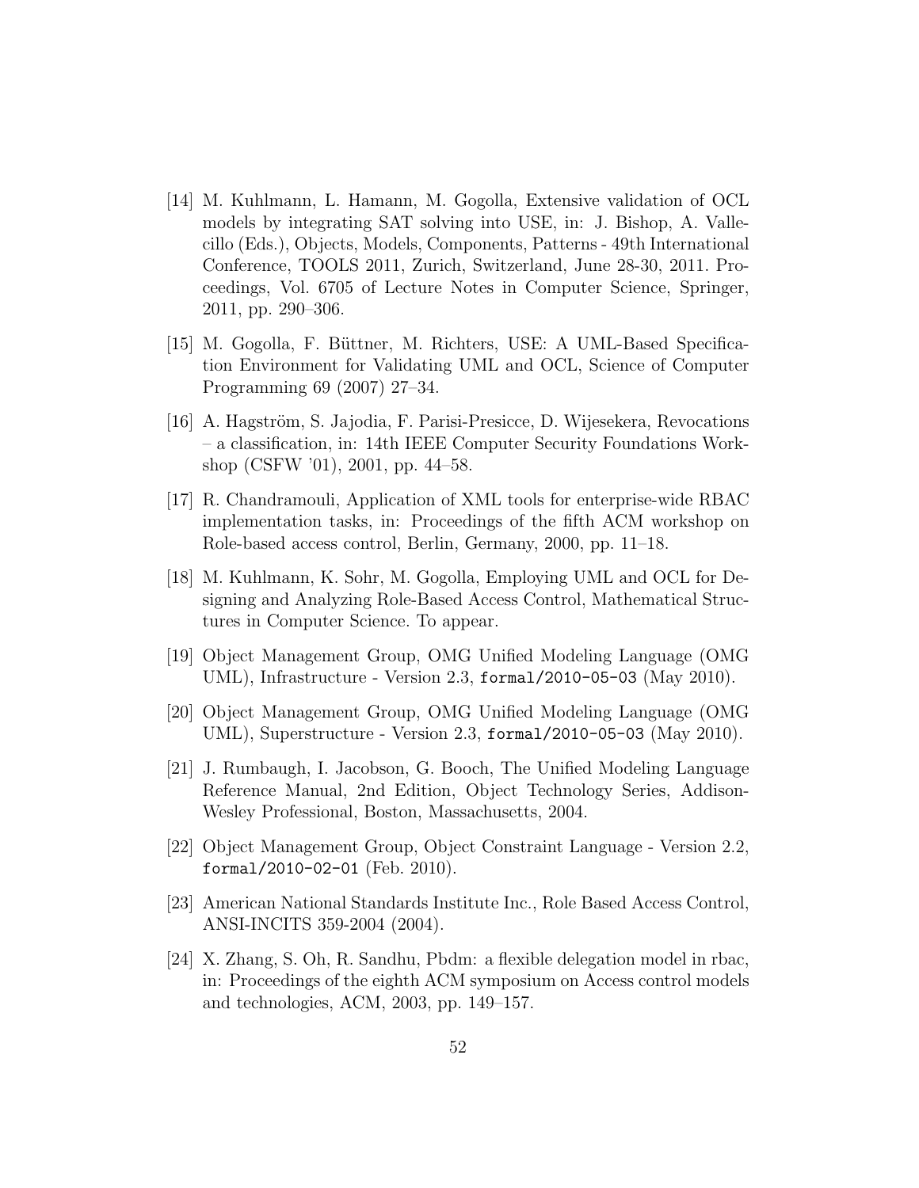[14] M. Kuhlmann, L. Hamann, M. Gogolla, Extensive validation of OCL models by integrating SAT solving into USE, in: J. Bishop, A. Vallecillo (Eds.), Objects, Models, Components, Patterns - 49th International Conference, TOOLS 2011, Zurich, Switzerland, June 28-30, 2011. Proceedings, Vol. 6705 of Lecture Notes in Computer Science, Springer, 2011, pp. 290–306.

[15] M. Gogolla, F. Büttner, M. Richters, USE: A UML-Based Specification Environment for Validating UML and OCL, Science of Computer Programming 69 (2007) 27–34.

[16] A. Hagström, S. Jajodia, F. Parisi-Presicce, D. Wijesekera, Revocations – a classification, in: 14th IEEE Computer Security Foundations Workshop (CSFW '01), 2001, pp. 44–58.

[17] R. Chandramouli, Application of XML tools for enterprise-wide RBAC implementation tasks, in: Proceedings of the fifth ACM workshop on Role-based access control, Berlin, Germany, 2000, pp. 11–18.

[18] M. Kuhlmann, K. Sohr, M. Gogolla, Employing UML and OCL for Designing and Analyzing Role-Based Access Control, Mathematical Structures in Computer Science. To appear.

[19] Object Management Group, OMG Unified Modeling Language (OMG UML), Infrastructure - Version 2.3, `formal/2010-05-03` (May 2010).

[20] Object Management Group, OMG Unified Modeling Language (OMG UML), Superstructure - Version 2.3, `formal/2010-05-03` (May 2010).

[21] J. Rumbaugh, I. Jacobson, G. Booch, The Unified Modeling Language Reference Manual, 2nd Edition, Object Technology Series, Addison-Wesley Professional, Boston, Massachusetts, 2004.

[22] Object Management Group, Object Constraint Language - Version 2.2, `formal/2010-02-01` (Feb. 2010).

[23] American National Standards Institute Inc., Role Based Access Control, ANSI-INCITS 359-2004 (2004).

[24] X. Zhang, S. Oh, R. Sandhu, Pbdm: a flexible delegation model in rbac, in: Proceedings of the eighth ACM symposium on Access control models and technologies, ACM, 2003, pp. 149–157.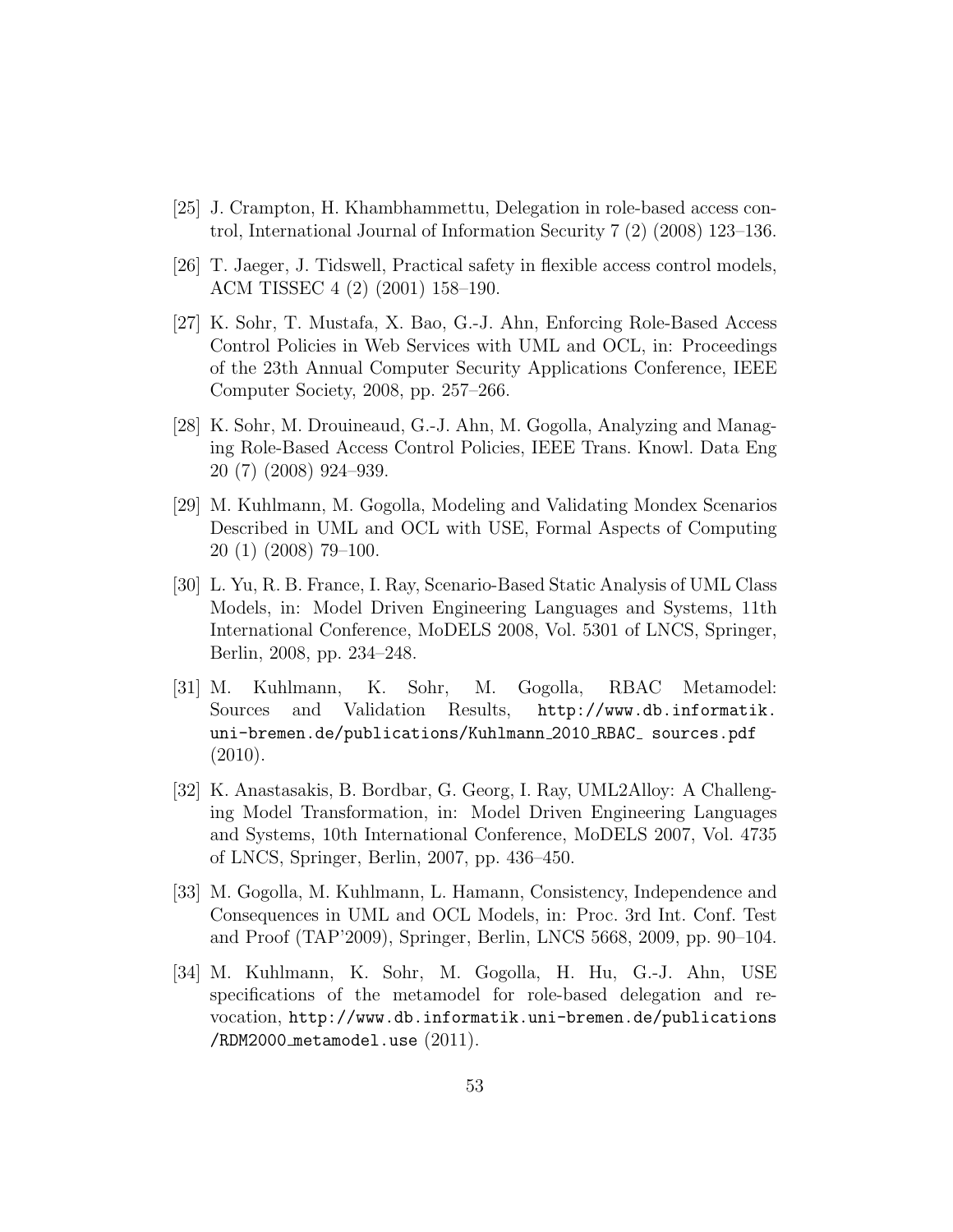[25] J. Crampton, H. Khambhammettu, Delegation in role-based access control, International Journal of Information Security 7 (2) (2008) 123–136.

[26] T. Jaeger, J. Tidswell, Practical safety in flexible access control models, ACM TISSEC 4 (2) (2001) 158–190.

[27] K. Sohr, T. Mustafa, X. Bao, G.-J. Ahn, Enforcing Role-Based Access Control Policies in Web Services with UML and OCL, in: Proceedings of the 23th Annual Computer Security Applications Conference, IEEE Computer Society, 2008, pp. 257–266.

[28] K. Sohr, M. Drouineaud, G.-J. Ahn, M. Gogolla, Analyzing and Managing Role-Based Access Control Policies, IEEE Trans. Knowl. Data Eng 20 (7) (2008) 924–939.

[29] M. Kuhlmann, M. Gogolla, Modeling and Validating Mondex Scenarios Described in UML and OCL with USE, Formal Aspects of Computing 20 (1) (2008) 79–100.

[30] L. Yu, R. B. France, I. Ray, Scenario-Based Static Analysis of UML Class Models, in: Model Driven Engineering Languages and Systems, 11th International Conference, MoDELS 2008, Vol. 5301 of LNCS, Springer, Berlin, 2008, pp. 234–248.

[31] M. Kuhlmann, K. Sohr, M. Gogolla, RBAC Metamodel: Sources and Validation Results, http://www.db.informatik.uni-bremen.de/publications/Kuhlmann_2010_RBAC_ sources.pdf (2010).

[32] K. Anastasakis, B. Bordbar, G. Georg, I. Ray, UML2Alloy: A Challenging Model Transformation, in: Model Driven Engineering Languages and Systems, 10th International Conference, MoDELS 2007, Vol. 4735 of LNCS, Springer, Berlin, 2007, pp. 436–450.

[33] M. Gogolla, M. Kuhlmann, L. Hamann, Consistency, Independence and Consequences in UML and OCL Models, in: Proc. 3rd Int. Conf. Test and Proof (TAP'2009), Springer, Berlin, LNCS 5668, 2009, pp. 90–104.

[34] M. Kuhlmann, K. Sohr, M. Gogolla, H. Hu, G.-J. Ahn, USE specifications of the metamodel for role-based delegation and revocation, http://www.db.informatik.uni-bremen.de/publications/RDM2000_metamodel.use (2011).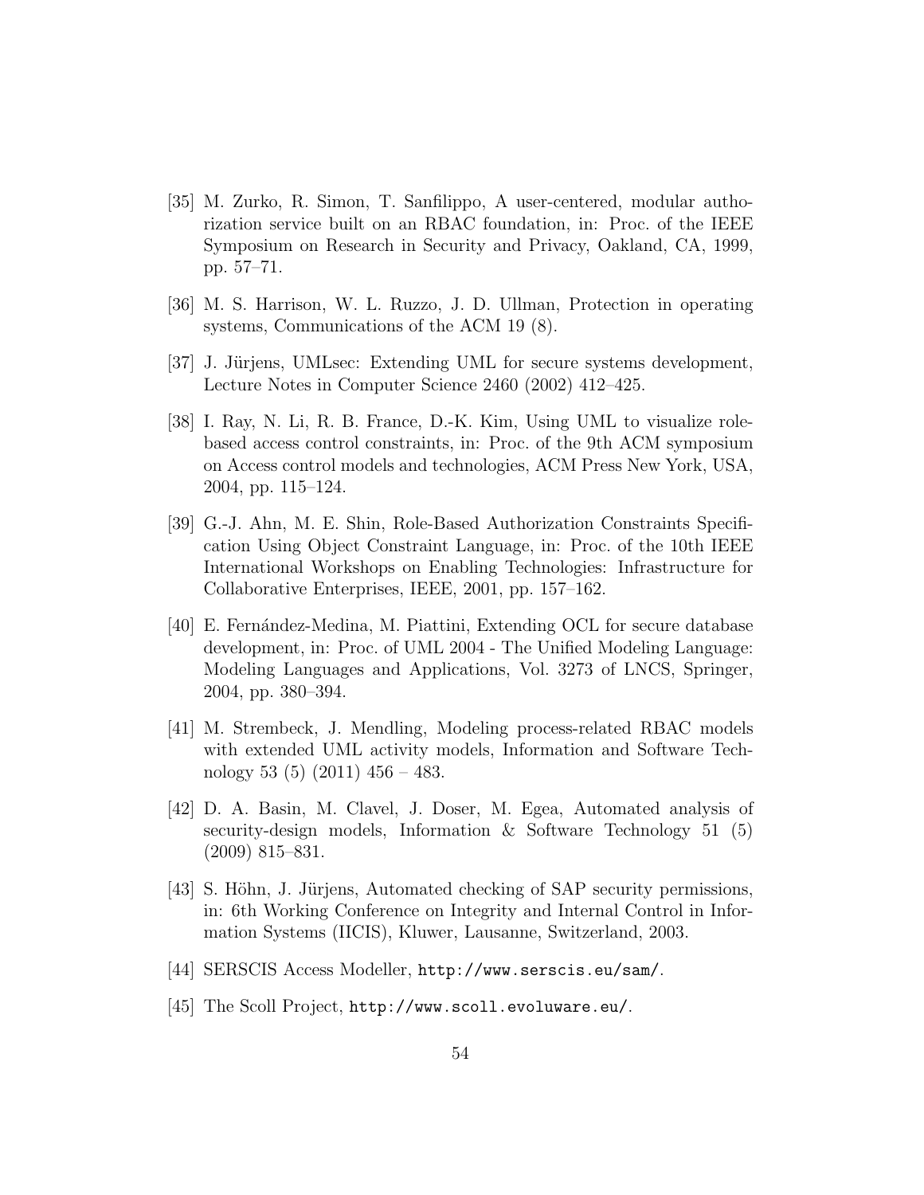[35] M. Zurko, R. Simon, T. Sanfilippo, A user-centered, modular authorization service built on an RBAC foundation, in: Proc. of the IEEE Symposium on Research in Security and Privacy, Oakland, CA, 1999, pp. 57–71.

[36] M. S. Harrison, W. L. Ruzzo, J. D. Ullman, Protection in operating systems, Communications of the ACM 19 (8).

[37] J. Jürjens, UMLsec: Extending UML for secure systems development, Lecture Notes in Computer Science 2460 (2002) 412–425.

[38] I. Ray, N. Li, R. B. France, D.-K. Kim, Using UML to visualize role-based access control constraints, in: Proc. of the 9th ACM symposium on Access control models and technologies, ACM Press New York, USA, 2004, pp. 115–124.

[39] G.-J. Ahn, M. E. Shin, Role-Based Authorization Constraints Specification Using Object Constraint Language, in: Proc. of the 10th IEEE International Workshops on Enabling Technologies: Infrastructure for Collaborative Enterprises, IEEE, 2001, pp. 157–162.

[40] E. Fernández-Medina, M. Piattini, Extending OCL for secure database development, in: Proc. of UML 2004 - The Unified Modeling Language: Modeling Languages and Applications, Vol. 3273 of LNCS, Springer, 2004, pp. 380–394.

[41] M. Strembeck, J. Mendling, Modeling process-related RBAC models with extended UML activity models, Information and Software Technology 53 (5) (2011) 456 – 483.

[42] D. A. Basin, M. Clavel, J. Doser, M. Egea, Automated analysis of security-design models, Information & Software Technology 51 (5) (2009) 815–831.

[43] S. Höhn, J. Jürjens, Automated checking of SAP security permissions, in: 6th Working Conference on Integrity and Internal Control in Information Systems (IICIS), Kluwer, Lausanne, Switzerland, 2003.

[44] SERSCIS Access Modeller, `http://www.serscis.eu/sam/`.

[45] The Scoll Project, `http://www.scoll.evoluware.eu/`.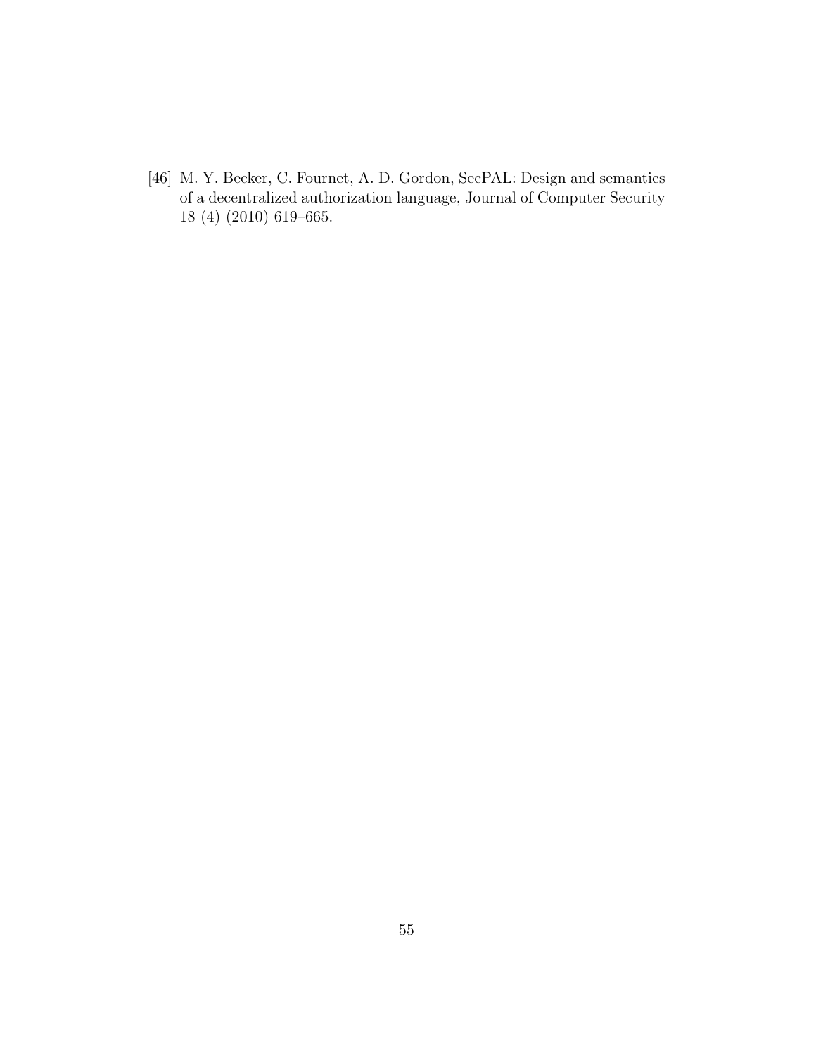[46] M. Y. Becker, C. Fournet, A. D. Gordon, SecPAL: Design and semantics of a decentralized authorization language, Journal of Computer Security 18 (4) (2010) 619–665.